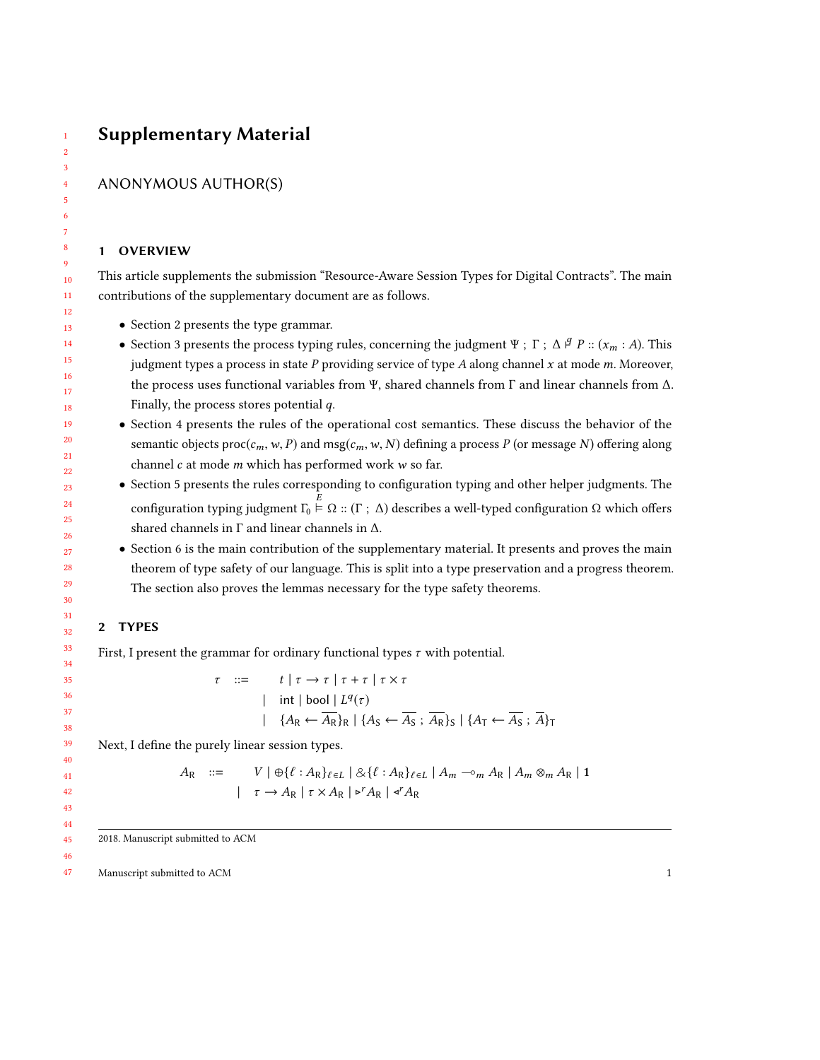# Supplementary Material

ANONYMOUS AUTHOR(S)

## 1 OVERVIEW

This article supplements the submission "Resource-Aware Session Types for Digital Contracts". The main contributions of the supplementary document are as follows.

- Section 2 presents the type grammar.
- Section 3 presents the process typing rules, concerning the judgment $\Psi \; ; \; \Gamma \; ; \; \Delta \overset{q}{\vdash} P :: (x_m : A)$. This judgment types a process in state $P$ providing service of type $A$ along channel $x$ at mode $m$. Moreover, the process uses functional variables from $\Psi$, shared channels from $\Gamma$ and linear channels from $\Delta$. Finally, the process stores potential $q$.
- Section 4 presents the rules of the operational cost semantics. These discuss the behavior of the semantic objects $\text{proc}(c_m, w, P)$ and $\text{msg}(c_m, w, N)$ defining a process $P$ (or message $N$) offering along channel $c$ at mode $m$ which has performed work $w$ so far.
- Section 5 presents the rules corresponding to configuration typing and other helper judgments. The configuration typing judgment $\Gamma_0 \overset{E}{\vDash} \Omega :: (\Gamma \; ; \; \Delta)$ describes a well-typed configuration $\Omega$ which offers shared channels in $\Gamma$ and linear channels in $\Delta$.
- Section 6 is the main contribution of the supplementary material. It presents and proves the main theorem of type safety of our language. This is split into a type preservation and a progress theorem. The section also proves the lemmas necessary for the type safety theorems.

## 2 TYPES

First, I present the grammar for ordinary functional types $\tau$ with potential.

$$
\begin{array}{rcl}
\tau & ::= & t \mid \tau \to \tau \mid \tau + \tau \mid \tau \times \tau \\
& \mid & \text{int} \mid \text{bool} \mid L^q(\tau) \\
& \mid & \{A_\mathsf{R} \leftarrow \overline{A_\mathsf{R}}\}_\mathsf{R} \mid \{A_\mathsf{S} \leftarrow \overline{A_\mathsf{S}} \; ; \; \overline{A_\mathsf{R}}\}_\mathsf{S} \mid \{A_\mathsf{T} \leftarrow \overline{A_\mathsf{S}} \; ; \; \overline{A}\}_\mathsf{T}
\end{array}
$$

Next, I define the purely linear session types.

$$
\begin{array}{rcl}
A_\mathsf{R} & ::= & V \mid \oplus\{\ell : A_\mathsf{R}\}_{\ell \in L} \mid \&\{\ell : A_\mathsf{R}\}_{\ell \in L} \mid A_m \multimap_m A_\mathsf{R} \mid A_m \otimes_m A_\mathsf{R} \mid \mathbf{1} \\
& \mid & \tau \to A_\mathsf{R} \mid \tau \times A_\mathsf{R} \mid \triangleright^r A_\mathsf{R} \mid \triangleleft^r A_\mathsf{R}
\end{array}
$$

2018. Manuscript submitted to ACM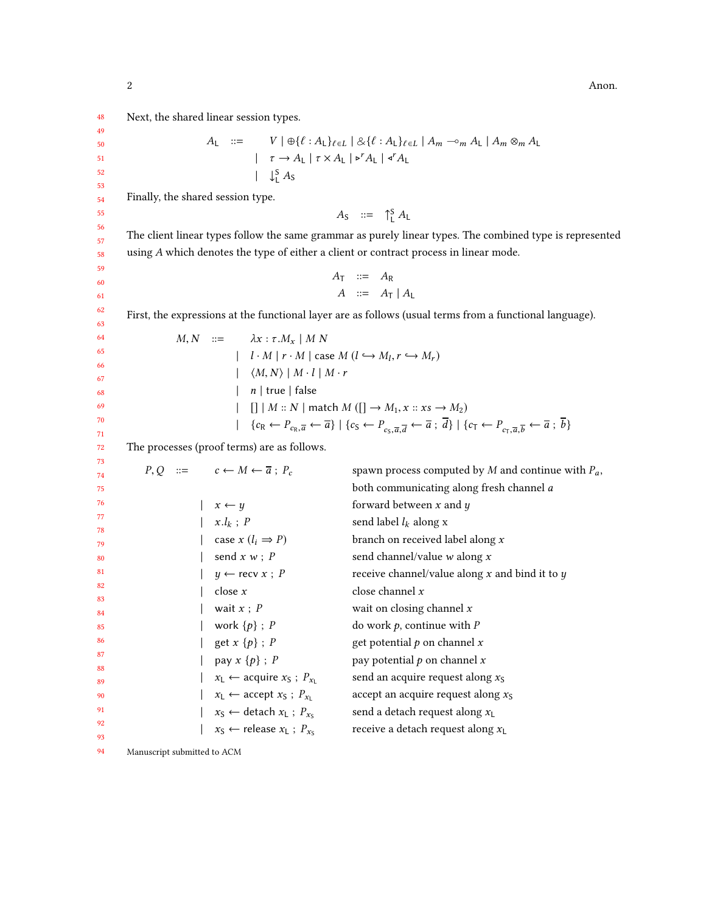Next, the shared linear session types.

$$
\begin{array}{rcl}
A_{\mathsf{L}} & ::= & V \mid \oplus\{\ell : A_{\mathsf{L}}\}_{\ell \in L} \mid \&\{\ell : A_{\mathsf{L}}\}_{\ell \in L} \mid A_m \multimap_m A_{\mathsf{L}} \mid A_m \otimes_m A_{\mathsf{L}} \\
& \mid & \tau \rightarrow A_{\mathsf{L}} \mid \tau \times A_{\mathsf{L}} \mid \triangleright^r A_{\mathsf{L}} \mid \triangleleft^r A_{\mathsf{L}} \\
& \mid & \downarrow_{\mathsf{L}}^{\mathsf{S}} A_{\mathsf{S}}
\end{array}
$$

Finally, the shared session type.

$$
A_{\mathsf{S}} \quad ::= \quad \uparrow_{\mathsf{L}}^{\mathsf{S}} A_{\mathsf{L}}
$$

The client linear types follow the same grammar as purely linear types. The combined type is represented using $A$ which denotes the type of either a client or contract process in linear mode.

$$
\begin{array}{rcl}
A_{\mathsf{T}} & ::= & A_{\mathsf{R}} \\
A & ::= & A_{\mathsf{T}} \mid A_{\mathsf{L}}
\end{array}
$$

First, the expressions at the functional layer are as follows (usual terms from a functional language).

$$
\begin{array}{rcl}
M, N & ::= & \lambda x : \tau . M_x \mid M\ N \\
& \mid & l \cdot M \mid r \cdot M \mid \mathsf{case}\ M\ (l \hookrightarrow M_l, r \hookrightarrow M_r) \\
& \mid & \langle M, N \rangle \mid M \cdot l \mid M \cdot r \\
& \mid & n \mid \mathsf{true} \mid \mathsf{false} \\
& \mid & [\,] \mid M :: N \mid \mathsf{match}\ M\ ([\,] \rightarrow M_1, x :: xs \rightarrow M_2) \\
& \mid & \{c_{\mathsf{R}} \leftarrow P_{c_{\mathsf{R}}, \overline{a}} \leftarrow \overline{a}\} \mid \{c_{\mathsf{S}} \leftarrow P_{c_{\mathsf{S}}, \overline{a}, \overline{d}} \leftarrow \overline{a}\ ;\ \overline{d}\} \mid \{c_{\mathsf{T}} \leftarrow P_{c_{\mathsf{T}}, \overline{a}, \overline{b}} \leftarrow \overline{a}\ ;\ \overline{b}\}
\end{array}
$$

The processes (proof terms) are as follows.

| | | | |
|---|---|---|---|
| $P, Q$ | $::=$ | $c \leftarrow M \leftarrow \overline{a}\ ;\ P_c$ | spawn process computed by $M$ and continue with $P_a$, both communicating along fresh channel $a$ |
| | $\mid$ | $x \leftarrow y$ | forward between $x$ and $y$ |
| | $\mid$ | $x.l_k\ ;\ P$ | send label $l_k$ along x |
| | $\mid$ | $\mathsf{case}\ x\ (l_i \Rightarrow P)$ | branch on received label along $x$ |
| | $\mid$ | $\mathsf{send}\ x\ w\ ;\ P$ | send channel/value $w$ along $x$ |
| | $\mid$ | $y \leftarrow \mathsf{recv}\ x\ ;\ P$ | receive channel/value along $x$ and bind it to $y$ |
| | $\mid$ | $\mathsf{close}\ x$ | close channel $x$ |
| | $\mid$ | $\mathsf{wait}\ x\ ;\ P$ | wait on closing channel $x$ |
| | $\mid$ | $\mathsf{work}\ \{p\}\ ;\ P$ | do work $p$, continue with $P$ |
| | $\mid$ | $\mathsf{get}\ x\ \{p\}\ ;\ P$ | get potential $p$ on channel $x$ |
| | $\mid$ | $\mathsf{pay}\ x\ \{p\}\ ;\ P$ | pay potential $p$ on channel $x$ |
| | $\mid$ | $x_{\mathsf{L}} \leftarrow \mathsf{acquire}\ x_{\mathsf{S}}\ ;\ P_{x_{\mathsf{L}}}$ | send an acquire request along $x_{\mathsf{S}}$ |
| | $\mid$ | $x_{\mathsf{L}} \leftarrow \mathsf{accept}\ x_{\mathsf{S}}\ ;\ P_{x_{\mathsf{L}}}$ | accept an acquire request along $x_{\mathsf{S}}$ |
| | $\mid$ | $x_{\mathsf{S}} \leftarrow \mathsf{detach}\ x_{\mathsf{L}}\ ;\ P_{x_{\mathsf{S}}}$ | send a detach request along $x_{\mathsf{L}}$ |
| | $\mid$ | $x_{\mathsf{S}} \leftarrow \mathsf{release}\ x_{\mathsf{L}}\ ;\ P_{x_{\mathsf{S}}}$ | receive a detach request along $x_{\mathsf{L}}$ |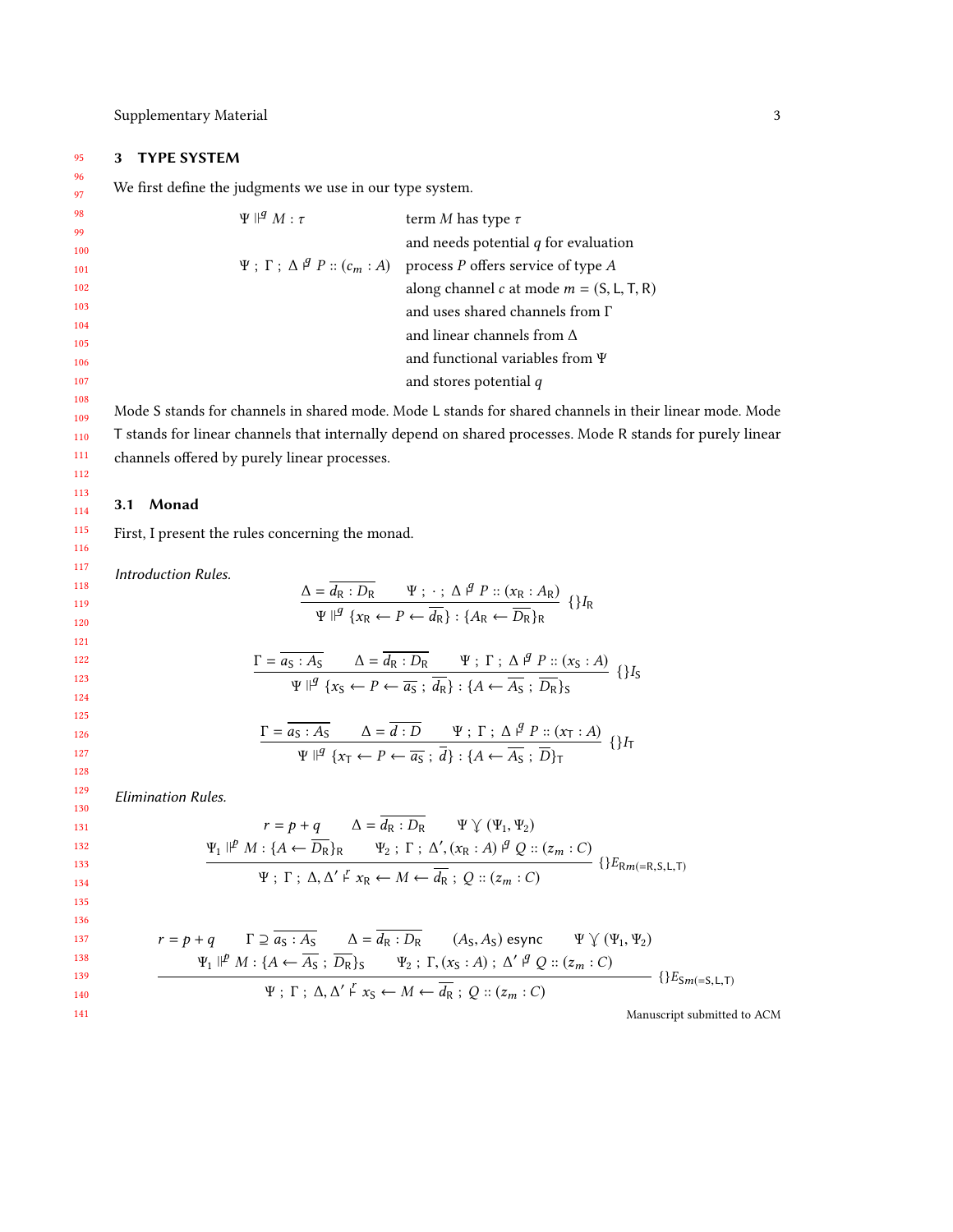## 3 TYPE SYSTEM

We first define the judgments we use in our type system.

| | |
|---|---|
| $\Psi \Vdash^{q} M : \tau$ | term $M$ has type $\tau$ |
| | and needs potential $q$ for evaluation |
| $\Psi \,;\, \Gamma \,;\, \Delta \vDash^{q} P :: (c_m : A)$ | process $P$ offers service of type $A$ |
| | along channel $c$ at mode $m = (\mathsf{S}, \mathsf{L}, \mathsf{T}, \mathsf{R})$ |
| | and uses shared channels from $\Gamma$ |
| | and linear channels from $\Delta$ |
| | and functional variables from $\Psi$ |
| | and stores potential $q$ |

Mode S stands for channels in shared mode. Mode L stands for shared channels in their linear mode. Mode T stands for linear channels that internally depend on shared processes. Mode R stands for purely linear channels offered by purely linear processes.

### 3.1 Monad

First, I present the rules concerning the monad.

*Introduction Rules.*

$$\frac{\Delta = \overline{d_{\mathsf{R}} : D_{\mathsf{R}}} \qquad \Psi \,;\, \cdot \,;\, \Delta \vDash^{q} P :: (x_{\mathsf{R}} : A_{\mathsf{R}})}{\Psi \Vdash^{q} \{x_{\mathsf{R}} \leftarrow P \leftarrow \overline{d_{\mathsf{R}}}\} : \{A_{\mathsf{R}} \leftarrow \overline{D_{\mathsf{R}}}\}_{\mathsf{R}}} \; \{\}I_{\mathsf{R}}$$

$$\frac{\Gamma = \overline{a_{\mathsf{S}} : A_{\mathsf{S}}} \qquad \Delta = \overline{d_{\mathsf{R}} : D_{\mathsf{R}}} \qquad \Psi \,;\, \Gamma \,;\, \Delta \vDash^{q} P :: (x_{\mathsf{S}} : A)}{\Psi \Vdash^{q} \{x_{\mathsf{S}} \leftarrow P \leftarrow \overline{a_{\mathsf{S}}} \,;\, \overline{d_{\mathsf{R}}}\} : \{A \leftarrow \overline{A_{\mathsf{S}}} \,;\, \overline{D_{\mathsf{R}}}\}_{\mathsf{S}}} \; \{\}I_{\mathsf{S}}$$

$$\frac{\Gamma = \overline{a_{\mathsf{S}} : A_{\mathsf{S}}} \qquad \Delta = \overline{d : D} \qquad \Psi \,;\, \Gamma \,;\, \Delta \vDash^{q} P :: (x_{\mathsf{T}} : A)}{\Psi \Vdash^{q} \{x_{\mathsf{T}} \leftarrow P \leftarrow \overline{a_{\mathsf{S}}} \,;\, \overline{d}\} : \{A \leftarrow \overline{A_{\mathsf{S}}} \,;\, \overline{D}\}_{\mathsf{T}}} \; \{\}I_{\mathsf{T}}$$

*Elimination Rules.*

$$\frac{\begin{array}{c} r = p + q \qquad \Delta = \overline{d_{\mathsf{R}} : D_{\mathsf{R}}} \qquad \Psi \curlyvee (\Psi_1, \Psi_2) \\ \Psi_1 \Vdash^{p} M : \{A \leftarrow \overline{D_{\mathsf{R}}}\}_{\mathsf{R}} \qquad \Psi_2 \,;\, \Gamma \,;\, \Delta', (x_{\mathsf{R}} : A) \vDash^{q} Q :: (z_m : C) \end{array}}{\Psi \,;\, \Gamma \,;\, \Delta, \Delta' \vDash^{r} x_{\mathsf{R}} \leftarrow M \leftarrow \overline{d_{\mathsf{R}}} \,;\, Q :: (z_m : C)} \; \{\}E_{\mathsf{R}m(=\mathsf{R},\mathsf{S},\mathsf{L},\mathsf{T})}$$

$$\frac{\begin{array}{c} r = p + q \qquad \Gamma \supseteq \overline{a_{\mathsf{S}} : A_{\mathsf{S}}} \qquad \Delta = \overline{d_{\mathsf{R}} : D_{\mathsf{R}}} \qquad (A_{\mathsf{S}}, A_{\mathsf{S}})\ \text{esync} \qquad \Psi \curlyvee (\Psi_1, \Psi_2) \\ \Psi_1 \Vdash^{p} M : \{A \leftarrow \overline{A_{\mathsf{S}}} \,;\, \overline{D_{\mathsf{R}}}\}_{\mathsf{S}} \qquad \Psi_2 \,;\, \Gamma, (x_{\mathsf{S}} : A) \,;\, \Delta' \vDash^{q} Q :: (z_m : C) \end{array}}{\Psi \,;\, \Gamma \,;\, \Delta, \Delta' \vDash^{r} x_{\mathsf{S}} \leftarrow M \leftarrow \overline{d_{\mathsf{R}}} \,;\, Q :: (z_m : C)} \; \{\}E_{\mathsf{S}m(=\mathsf{S},\mathsf{L},\mathsf{T})}$$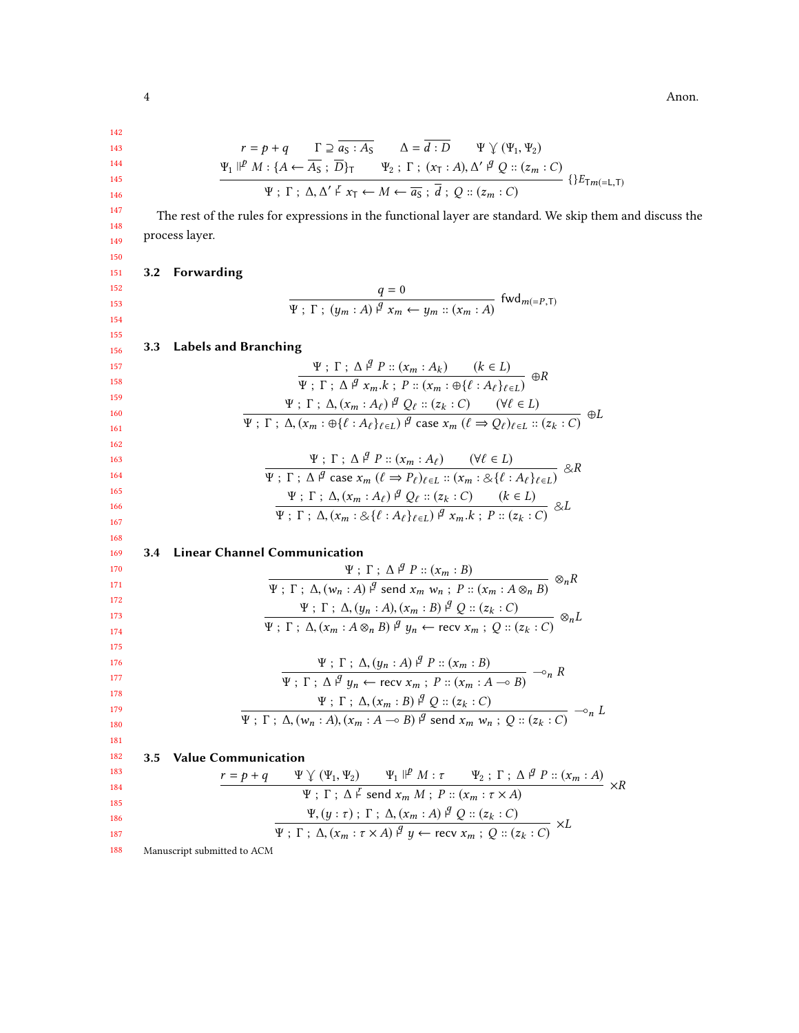$$\frac{r = p + q \qquad \Gamma \supseteq \overline{a_{\mathsf{S}} : A_{\mathsf{S}}} \qquad \Delta = \overline{d : D} \qquad \Psi \curlyvee (\Psi_1, \Psi_2) \qquad \Psi_1 \Vdash^{p} M : \{A \leftarrow \overline{A_{\mathsf{S}}} \;;\; \overline{D}\}_{\mathsf{T}} \qquad \Psi_2 \;;\; \Gamma \;;\; (x_{\mathsf{T}} : A), \Delta' \vDash^{q} Q :: (z_m : C)}{\Psi \;;\; \Gamma \;;\; \Delta, \Delta' \vDash^{r} x_{\mathsf{T}} \leftarrow M \leftarrow \overline{a_{\mathsf{S}}} \;;\; \overline{d} \;;\; Q :: (z_m : C)} \; \{\}E_{\mathsf{T}m(=\mathsf{L},\mathsf{T})}$$

The rest of the rules for expressions in the functional layer are standard. We skip them and discuss the process layer.

### 3.2 Forwarding

$$\frac{q = 0}{\Psi \;;\; \Gamma \;;\; (y_m : A) \vDash^{q} x_m \leftarrow y_m :: (x_m : A)} \; \mathrm{fwd}_{m(=\mathsf{P},\mathsf{T})}$$

### 3.3 Labels and Branching

$$\frac{\Psi \;;\; \Gamma \;;\; \Delta \vDash^{q} P :: (x_m : A_k) \qquad (k \in L)}{\Psi \;;\; \Gamma \;;\; \Delta \vDash^{q} x_m.k \;;\; P :: (x_m : \oplus\{\ell : A_\ell\}_{\ell \in L})} \; \oplus R$$

$$\frac{\Psi \;;\; \Gamma \;;\; \Delta, (x_m : A_\ell) \vDash^{q} Q_\ell :: (z_k : C) \qquad (\forall \ell \in L)}{\Psi \;;\; \Gamma \;;\; \Delta, (x_m : \oplus\{\ell : A_\ell\}_{\ell \in L}) \vDash^{q} \mathsf{case}\; x_m\; (\ell \Rightarrow Q_\ell)_{\ell \in L} :: (z_k : C)} \; \oplus L$$

$$\frac{\Psi \;;\; \Gamma \;;\; \Delta \vDash^{q} P :: (x_m : A_\ell) \qquad (\forall \ell \in L)}{\Psi \;;\; \Gamma \;;\; \Delta \vDash^{q} \mathsf{case}\; x_m\; (\ell \Rightarrow P_\ell)_{\ell \in L} :: (x_m : \&\{\ell : A_\ell\}_{\ell \in L})} \; \& R$$

$$\frac{\Psi \;;\; \Gamma \;;\; \Delta, (x_m : A_\ell) \vDash^{q} Q_\ell :: (z_k : C) \qquad (k \in L)}{\Psi \;;\; \Gamma \;;\; \Delta, (x_m : \&\{\ell : A_\ell\}_{\ell \in L}) \vDash^{q} x_m.k \;;\; P :: (z_k : C)} \; \& L$$

### 3.4 Linear Channel Communication

$$\frac{\Psi \;;\; \Gamma \;;\; \Delta \vDash^{q} P :: (x_m : B)}{\Psi \;;\; \Gamma \;;\; \Delta, (w_n : A) \vDash^{q} \mathsf{send}\; x_m\; w_n \;;\; P :: (x_m : A \otimes_n B)} \; \otimes_n R$$

$$\frac{\Psi \;;\; \Gamma \;;\; \Delta, (y_n : A), (x_m : B) \vDash^{q} Q :: (z_k : C)}{\Psi \;;\; \Gamma \;;\; \Delta, (x_m : A \otimes_n B) \vDash^{q} y_n \leftarrow \mathsf{recv}\; x_m \;;\; Q :: (z_k : C)} \; \otimes_n L$$

$$\frac{\Psi \;;\; \Gamma \;;\; \Delta, (y_n : A) \vDash^{q} P :: (x_m : B)}{\Psi \;;\; \Gamma \;;\; \Delta \vDash^{q} y_n \leftarrow \mathsf{recv}\; x_m \;;\; P :: (x_m : A \multimap B)} \; \multimap_n R$$

$$\frac{\Psi \;;\; \Gamma \;;\; \Delta, (x_m : B) \vDash^{q} Q :: (z_k : C)}{\Psi \;;\; \Gamma \;;\; \Delta, (w_n : A), (x_m : A \multimap B) \vDash^{q} \mathsf{send}\; x_m\; w_n \;;\; Q :: (z_k : C)} \; \multimap_n L$$

### 3.5 Value Communication

$$\frac{r = p + q \qquad \Psi \curlyvee (\Psi_1, \Psi_2) \qquad \Psi_1 \Vdash^{p} M : \tau \qquad \Psi_2 \;;\; \Gamma \;;\; \Delta \vDash^{q} P :: (x_m : A)}{\Psi \;;\; \Gamma \;;\; \Delta \vDash^{r} \mathsf{send}\; x_m\; M \;;\; P :: (x_m : \tau \times A)} \; \times R$$

$$\frac{\Psi, (y : \tau) \;;\; \Gamma \;;\; \Delta, (x_m : A) \vDash^{q} Q :: (z_k : C)}{\Psi \;;\; \Gamma \;;\; \Delta, (x_m : \tau \times A) \vDash^{q} y \leftarrow \mathsf{recv}\; x_m \;;\; Q :: (z_k : C)} \; \times L$$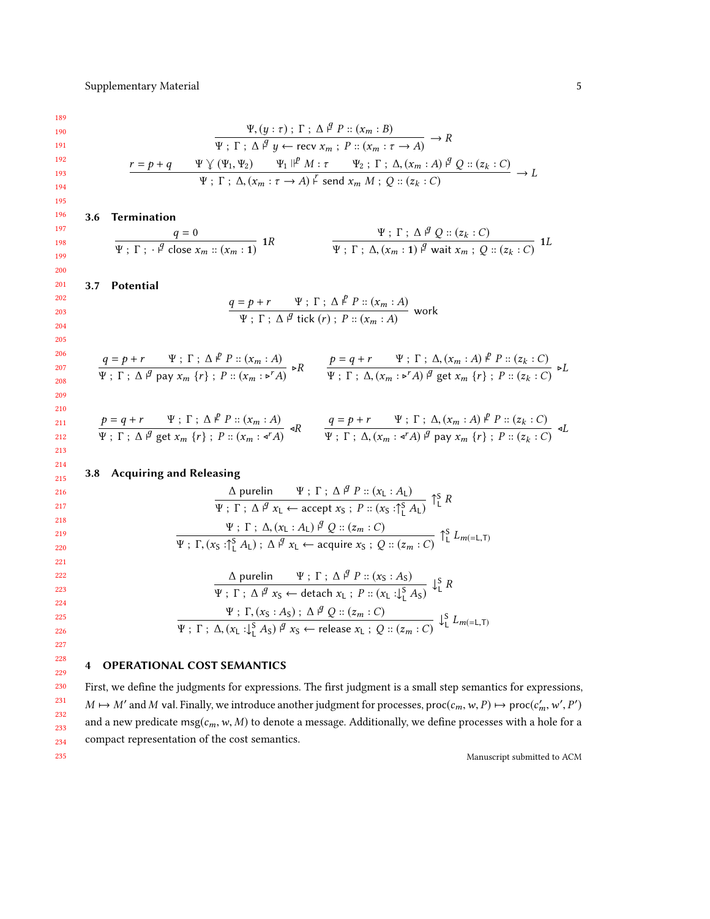$$\frac{\Psi, (y : \tau) \; ; \; \Gamma \; ; \; \Delta \vdash^{q} P :: (x_m : B)}{\Psi \; ; \; \Gamma \; ; \; \Delta \vdash^{q} y \leftarrow \mathsf{recv}\ x_m \; ; \; P :: (x_m : \tau \to A)} \to R$$

$$\frac{r = p + q \qquad \Psi \curlyvee (\Psi_1, \Psi_2) \qquad \Psi_1 \Vdash^{p} M : \tau \qquad \Psi_2 \; ; \; \Gamma \; ; \; \Delta, (x_m : A) \vdash^{q} Q :: (z_k : C)}{\Psi \; ; \; \Gamma \; ; \; \Delta, (x_m : \tau \to A) \vdash^{r} \mathsf{send}\ x_m\ M \; ; \; Q :: (z_k : C)} \to L$$

### 3.6 Termination

$$\frac{q = 0}{\Psi \; ; \; \Gamma \; ; \; \cdot \vdash^{q} \mathsf{close}\ x_m :: (x_m : \mathbf{1})} \mathbf{1}R \qquad \frac{\Psi \; ; \; \Gamma \; ; \; \Delta \vdash^{q} Q :: (z_k : C)}{\Psi \; ; \; \Gamma \; ; \; \Delta, (x_m : \mathbf{1}) \vdash^{q} \mathsf{wait}\ x_m \; ; \; Q :: (z_k : C)} \mathbf{1}L$$

### 3.7 Potential

$$\frac{q = p + r \qquad \Psi \; ; \; \Gamma \; ; \; \Delta \vdash^{p} P :: (x_m : A)}{\Psi \; ; \; \Gamma \; ; \; \Delta \vdash^{q} \mathsf{tick}\ (r) \; ; \; P :: (x_m : A)} \text{ work}$$

$$\frac{q = p + r \qquad \Psi \; ; \; \Gamma \; ; \; \Delta \vdash^{p} P :: (x_m : A)}{\Psi \; ; \; \Gamma \; ; \; \Delta \vdash^{q} \mathsf{pay}\ x_m\ \{r\} \; ; \; P :: (x_m : \triangleright^{r} A)} \triangleright R \qquad \frac{p = q + r \qquad \Psi \; ; \; \Gamma \; ; \; \Delta, (x_m : A) \vdash^{p} P :: (z_k : C)}{\Psi \; ; \; \Gamma \; ; \; \Delta, (x_m : \triangleright^{r} A) \vdash^{q} \mathsf{get}\ x_m\ \{r\} \; ; \; P :: (z_k : C)} \triangleright L$$

$$\frac{p = q + r \qquad \Psi \; ; \; \Gamma \; ; \; \Delta \vdash^{p} P :: (x_m : A)}{\Psi \; ; \; \Gamma \; ; \; \Delta \vdash^{q} \mathsf{get}\ x_m\ \{r\} \; ; \; P :: (x_m : \triangleleft^{r} A)} \triangleleft R \qquad \frac{q = p + r \qquad \Psi \; ; \; \Gamma \; ; \; \Delta, (x_m : A) \vdash^{p} P :: (z_k : C)}{\Psi \; ; \; \Gamma \; ; \; \Delta, (x_m : \triangleleft^{r} A) \vdash^{q} \mathsf{pay}\ x_m\ \{r\} \; ; \; P :: (z_k : C)} \triangleleft L$$

### 3.8 Acquiring and Releasing

$$\frac{\Delta \text{ purelin} \qquad \Psi \; ; \; \Gamma \; ; \; \Delta \vdash^{q} P :: (x_{\mathsf{L}} : A_{\mathsf{L}})}{\Psi \; ; \; \Gamma \; ; \; \Delta \vdash^{q} x_{\mathsf{L}} \leftarrow \mathsf{accept}\ x_{\mathsf{S}} \; ; \; P :: (x_{\mathsf{S}} : \uparrow_{\mathsf{L}}^{\mathsf{S}} A_{\mathsf{L}})} \uparrow_{\mathsf{L}}^{\mathsf{S}} R$$

$$\frac{\Psi \; ; \; \Gamma \; ; \; \Delta, (x_{\mathsf{L}} : A_{\mathsf{L}}) \vdash^{q} Q :: (z_m : C)}{\Psi \; ; \; \Gamma, (x_{\mathsf{S}} : \uparrow_{\mathsf{L}}^{\mathsf{S}} A_{\mathsf{L}}) \; ; \; \Delta \vdash^{q} x_{\mathsf{L}} \leftarrow \mathsf{acquire}\ x_{\mathsf{S}} \; ; \; Q :: (z_m : C)} \uparrow_{\mathsf{L}}^{\mathsf{S}} L_{m(=\mathsf{L},\mathsf{T})}$$

$$\frac{\Delta \text{ purelin} \qquad \Psi \; ; \; \Gamma \; ; \; \Delta \vdash^{q} P :: (x_{\mathsf{S}} : A_{\mathsf{S}})}{\Psi \; ; \; \Gamma \; ; \; \Delta \vdash^{q} x_{\mathsf{S}} \leftarrow \mathsf{detach}\ x_{\mathsf{L}} \; ; \; P :: (x_{\mathsf{L}} : \downarrow_{\mathsf{L}}^{\mathsf{S}} A_{\mathsf{S}})} \downarrow_{\mathsf{L}}^{\mathsf{S}} R$$

$$\frac{\Psi \; ; \; \Gamma, (x_{\mathsf{S}} : A_{\mathsf{S}}) \; ; \; \Delta \vdash^{q} Q :: (z_m : C)}{\Psi \; ; \; \Gamma \; ; \; \Delta, (x_{\mathsf{L}} : \downarrow_{\mathsf{L}}^{\mathsf{S}} A_{\mathsf{S}}) \vdash^{q} x_{\mathsf{S}} \leftarrow \mathsf{release}\ x_{\mathsf{L}} \; ; \; Q :: (z_m : C)} \downarrow_{\mathsf{L}}^{\mathsf{S}} L_{m(=\mathsf{L},\mathsf{T})}$$

## 4 OPERATIONAL COST SEMANTICS

First, we define the judgments for expressions. The first judgment is a small step semantics for expressions, $M \mapsto M'$ and $M$ val. Finally, we introduce another judgment for processes, $\mathsf{proc}(c_m, w, P) \mapsto \mathsf{proc}(c'_m, w', P')$ and a new predicate $\mathsf{msg}(c_m, w, M)$ to denote a message. Additionally, we define processes with a hole for a compact representation of the cost semantics.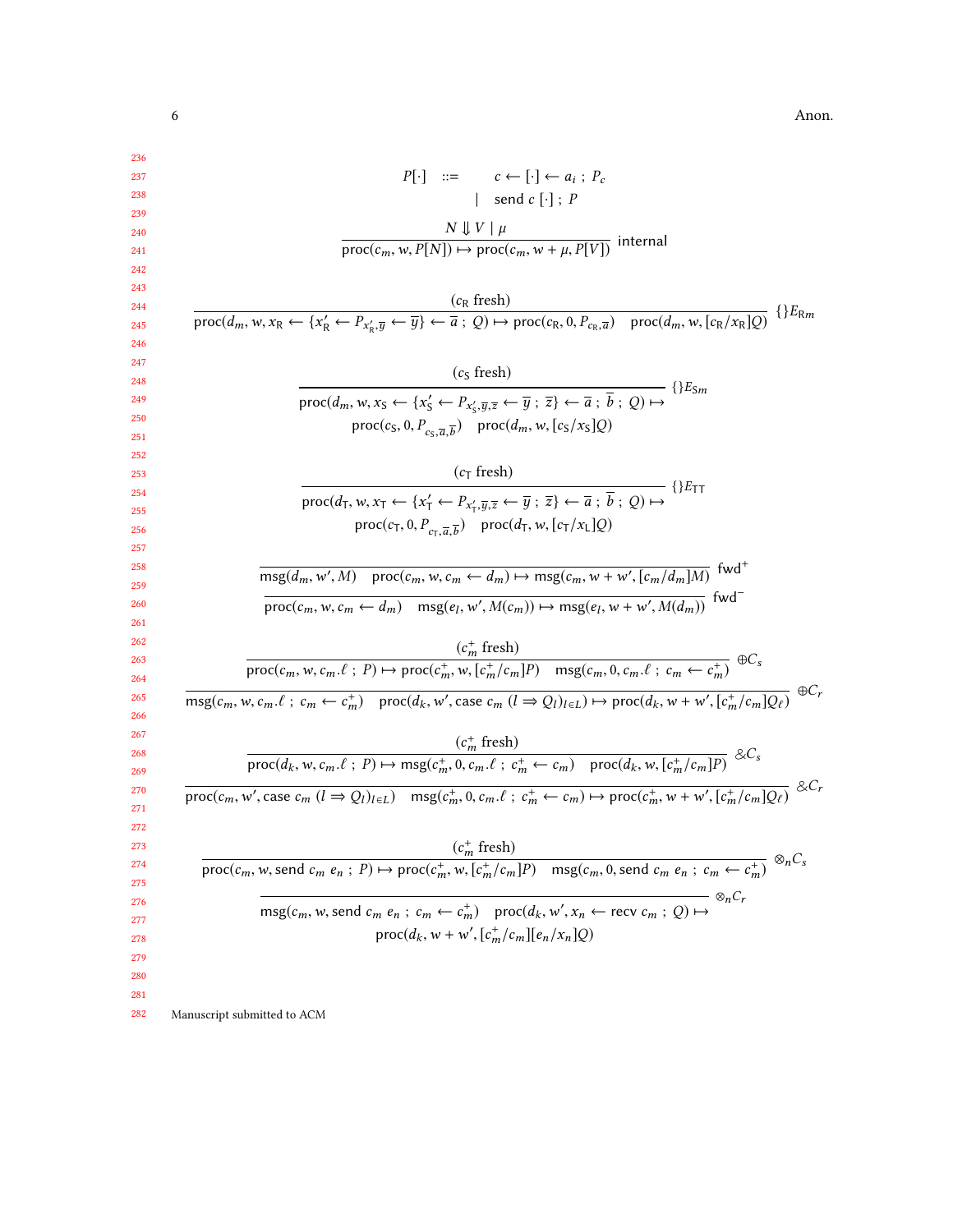$$P[\cdot] \quad ::= \quad c \leftarrow [\cdot] \leftarrow a_i \; ; \; P_c \quad | \quad \mathsf{send}\; c\; [\cdot] \; ; \; P$$

$$\frac{N \Downarrow V \mid \mu}{\mathsf{proc}(c_m, w, P[N]) \mapsto \mathsf{proc}(c_m, w + \mu, P[V])} \;\mathsf{internal}$$

$$\frac{(c_{\mathsf{R}} \text{ fresh})}{\mathsf{proc}(d_m, w, x_{\mathsf{R}} \leftarrow \{x'_{\mathsf{R}} \leftarrow P_{x'_{\mathsf{R}},\overline{y}} \leftarrow \overline{y}\} \leftarrow \overline{a} \; ; \; Q) \mapsto \mathsf{proc}(c_{\mathsf{R}}, 0, P_{c_{\mathsf{R}},\overline{a}}) \quad \mathsf{proc}(d_m, w, [c_{\mathsf{R}}/x_{\mathsf{R}}]Q)} \;\{\}E_{\mathsf{R}m}$$

$$\frac{(c_{\mathsf{S}} \text{ fresh})}{\mathsf{proc}(d_m, w, x_{\mathsf{S}} \leftarrow \{x'_{\mathsf{S}} \leftarrow P_{x'_{\mathsf{S}},\overline{y},\overline{z}} \leftarrow \overline{y} \; ; \; \overline{z}\} \leftarrow \overline{a} \; ; \; \overline{b} \; ; \; Q) \mapsto \mathsf{proc}(c_{\mathsf{S}}, 0, P_{c_{\mathsf{S}},\overline{a},\overline{b}}) \quad \mathsf{proc}(d_m, w, [c_{\mathsf{S}}/x_{\mathsf{S}}]Q)} \;\{\}E_{\mathsf{S}m}$$

$$\frac{(c_{\mathsf{T}} \text{ fresh})}{\mathsf{proc}(d_{\mathsf{T}}, w, x_{\mathsf{T}} \leftarrow \{x'_{\mathsf{T}} \leftarrow P_{x'_{\mathsf{T}},\overline{y},\overline{z}} \leftarrow \overline{y} \; ; \; \overline{z}\} \leftarrow \overline{a} \; ; \; \overline{b} \; ; \; Q) \mapsto \mathsf{proc}(c_{\mathsf{T}}, 0, P_{c_{\mathsf{T}},\overline{a},\overline{b}}) \quad \mathsf{proc}(d_{\mathsf{T}}, w, [c_{\mathsf{T}}/x_{\mathsf{L}}]Q)} \;\{\}E_{\mathsf{TT}}$$

$$\frac{}{\mathsf{msg}(d_m, w', M) \quad \mathsf{proc}(c_m, w, c_m \leftarrow d_m) \mapsto \mathsf{msg}(c_m, w + w', [c_m/d_m]M)} \;\mathsf{fwd}^+$$

$$\frac{}{\mathsf{proc}(c_m, w, c_m \leftarrow d_m) \quad \mathsf{msg}(e_l, w', M(c_m)) \mapsto \mathsf{msg}(e_l, w + w', M(d_m))} \;\mathsf{fwd}^-$$

$$\frac{(c_m^+ \text{ fresh})}{\mathsf{proc}(c_m, w, c_m.\ell \; ; \; P) \mapsto \mathsf{proc}(c_m^+, w, [c_m^+/c_m]P) \quad \mathsf{msg}(c_m, 0, c_m.\ell \; ; \; c_m \leftarrow c_m^+)} \;\oplus C_s$$

$$\frac{}{\mathsf{msg}(c_m, w, c_m.\ell \; ; \; c_m \leftarrow c_m^+) \quad \mathsf{proc}(d_k, w', \mathsf{case}\; c_m\; (l \Rightarrow Q_l)_{l \in L}) \mapsto \mathsf{proc}(d_k, w + w', [c_m^+/c_m]Q_\ell)} \;\oplus C_r$$

$$\frac{(c_m^+ \text{ fresh})}{\mathsf{proc}(d_k, w, c_m.\ell \; ; \; P) \mapsto \mathsf{msg}(c_m^+, 0, c_m.\ell \; ; \; c_m^+ \leftarrow c_m) \quad \mathsf{proc}(d_k, w, [c_m^+/c_m]P)} \;\& C_s$$

$$\frac{}{\mathsf{proc}(c_m, w', \mathsf{case}\; c_m\; (l \Rightarrow Q_l)_{l \in L}) \quad \mathsf{msg}(c_m^+, 0, c_m.\ell \; ; \; c_m^+ \leftarrow c_m) \mapsto \mathsf{proc}(c_m^+, w + w', [c_m^+/c_m]Q_\ell)} \;\& C_r$$

$$\frac{(c_m^+ \text{ fresh})}{\mathsf{proc}(c_m, w, \mathsf{send}\; c_m\; e_n \; ; \; P) \mapsto \mathsf{proc}(c_m^+, w, [c_m^+/c_m]P) \quad \mathsf{msg}(c_m, 0, \mathsf{send}\; c_m\; e_n \; ; \; c_m \leftarrow c_m^+)} \;\otimes_n C_s$$

$$\frac{}{\mathsf{msg}(c_m, w, \mathsf{send}\; c_m\; e_n \; ; \; c_m \leftarrow c_m^+) \quad \mathsf{proc}(d_k, w', x_n \leftarrow \mathsf{recv}\; c_m \; ; \; Q) \mapsto \mathsf{proc}(d_k, w + w', [c_m^+/c_m][e_n/x_n]Q)} \;\otimes_n C_r$$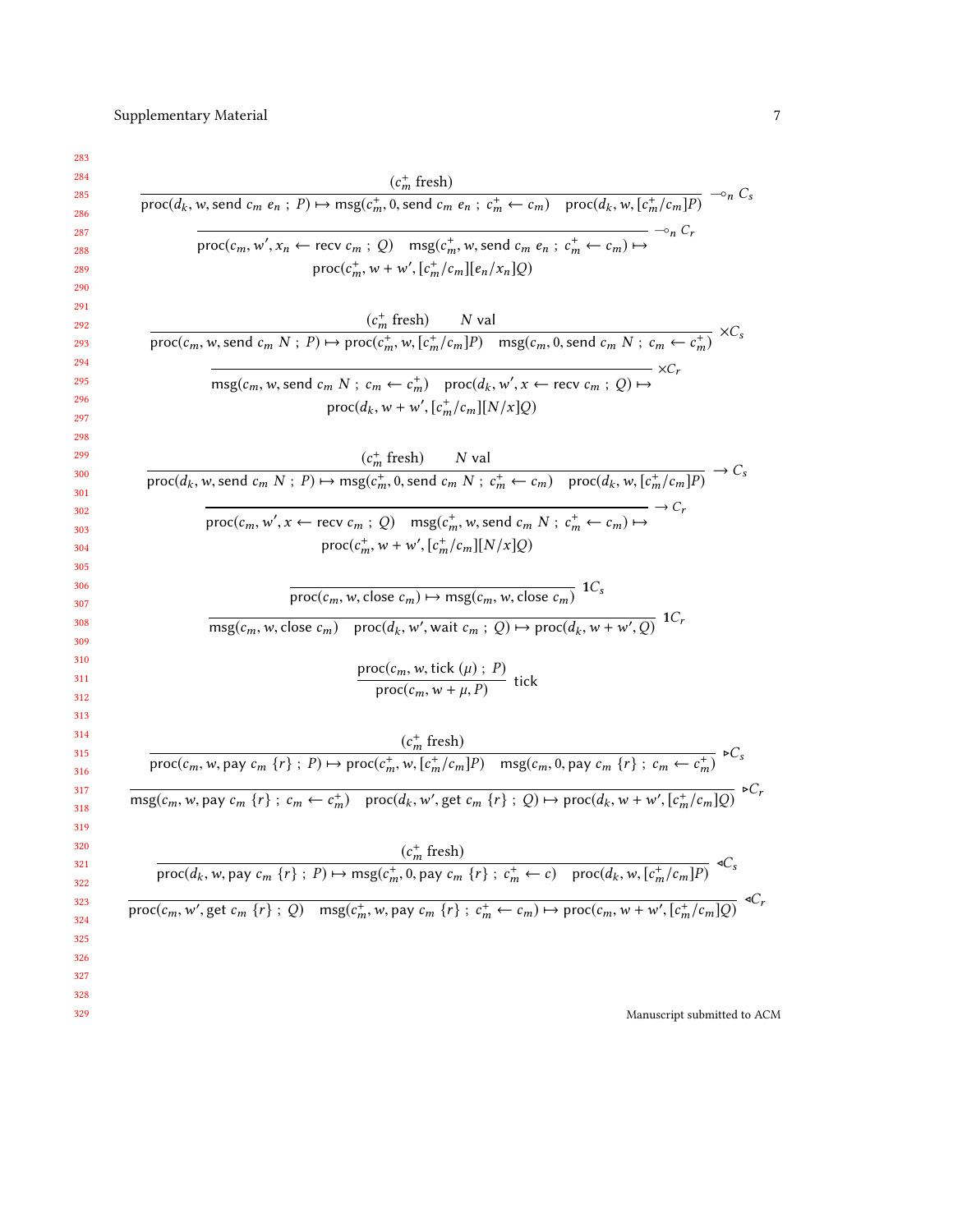$$\frac{(c_m^+ \text{ fresh})}{\mathsf{proc}(d_k, w, \mathsf{send}\ c_m\ e_n\ ;\ P) \mapsto \mathsf{msg}(c_m^+, 0, \mathsf{send}\ c_m\ e_n\ ;\ c_m^+ \leftarrow c_m) \quad \mathsf{proc}(d_k, w, [c_m^+/c_m]P)} \multimap_n C_s$$

$$\frac{}{\mathsf{proc}(c_m, w', x_n \leftarrow \mathsf{recv}\ c_m\ ;\ Q) \quad \mathsf{msg}(c_m^+, w, \mathsf{send}\ c_m\ e_n\ ;\ c_m^+ \leftarrow c_m) \mapsto \mathsf{proc}(c_m^+, w + w', [c_m^+/c_m][e_n/x_n]Q)} \multimap_n C_r$$

$$\frac{(c_m^+ \text{ fresh}) \qquad N \text{ val}}{\mathsf{proc}(c_m, w, \mathsf{send}\ c_m\ N\ ;\ P) \mapsto \mathsf{proc}(c_m^+, w, [c_m^+/c_m]P) \quad \mathsf{msg}(c_m, 0, \mathsf{send}\ c_m\ N\ ;\ c_m \leftarrow c_m^+)} \times C_s$$

$$\frac{}{\mathsf{msg}(c_m, w, \mathsf{send}\ c_m\ N\ ;\ c_m \leftarrow c_m^+) \quad \mathsf{proc}(d_k, w', x \leftarrow \mathsf{recv}\ c_m\ ;\ Q) \mapsto \mathsf{proc}(d_k, w + w', [c_m^+/c_m][N/x]Q)} \times C_r$$

$$\frac{(c_m^+ \text{ fresh}) \qquad N \text{ val}}{\mathsf{proc}(d_k, w, \mathsf{send}\ c_m\ N\ ;\ P) \mapsto \mathsf{msg}(c_m^+, 0, \mathsf{send}\ c_m\ N\ ;\ c_m^+ \leftarrow c_m) \quad \mathsf{proc}(d_k, w, [c_m^+/c_m]P)} \rightarrow C_s$$

$$\frac{}{\mathsf{proc}(c_m, w', x \leftarrow \mathsf{recv}\ c_m\ ;\ Q) \quad \mathsf{msg}(c_m^+, w, \mathsf{send}\ c_m\ N\ ;\ c_m^+ \leftarrow c_m) \mapsto \mathsf{proc}(c_m^+, w + w', [c_m^+/c_m][N/x]Q)} \rightarrow C_r$$

$$\frac{}{\mathsf{proc}(c_m, w, \mathsf{close}\ c_m) \mapsto \mathsf{msg}(c_m, w, \mathsf{close}\ c_m)} \mathbf{1}C_s$$

$$\frac{}{\mathsf{msg}(c_m, w, \mathsf{close}\ c_m) \quad \mathsf{proc}(d_k, w', \mathsf{wait}\ c_m\ ;\ Q) \mapsto \mathsf{proc}(d_k, w + w', Q)} \mathbf{1}C_r$$

$$\frac{\mathsf{proc}(c_m, w, \mathsf{tick}\ (\mu)\ ;\ P)}{\mathsf{proc}(c_m, w + \mu, P)} \mathsf{tick}$$

$$\frac{(c_m^+ \text{ fresh})}{\mathsf{proc}(c_m, w, \mathsf{pay}\ c_m\ \{r\}\ ;\ P) \mapsto \mathsf{proc}(c_m^+, w, [c_m^+/c_m]P) \quad \mathsf{msg}(c_m, 0, \mathsf{pay}\ c_m\ \{r\}\ ;\ c_m \leftarrow c_m^+)} \triangleright C_s$$

$$\frac{}{\mathsf{msg}(c_m, w, \mathsf{pay}\ c_m\ \{r\}\ ;\ c_m \leftarrow c_m^+) \quad \mathsf{proc}(d_k, w', \mathsf{get}\ c_m\ \{r\}\ ;\ Q) \mapsto \mathsf{proc}(d_k, w + w', [c_m^+/c_m]Q)} \triangleright C_r$$

$$\frac{(c_m^+ \text{ fresh})}{\mathsf{proc}(d_k, w, \mathsf{pay}\ c_m\ \{r\}\ ;\ P) \mapsto \mathsf{msg}(c_m^+, 0, \mathsf{pay}\ c_m\ \{r\}\ ;\ c_m^+ \leftarrow c) \quad \mathsf{proc}(d_k, w, [c_m^+/c_m]P)} \triangleleft C_s$$

$$\frac{}{\mathsf{proc}(c_m, w', \mathsf{get}\ c_m\ \{r\}\ ;\ Q) \quad \mathsf{msg}(c_m^+, w, \mathsf{pay}\ c_m\ \{r\}\ ;\ c_m^+ \leftarrow c_m) \mapsto \mathsf{proc}(c_m, w + w', [c_m^+/c_m]Q)} \triangleleft C_r$$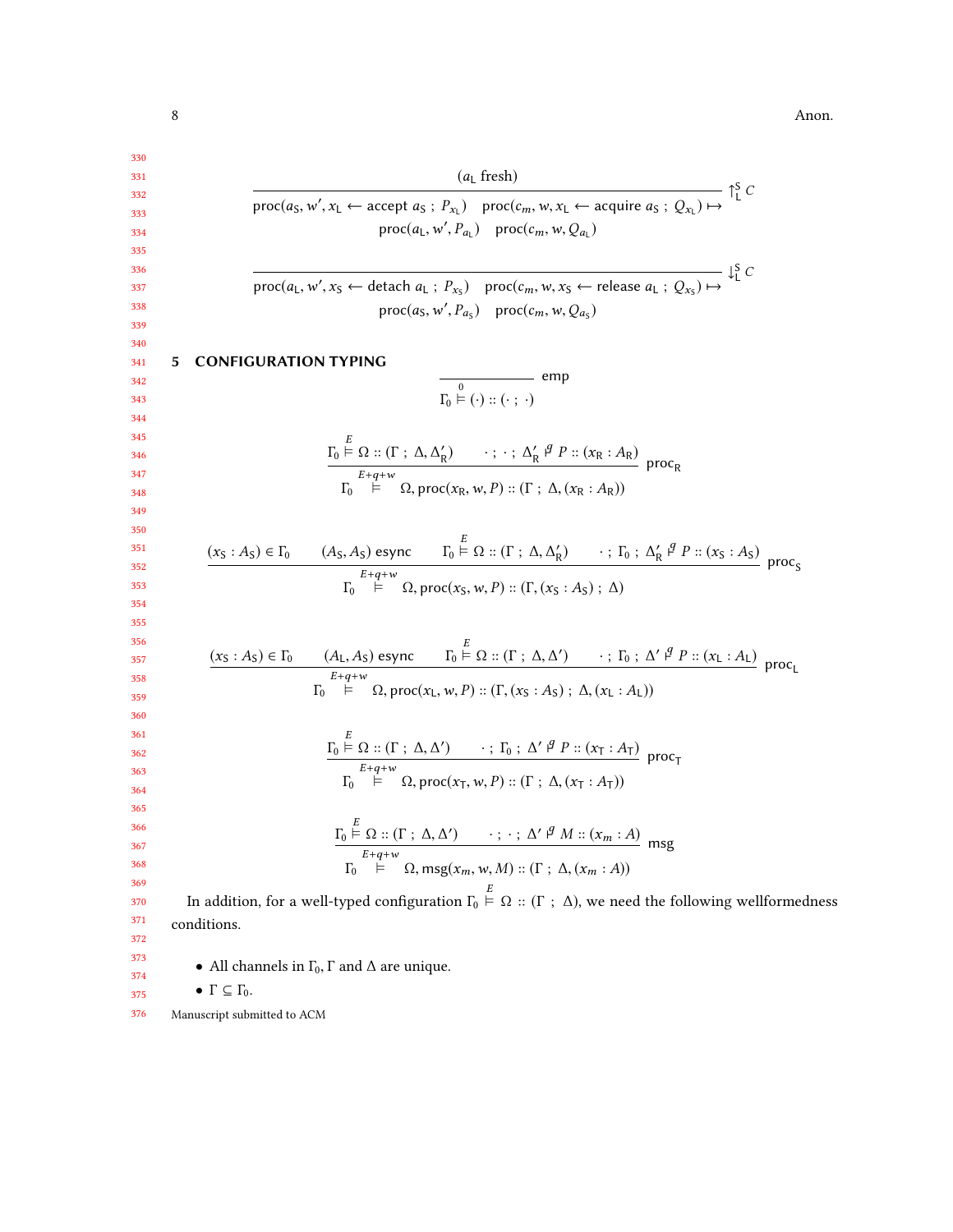$$\frac{(a_{\mathsf{L}}\ \text{fresh})}{\mathsf{proc}(a_{\mathsf{S}}, w', x_{\mathsf{L}} \leftarrow \mathsf{accept}\ a_{\mathsf{S}}\ ;\ P_{x_{\mathsf{L}}})\quad \mathsf{proc}(c_m, w, x_{\mathsf{L}} \leftarrow \mathsf{acquire}\ a_{\mathsf{S}}\ ;\ Q_{x_{\mathsf{L}}}) \mapsto \mathsf{proc}(a_{\mathsf{L}}, w', P_{a_{\mathsf{L}}})\quad \mathsf{proc}(c_m, w, Q_{a_{\mathsf{L}}})}\ \uparrow^{\mathsf{S}}_{\mathsf{L}} C$$

$$\frac{}{\mathsf{proc}(a_{\mathsf{L}}, w', x_{\mathsf{S}} \leftarrow \mathsf{detach}\ a_{\mathsf{L}}\ ;\ P_{x_{\mathsf{S}}})\quad \mathsf{proc}(c_m, w, x_{\mathsf{S}} \leftarrow \mathsf{release}\ a_{\mathsf{L}}\ ;\ Q_{x_{\mathsf{S}}}) \mapsto \mathsf{proc}(a_{\mathsf{S}}, w', P_{a_{\mathsf{S}}})\quad \mathsf{proc}(c_m, w, Q_{a_{\mathsf{S}}})}\ \downarrow^{\mathsf{S}}_{\mathsf{L}} C$$

## 5 CONFIGURATION TYPING

$$\frac{}{\Gamma_0 \overset{0}{\vDash} (\cdot) :: (\cdot\ ;\ \cdot)}\ \mathsf{emp}$$

$$\frac{\Gamma_0 \overset{E}{\vDash} \Omega :: (\Gamma\ ;\ \Delta, \Delta'_{\mathsf{R}}) \qquad \cdot\ ;\ \cdot\ ;\ \Delta'_{\mathsf{R}} \overset{q}{\vdash} P :: (x_{\mathsf{R}} : A_{\mathsf{R}})}{\Gamma_0 \overset{E+q+w}{\vDash} \Omega, \mathsf{proc}(x_{\mathsf{R}}, w, P) :: (\Gamma\ ;\ \Delta, (x_{\mathsf{R}} : A_{\mathsf{R}}))}\ \mathsf{proc}_{\mathsf{R}}$$

$$\frac{(x_{\mathsf{S}} : A_{\mathsf{S}}) \in \Gamma_0 \qquad (A_{\mathsf{S}}, A_{\mathsf{S}})\ \mathsf{esync} \qquad \Gamma_0 \overset{E}{\vDash} \Omega :: (\Gamma\ ;\ \Delta, \Delta'_{\mathsf{R}}) \qquad \cdot\ ;\ \Gamma_0\ ;\ \Delta'_{\mathsf{R}} \overset{q}{\vdash} P :: (x_{\mathsf{S}} : A_{\mathsf{S}})}{\Gamma_0 \overset{E+q+w}{\vDash} \Omega, \mathsf{proc}(x_{\mathsf{S}}, w, P) :: (\Gamma, (x_{\mathsf{S}} : A_{\mathsf{S}})\ ;\ \Delta)}\ \mathsf{proc}_{\mathsf{S}}$$

$$\frac{(x_{\mathsf{S}} : A_{\mathsf{S}}) \in \Gamma_0 \qquad (A_{\mathsf{L}}, A_{\mathsf{S}})\ \mathsf{esync} \qquad \Gamma_0 \overset{E}{\vDash} \Omega :: (\Gamma\ ;\ \Delta, \Delta') \qquad \cdot\ ;\ \Gamma_0\ ;\ \Delta' \overset{q}{\vdash} P :: (x_{\mathsf{L}} : A_{\mathsf{L}})}{\Gamma_0 \overset{E+q+w}{\vDash} \Omega, \mathsf{proc}(x_{\mathsf{L}}, w, P) :: (\Gamma, (x_{\mathsf{S}} : A_{\mathsf{S}})\ ;\ \Delta, (x_{\mathsf{L}} : A_{\mathsf{L}}))}\ \mathsf{proc}_{\mathsf{L}}$$

$$\frac{\Gamma_0 \overset{E}{\vDash} \Omega :: (\Gamma\ ;\ \Delta, \Delta') \qquad \cdot\ ;\ \Gamma_0\ ;\ \Delta' \overset{q}{\vdash} P :: (x_{\mathsf{T}} : A_{\mathsf{T}})}{\Gamma_0 \overset{E+q+w}{\vDash} \Omega, \mathsf{proc}(x_{\mathsf{T}}, w, P) :: (\Gamma\ ;\ \Delta, (x_{\mathsf{T}} : A_{\mathsf{T}}))}\ \mathsf{proc}_{\mathsf{T}}$$

$$\frac{\Gamma_0 \overset{E}{\vDash} \Omega :: (\Gamma\ ;\ \Delta, \Delta') \qquad \cdot\ ;\ \cdot\ ;\ \Delta' \overset{q}{\vdash} M :: (x_m : A)}{\Gamma_0 \overset{E+q+w}{\vDash} \Omega, \mathsf{msg}(x_m, w, M) :: (\Gamma\ ;\ \Delta, (x_m : A))}\ \mathsf{msg}$$

In addition, for a well-typed configuration $\Gamma_0 \overset{E}{\vDash} \Omega :: (\Gamma\ ;\ \Delta)$, we need the following wellformedness conditions.

- All channels in $\Gamma_0, \Gamma$ and $\Delta$ are unique.
- $\Gamma \subseteq \Gamma_0$.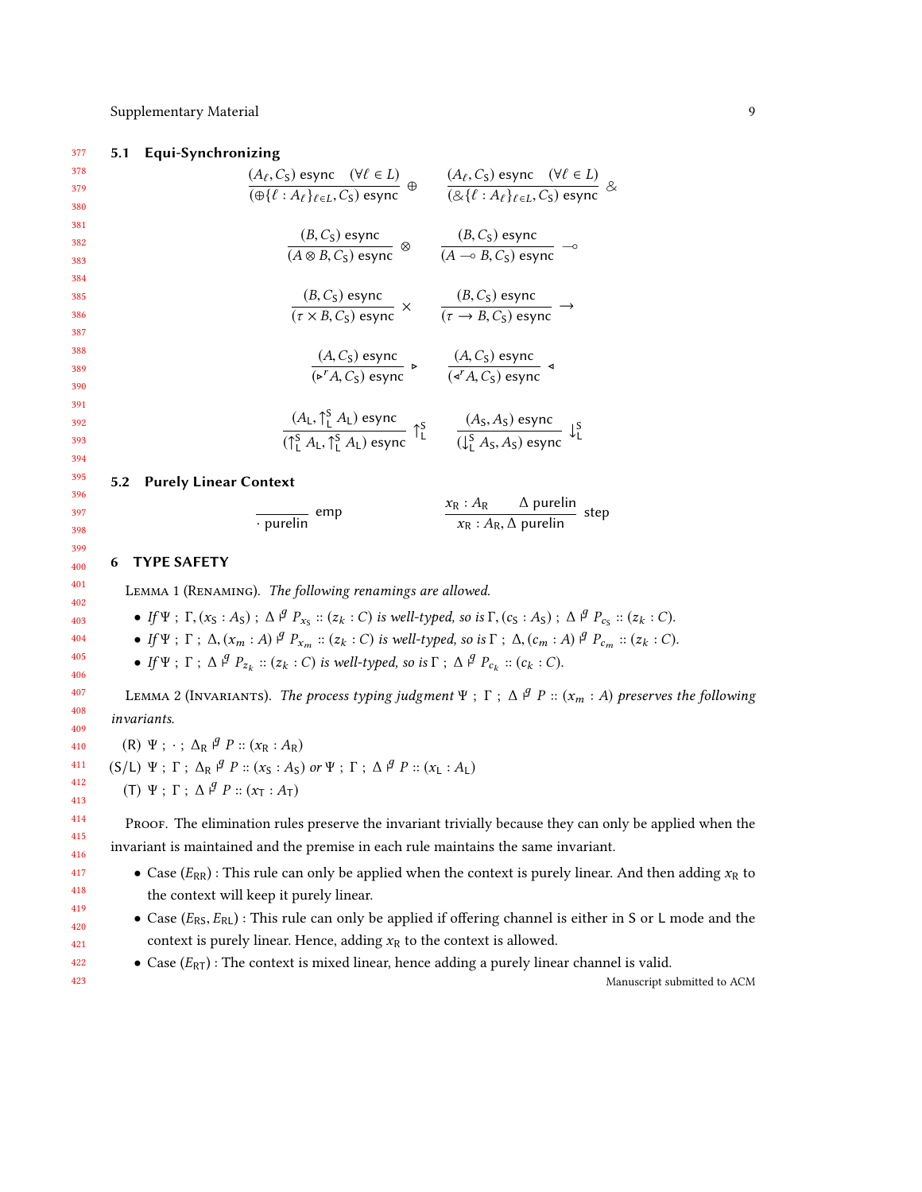### 5.1 Equi-Synchronizing

$$\frac{(A_\ell, C_\mathsf{S})\ \mathsf{esync} \quad (\forall \ell \in L)}{(\oplus\{\ell : A_\ell\}_{\ell \in L}, C_\mathsf{S})\ \mathsf{esync}}\ \oplus \qquad \frac{(A_\ell, C_\mathsf{S})\ \mathsf{esync} \quad (\forall \ell \in L)}{(\&\{\ell : A_\ell\}_{\ell \in L}, C_\mathsf{S})\ \mathsf{esync}}\ \&$$

$$\frac{(B, C_\mathsf{S})\ \mathsf{esync}}{(A \otimes B, C_\mathsf{S})\ \mathsf{esync}}\ \otimes \qquad \frac{(B, C_\mathsf{S})\ \mathsf{esync}}{(A \multimap B, C_\mathsf{S})\ \mathsf{esync}}\ \multimap$$

$$\frac{(B, C_\mathsf{S})\ \mathsf{esync}}{(\tau \times B, C_\mathsf{S})\ \mathsf{esync}}\ \times \qquad \frac{(B, C_\mathsf{S})\ \mathsf{esync}}{(\tau \rightarrow B, C_\mathsf{S})\ \mathsf{esync}}\ \rightarrow$$

$$\frac{(A, C_\mathsf{S})\ \mathsf{esync}}{(\triangleright^r A, C_\mathsf{S})\ \mathsf{esync}}\ \triangleright \qquad \frac{(A, C_\mathsf{S})\ \mathsf{esync}}{(\triangleleft^r A, C_\mathsf{S})\ \mathsf{esync}}\ \triangleleft$$

$$\frac{(A_\mathsf{L}, \uparrow_\mathsf{L}^\mathsf{S} A_\mathsf{L})\ \mathsf{esync}}{(\uparrow_\mathsf{L}^\mathsf{S} A_\mathsf{L}, \uparrow_\mathsf{L}^\mathsf{S} A_\mathsf{L})\ \mathsf{esync}}\ \uparrow_\mathsf{L}^\mathsf{S} \qquad \frac{(A_\mathsf{S}, A_\mathsf{S})\ \mathsf{esync}}{(\downarrow_\mathsf{L}^\mathsf{S} A_\mathsf{S}, A_\mathsf{S})\ \mathsf{esync}}\ \downarrow_\mathsf{L}^\mathsf{S}$$

### 5.2 Purely Linear Context

$$\frac{}{\cdot\ \mathsf{purelin}}\ \mathsf{emp} \qquad \frac{x_\mathsf{R} : A_\mathsf{R} \qquad \Delta\ \mathsf{purelin}}{x_\mathsf{R} : A_\mathsf{R}, \Delta\ \mathsf{purelin}}\ \mathsf{step}$$

## 6 TYPE SAFETY

Lemma 1 (Renaming). *The following renamings are allowed.*

- *If* $\Psi\ ;\ \Gamma, (x_\mathsf{S} : A_\mathsf{S})\ ;\ \Delta \vdash^g P_{x_\mathsf{S}} :: (z_k : C)$ *is well-typed, so is* $\Gamma, (c_\mathsf{S} : A_\mathsf{S})\ ;\ \Delta \vdash^g P_{c_\mathsf{S}} :: (z_k : C)$.
- *If* $\Psi\ ;\ \Gamma\ ;\ \Delta, (x_m : A) \vdash^g P_{x_m} :: (z_k : C)$ *is well-typed, so is* $\Gamma\ ;\ \Delta, (c_m : A) \vdash^g P_{c_m} :: (z_k : C)$.
- *If* $\Psi\ ;\ \Gamma\ ;\ \Delta \vdash^g P_{z_k} :: (z_k : C)$ *is well-typed, so is* $\Gamma\ ;\ \Delta \vdash^g P_{c_k} :: (c_k : C)$.

Lemma 2 (Invariants). *The process typing judgment* $\Psi\ ;\ \Gamma\ ;\ \Delta \vdash^g P :: (x_m : A)$ *preserves the following invariants.*

(R) $\Psi\ ;\ \cdot\ ;\ \Delta_\mathsf{R} \vdash^g P :: (x_\mathsf{R} : A_\mathsf{R})$

(S/L) $\Psi\ ;\ \Gamma\ ;\ \Delta_\mathsf{R} \vdash^g P :: (x_\mathsf{S} : A_\mathsf{S})$ or $\Psi\ ;\ \Gamma\ ;\ \Delta \vdash^g P :: (x_\mathsf{L} : A_\mathsf{L})$

(T) $\Psi\ ;\ \Gamma\ ;\ \Delta \vdash^g P :: (x_\mathsf{T} : A_\mathsf{T})$

Proof. The elimination rules preserve the invariant trivially because they can only be applied when the invariant is maintained and the premise in each rule maintains the same invariant.

- Case $(E_{\mathsf{RR}})$ : This rule can only be applied when the context is purely linear. And then adding $x_\mathsf{R}$ to the context will keep it purely linear.
- Case $(E_{\mathsf{RS}}, E_{\mathsf{RL}})$ : This rule can only be applied if offering channel is either in $\mathsf{S}$ or $\mathsf{L}$ mode and the context is purely linear. Hence, adding $x_\mathsf{R}$ to the context is allowed.
- Case $(E_{\mathsf{RT}})$ : The context is mixed linear, hence adding a purely linear channel is valid.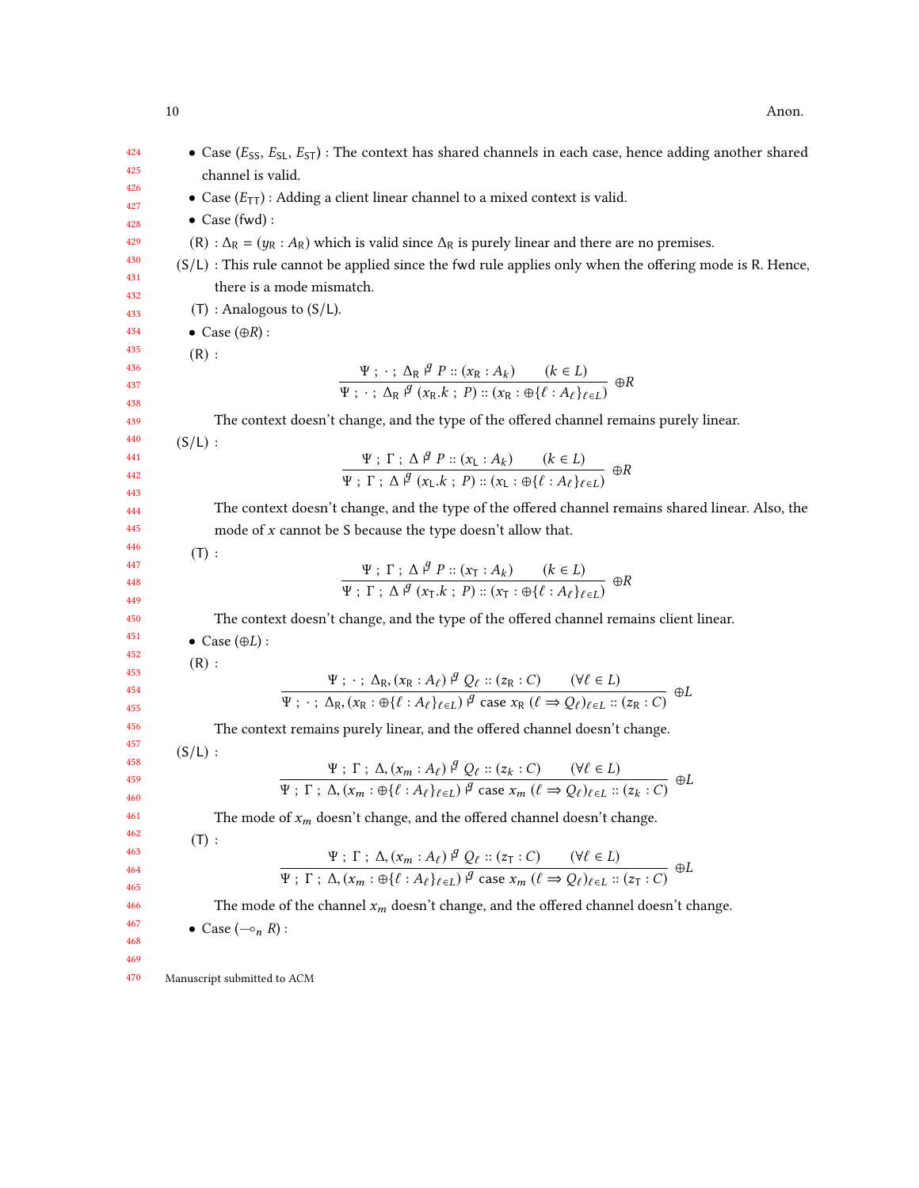- Case ($E_{\mathsf{SS}}$, $E_{\mathsf{SL}}$, $E_{\mathsf{ST}}$) : The context has shared channels in each case, hence adding another shared channel is valid.
- Case ($E_{\mathsf{TT}}$) : Adding a client linear channel to a mixed context is valid.
- Case (fwd) :

(R) : $\Delta_{\mathsf{R}} = (y_{\mathsf{R}} : A_{\mathsf{R}})$ which is valid since $\Delta_{\mathsf{R}}$ is purely linear and there are no premises.

(S/L) : This rule cannot be applied since the fwd rule applies only when the offering mode is R. Hence, there is a mode mismatch.

(T) : Analogous to (S/L).

- Case ($\oplus R$) :

(R) :

$$\frac{\Psi \,;\, \cdot \,;\, \Delta_{\mathsf{R}} \vDash^{g} P :: (x_{\mathsf{R}} : A_k) \qquad (k \in L)}{\Psi \,;\, \cdot \,;\, \Delta_{\mathsf{R}} \vDash^{g} (x_{\mathsf{R}}.k \,;\, P) :: (x_{\mathsf{R}} : \oplus\{\ell : A_\ell\}_{\ell \in L})} \oplus R$$

The context doesn't change, and the type of the offered channel remains purely linear.

(S/L) :

$$\frac{\Psi \,;\, \Gamma \,;\, \Delta \vDash^{g} P :: (x_{\mathsf{L}} : A_k) \qquad (k \in L)}{\Psi \,;\, \Gamma \,;\, \Delta \vDash^{g} (x_{\mathsf{L}}.k \,;\, P) :: (x_{\mathsf{L}} : \oplus\{\ell : A_\ell\}_{\ell \in L})} \oplus R$$

The context doesn't change, and the type of the offered channel remains shared linear. Also, the mode of $x$ cannot be S because the type doesn't allow that.

(T) :

$$\frac{\Psi \,;\, \Gamma \,;\, \Delta \vDash^{g} P :: (x_{\mathsf{T}} : A_k) \qquad (k \in L)}{\Psi \,;\, \Gamma \,;\, \Delta \vDash^{g} (x_{\mathsf{T}}.k \,;\, P) :: (x_{\mathsf{T}} : \oplus\{\ell : A_\ell\}_{\ell \in L})} \oplus R$$

The context doesn't change, and the type of the offered channel remains client linear.

- Case ($\oplus L$) :

(R) :

$$\frac{\Psi \,;\, \cdot \,;\, \Delta_{\mathsf{R}}, (x_{\mathsf{R}} : A_\ell) \vDash^{g} Q_\ell :: (z_{\mathsf{R}} : C) \qquad (\forall \ell \in L)}{\Psi \,;\, \cdot \,;\, \Delta_{\mathsf{R}}, (x_{\mathsf{R}} : \oplus\{\ell : A_\ell\}_{\ell \in L}) \vDash^{g} \mathsf{case}\ x_{\mathsf{R}}\ (\ell \Rightarrow Q_\ell)_{\ell \in L} :: (z_{\mathsf{R}} : C)} \oplus L$$

The context remains purely linear, and the offered channel doesn't change.

(S/L) :

$$\frac{\Psi \,;\, \Gamma \,;\, \Delta, (x_m : A_\ell) \vDash^{g} Q_\ell :: (z_k : C) \qquad (\forall \ell \in L)}{\Psi \,;\, \Gamma \,;\, \Delta, (x_m : \oplus\{\ell : A_\ell\}_{\ell \in L}) \vDash^{g} \mathsf{case}\ x_m\ (\ell \Rightarrow Q_\ell)_{\ell \in L} :: (z_k : C)} \oplus L$$

The mode of $x_m$ doesn't change, and the offered channel doesn't change.

(T) :

$$\frac{\Psi \,;\, \Gamma \,;\, \Delta, (x_m : A_\ell) \vDash^{g} Q_\ell :: (z_{\mathsf{T}} : C) \qquad (\forall \ell \in L)}{\Psi \,;\, \Gamma \,;\, \Delta, (x_m : \oplus\{\ell : A_\ell\}_{\ell \in L}) \vDash^{g} \mathsf{case}\ x_m\ (\ell \Rightarrow Q_\ell)_{\ell \in L} :: (z_{\mathsf{T}} : C)} \oplus L$$

The mode of the channel $x_m$ doesn't change, and the offered channel doesn't change.

- Case ($\multimap_n R$) :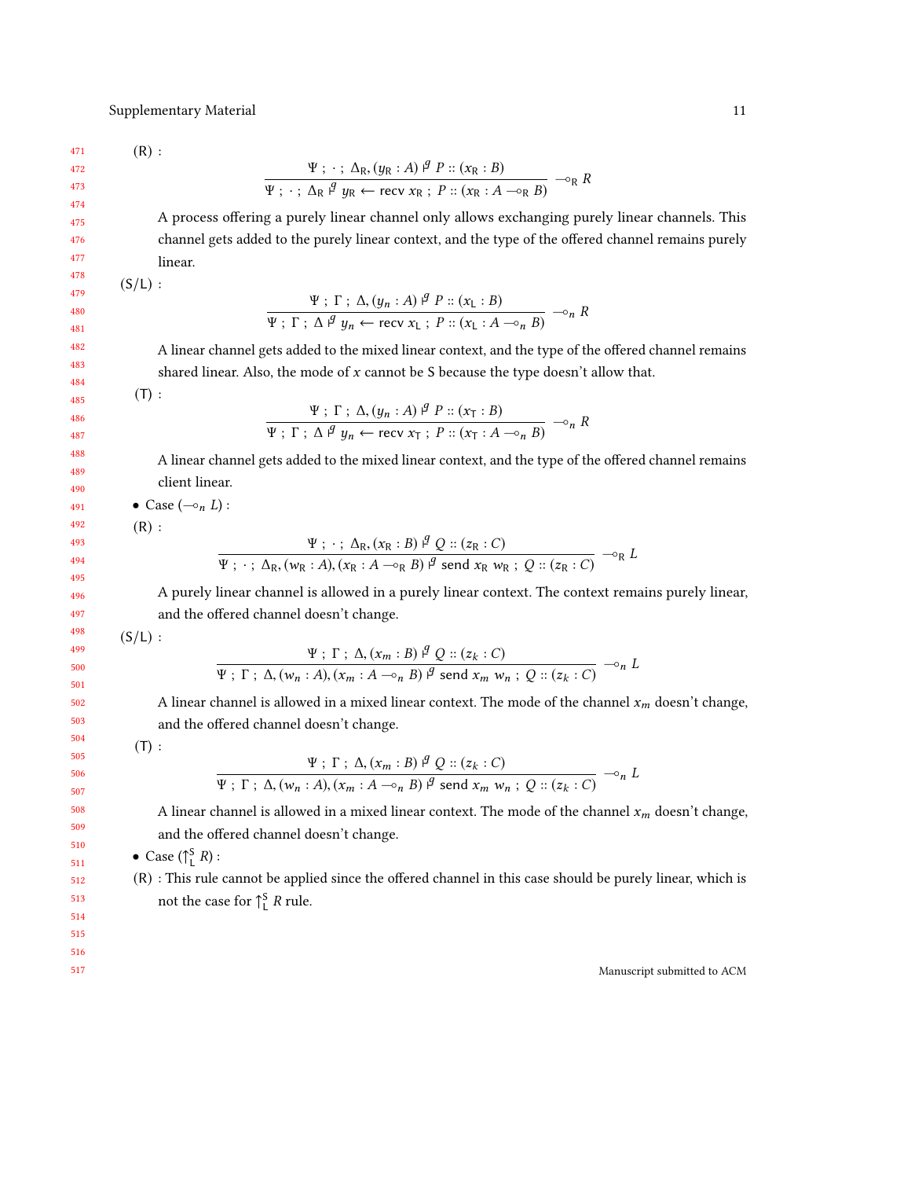(R) :

$$\frac{\Psi\ ;\ \cdot\ ;\ \Delta_{\mathsf{R}}, (y_{\mathsf{R}} : A) \vDash^{g} P :: (x_{\mathsf{R}} : B)}{\Psi\ ;\ \cdot\ ;\ \Delta_{\mathsf{R}} \vDash^{g} y_{\mathsf{R}} \leftarrow \mathsf{recv}\ x_{\mathsf{R}}\ ;\ P :: (x_{\mathsf{R}} : A \multimap_{\mathsf{R}} B)}\ \multimap_{\mathsf{R}} R$$

A process offering a purely linear channel only allows exchanging purely linear channels. This channel gets added to the purely linear context, and the type of the offered channel remains purely linear.

(S/L) :

$$\frac{\Psi\ ;\ \Gamma\ ;\ \Delta, (y_n : A) \vDash^{g} P :: (x_{\mathsf{L}} : B)}{\Psi\ ;\ \Gamma\ ;\ \Delta \vDash^{g} y_n \leftarrow \mathsf{recv}\ x_{\mathsf{L}}\ ;\ P :: (x_{\mathsf{L}} : A \multimap_{n} B)}\ \multimap_{n} R$$

A linear channel gets added to the mixed linear context, and the type of the offered channel remains shared linear. Also, the mode of $x$ cannot be S because the type doesn't allow that.

(T) :

$$\frac{\Psi\ ;\ \Gamma\ ;\ \Delta, (y_n : A) \vDash^{g} P :: (x_{\mathsf{T}} : B)}{\Psi\ ;\ \Gamma\ ;\ \Delta \vDash^{g} y_n \leftarrow \mathsf{recv}\ x_{\mathsf{T}}\ ;\ P :: (x_{\mathsf{T}} : A \multimap_{n} B)}\ \multimap_{n} R$$

A linear channel gets added to the mixed linear context, and the type of the offered channel remains client linear.

- Case $(\multimap_n L)$ :

(R) :

$$\frac{\Psi\ ;\ \cdot\ ;\ \Delta_{\mathsf{R}}, (x_{\mathsf{R}} : B) \vDash^{g} Q :: (z_{\mathsf{R}} : C)}{\Psi\ ;\ \cdot\ ;\ \Delta_{\mathsf{R}}, (w_{\mathsf{R}} : A), (x_{\mathsf{R}} : A \multimap_{\mathsf{R}} B) \vDash^{g} \mathsf{send}\ x_{\mathsf{R}}\ w_{\mathsf{R}}\ ;\ Q :: (z_{\mathsf{R}} : C)}\ \multimap_{\mathsf{R}} L$$

A purely linear channel is allowed in a purely linear context. The context remains purely linear, and the offered channel doesn't change.

(S/L) :

$$\frac{\Psi\ ;\ \Gamma\ ;\ \Delta, (x_m : B) \vDash^{g} Q :: (z_k : C)}{\Psi\ ;\ \Gamma\ ;\ \Delta, (w_n : A), (x_m : A \multimap_{n} B) \vDash^{g} \mathsf{send}\ x_m\ w_n\ ;\ Q :: (z_k : C)}\ \multimap_{n} L$$

A linear channel is allowed in a mixed linear context. The mode of the channel $x_m$ doesn't change, and the offered channel doesn't change.

(T) :

$$\frac{\Psi\ ;\ \Gamma\ ;\ \Delta, (x_m : B) \vDash^{g} Q :: (z_k : C)}{\Psi\ ;\ \Gamma\ ;\ \Delta, (w_n : A), (x_m : A \multimap_{n} B) \vDash^{g} \mathsf{send}\ x_m\ w_n\ ;\ Q :: (z_k : C)}\ \multimap_{n} L$$

A linear channel is allowed in a mixed linear context. The mode of the channel $x_m$ doesn't change, and the offered channel doesn't change.

- Case $(\uparrow^{\mathsf{S}}_{\mathsf{L}}\ R)$ :

(R) : This rule cannot be applied since the offered channel in this case should be purely linear, which is not the case for $\uparrow^{\mathsf{S}}_{\mathsf{L}}\ R$ rule.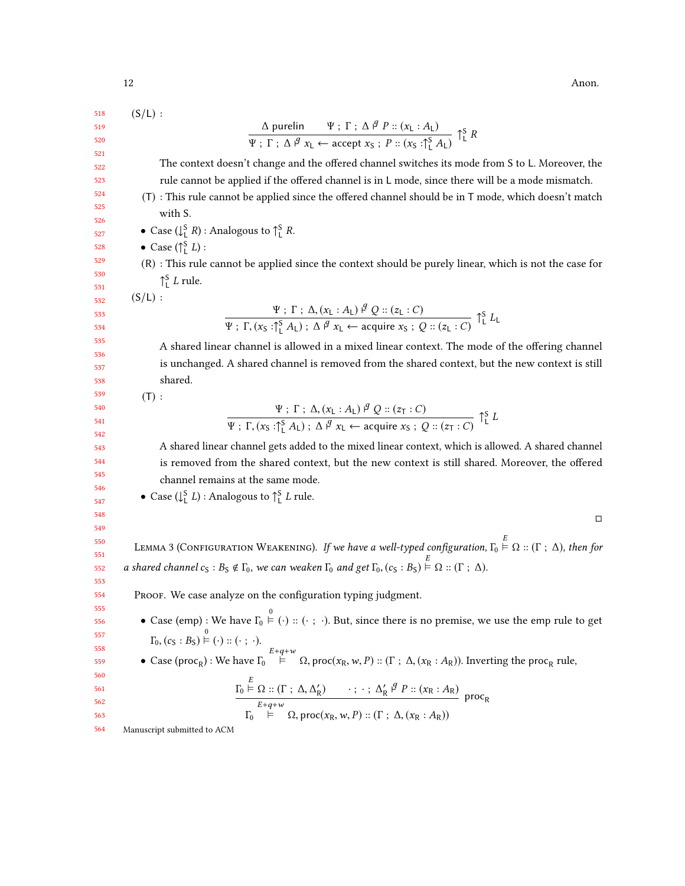(S/L) :

$$\frac{\Delta \text{ purelin} \qquad \Psi \,;\, \Gamma \,;\, \Delta \vDash^{g} P :: (x_{\mathsf{L}} : A_{\mathsf{L}})}{\Psi \,;\, \Gamma \,;\, \Delta \vDash^{g} x_{\mathsf{L}} \leftarrow \text{accept } x_{\mathsf{S}} \,;\, P :: (x_{\mathsf{S}} : \uparrow^{\mathsf{S}}_{\mathsf{L}} A_{\mathsf{L}})} \uparrow^{\mathsf{S}}_{\mathsf{L}} R$$

The context doesn't change and the offered channel switches its mode from S to L. Moreover, the rule cannot be applied if the offered channel is in L mode, since there will be a mode mismatch.

(T) : This rule cannot be applied since the offered channel should be in T mode, which doesn't match with S.

- Case ($\downarrow^{\mathsf{S}}_{\mathsf{L}} R$) : Analogous to $\uparrow^{\mathsf{S}}_{\mathsf{L}} R$.
- Case ($\uparrow^{\mathsf{S}}_{\mathsf{L}} L$) :

(R) : This rule cannot be applied since the context should be purely linear, which is not the case for $\uparrow^{\mathsf{S}}_{\mathsf{L}} L$ rule.

(S/L) :

$$\frac{\Psi \,;\, \Gamma \,;\, \Delta, (x_{\mathsf{L}} : A_{\mathsf{L}}) \vDash^{g} Q :: (z_{\mathsf{L}} : C)}{\Psi \,;\, \Gamma, (x_{\mathsf{S}} : \uparrow^{\mathsf{S}}_{\mathsf{L}} A_{\mathsf{L}}) \,;\, \Delta \vDash^{g} x_{\mathsf{L}} \leftarrow \text{acquire } x_{\mathsf{S}} \,;\, Q :: (z_{\mathsf{L}} : C)} \uparrow^{\mathsf{S}}_{\mathsf{L}} L_{\mathsf{L}}$$

A shared linear channel is allowed in a mixed linear context. The mode of the offering channel is unchanged. A shared channel is removed from the shared context, but the new context is still shared.

(T) :

$$\frac{\Psi \,;\, \Gamma \,;\, \Delta, (x_{\mathsf{L}} : A_{\mathsf{L}}) \vDash^{g} Q :: (z_{\mathsf{T}} : C)}{\Psi \,;\, \Gamma, (x_{\mathsf{S}} : \uparrow^{\mathsf{S}}_{\mathsf{L}} A_{\mathsf{L}}) \,;\, \Delta \vDash^{g} x_{\mathsf{L}} \leftarrow \text{acquire } x_{\mathsf{S}} \,;\, Q :: (z_{\mathsf{T}} : C)} \uparrow^{\mathsf{S}}_{\mathsf{L}} L$$

A shared linear channel gets added to the mixed linear context, which is allowed. A shared channel is removed from the shared context, but the new context is still shared. Moreover, the offered channel remains at the same mode.

- Case ($\downarrow^{\mathsf{S}}_{\mathsf{L}} L$) : Analogous to $\uparrow^{\mathsf{S}}_{\mathsf{L}} L$ rule.

□

Lemma 3 (Configuration Weakening). *If we have a well-typed configuration, $\Gamma_0 \overset{E}{\vDash} \Omega :: (\Gamma \,;\, \Delta)$, then for a shared channel $c_{\mathsf{S}} : B_{\mathsf{S}} \notin \Gamma_0$, we can weaken $\Gamma_0$ and get $\Gamma_0, (c_{\mathsf{S}} : B_{\mathsf{S}}) \overset{E}{\vDash} \Omega :: (\Gamma \,;\, \Delta)$.*

Proof. We case analyze on the configuration typing judgment.

- Case (emp) : We have $\Gamma_0 \overset{0}{\vDash} (\cdot) :: (\cdot \,;\, \cdot)$. But, since there is no premise, we use the emp rule to get $\Gamma_0, (c_{\mathsf{S}} : B_{\mathsf{S}}) \overset{0}{\vDash} (\cdot) :: (\cdot \,;\, \cdot)$.
- Case ($\text{proc}_{\mathsf{R}}$) : We have $\Gamma_0 \overset{E+q+w}{\vDash} \Omega, \text{proc}(x_{\mathsf{R}}, w, P) :: (\Gamma \,;\, \Delta, (x_{\mathsf{R}} : A_{\mathsf{R}}))$. Inverting the $\text{proc}_{\mathsf{R}}$ rule,

$$\frac{\Gamma_0 \overset{E}{\vDash} \Omega :: (\Gamma \,;\, \Delta, \Delta'_{\mathsf{R}}) \qquad \cdot \,;\, \cdot \,;\, \Delta'_{\mathsf{R}} \vDash^{g} P :: (x_{\mathsf{R}} : A_{\mathsf{R}})}{\Gamma_0 \overset{E+q+w}{\vDash} \Omega, \text{proc}(x_{\mathsf{R}}, w, P) :: (\Gamma \,;\, \Delta, (x_{\mathsf{R}} : A_{\mathsf{R}}))} \text{proc}_{\mathsf{R}}$$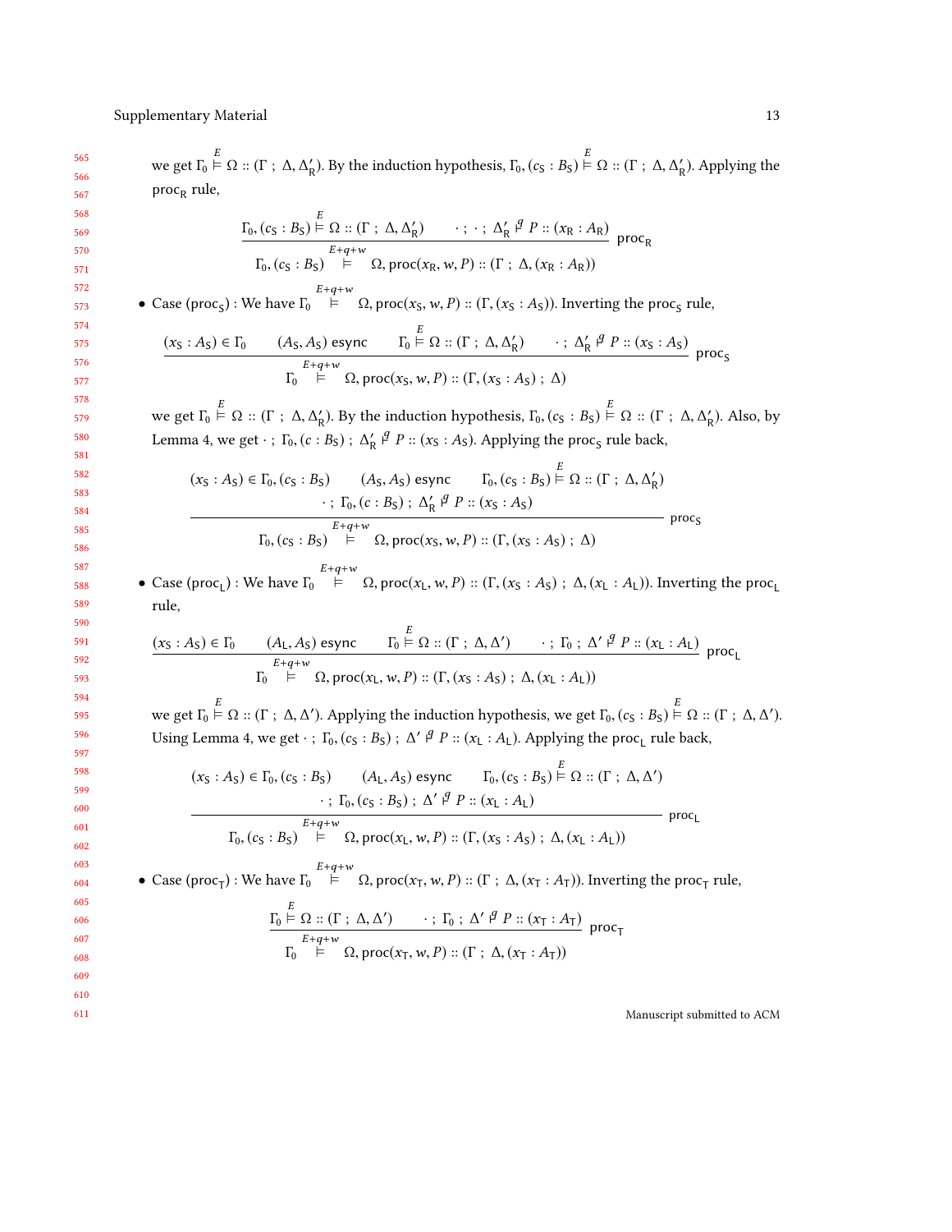we get $\Gamma_0 \overset{E}{\vDash} \Omega :: (\Gamma \,;\, \Delta, \Delta'_\mathsf{R})$. By the induction hypothesis, $\Gamma_0, (c_\mathsf{S} : B_\mathsf{S}) \overset{E}{\vDash} \Omega :: (\Gamma \,;\, \Delta, \Delta'_\mathsf{R})$. Applying the $\mathsf{proc}_\mathsf{R}$ rule,

$$\frac{\Gamma_0, (c_\mathsf{S} : B_\mathsf{S}) \overset{E}{\vDash} \Omega :: (\Gamma \,;\, \Delta, \Delta'_\mathsf{R}) \qquad \cdot \,;\, \cdot \,;\, \Delta'_\mathsf{R} \overset{q}{\vdash} P :: (x_\mathsf{R} : A_\mathsf{R})}{\Gamma_0, (c_\mathsf{S} : B_\mathsf{S}) \overset{E+q+w}{\vDash} \Omega, \mathsf{proc}(x_\mathsf{R}, w, P) :: (\Gamma \,;\, \Delta, (x_\mathsf{R} : A_\mathsf{R}))} \;\mathsf{proc}_\mathsf{R}$$

- Case $(\mathsf{proc}_\mathsf{S})$ : We have $\Gamma_0 \overset{E+q+w}{\vDash} \Omega, \mathsf{proc}(x_\mathsf{S}, w, P) :: (\Gamma, (x_\mathsf{S} : A_\mathsf{S}))$. Inverting the $\mathsf{proc}_\mathsf{S}$ rule,

$$\frac{(x_\mathsf{S} : A_\mathsf{S}) \in \Gamma_0 \qquad (A_\mathsf{S}, A_\mathsf{S})\ \mathsf{esync} \qquad \Gamma_0 \overset{E}{\vDash} \Omega :: (\Gamma \,;\, \Delta, \Delta'_\mathsf{R}) \qquad \cdot \,;\, \Delta'_\mathsf{R} \overset{q}{\vdash} P :: (x_\mathsf{S} : A_\mathsf{S})}{\Gamma_0 \overset{E+q+w}{\vDash} \Omega, \mathsf{proc}(x_\mathsf{S}, w, P) :: (\Gamma, (x_\mathsf{S} : A_\mathsf{S}) \,;\, \Delta)} \;\mathsf{proc}_\mathsf{S}$$

we get $\Gamma_0 \overset{E}{\vDash} \Omega :: (\Gamma \,;\, \Delta, \Delta'_\mathsf{R})$. By the induction hypothesis, $\Gamma_0, (c_\mathsf{S} : B_\mathsf{S}) \overset{E}{\vDash} \Omega :: (\Gamma \,;\, \Delta, \Delta'_\mathsf{R})$. Also, by Lemma 4, we get $\cdot \,;\, \Gamma_0, (c : B_\mathsf{S}) \,;\, \Delta'_\mathsf{R} \overset{q}{\vdash} P :: (x_\mathsf{S} : A_\mathsf{S})$. Applying the $\mathsf{proc}_\mathsf{S}$ rule back,

$$\frac{\begin{array}{c}(x_\mathsf{S} : A_\mathsf{S}) \in \Gamma_0, (c_\mathsf{S} : B_\mathsf{S}) \qquad (A_\mathsf{S}, A_\mathsf{S})\ \mathsf{esync} \qquad \Gamma_0, (c_\mathsf{S} : B_\mathsf{S}) \overset{E}{\vDash} \Omega :: (\Gamma \,;\, \Delta, \Delta'_\mathsf{R}) \\ \cdot \,;\, \Gamma_0, (c : B_\mathsf{S}) \,;\, \Delta'_\mathsf{R} \overset{q}{\vdash} P :: (x_\mathsf{S} : A_\mathsf{S})\end{array}}{\Gamma_0, (c_\mathsf{S} : B_\mathsf{S}) \overset{E+q+w}{\vDash} \Omega, \mathsf{proc}(x_\mathsf{S}, w, P) :: (\Gamma, (x_\mathsf{S} : A_\mathsf{S}) \,;\, \Delta)} \;\mathsf{proc}_\mathsf{S}$$

- Case $(\mathsf{proc}_\mathsf{L})$ : We have $\Gamma_0 \overset{E+q+w}{\vDash} \Omega, \mathsf{proc}(x_\mathsf{L}, w, P) :: (\Gamma, (x_\mathsf{S} : A_\mathsf{S}) \,;\, \Delta, (x_\mathsf{L} : A_\mathsf{L}))$. Inverting the $\mathsf{proc}_\mathsf{L}$ rule,

$$\frac{(x_\mathsf{S} : A_\mathsf{S}) \in \Gamma_0 \qquad (A_\mathsf{L}, A_\mathsf{S})\ \mathsf{esync} \qquad \Gamma_0 \overset{E}{\vDash} \Omega :: (\Gamma \,;\, \Delta, \Delta') \qquad \cdot \,;\, \Gamma_0 \,;\, \Delta' \overset{q}{\vdash} P :: (x_\mathsf{L} : A_\mathsf{L})}{\Gamma_0 \overset{E+q+w}{\vDash} \Omega, \mathsf{proc}(x_\mathsf{L}, w, P) :: (\Gamma, (x_\mathsf{S} : A_\mathsf{S}) \,;\, \Delta, (x_\mathsf{L} : A_\mathsf{L}))} \;\mathsf{proc}_\mathsf{L}$$

we get $\Gamma_0 \overset{E}{\vDash} \Omega :: (\Gamma \,;\, \Delta, \Delta')$. Applying the induction hypothesis, we get $\Gamma_0, (c_\mathsf{S} : B_\mathsf{S}) \overset{E}{\vDash} \Omega :: (\Gamma \,;\, \Delta, \Delta')$. Using Lemma 4, we get $\cdot \,;\, \Gamma_0, (c_\mathsf{S} : B_\mathsf{S}) \,;\, \Delta' \overset{q}{\vdash} P :: (x_\mathsf{L} : A_\mathsf{L})$. Applying the $\mathsf{proc}_\mathsf{L}$ rule back,

$$\frac{\begin{array}{c}(x_\mathsf{S} : A_\mathsf{S}) \in \Gamma_0, (c_\mathsf{S} : B_\mathsf{S}) \qquad (A_\mathsf{L}, A_\mathsf{S})\ \mathsf{esync} \qquad \Gamma_0, (c_\mathsf{S} : B_\mathsf{S}) \overset{E}{\vDash} \Omega :: (\Gamma \,;\, \Delta, \Delta') \\ \cdot \,;\, \Gamma_0, (c_\mathsf{S} : B_\mathsf{S}) \,;\, \Delta' \overset{q}{\vdash} P :: (x_\mathsf{L} : A_\mathsf{L})\end{array}}{\Gamma_0, (c_\mathsf{S} : B_\mathsf{S}) \overset{E+q+w}{\vDash} \Omega, \mathsf{proc}(x_\mathsf{L}, w, P) :: (\Gamma, (x_\mathsf{S} : A_\mathsf{S}) \,;\, \Delta, (x_\mathsf{L} : A_\mathsf{L}))} \;\mathsf{proc}_\mathsf{L}$$

- Case $(\mathsf{proc}_\mathsf{T})$ : We have $\Gamma_0 \overset{E+q+w}{\vDash} \Omega, \mathsf{proc}(x_\mathsf{T}, w, P) :: (\Gamma \,;\, \Delta, (x_\mathsf{T} : A_\mathsf{T}))$. Inverting the $\mathsf{proc}_\mathsf{T}$ rule,

$$\frac{\Gamma_0 \overset{E}{\vDash} \Omega :: (\Gamma \,;\, \Delta, \Delta') \qquad \cdot \,;\, \Gamma_0 \,;\, \Delta' \overset{q}{\vdash} P :: (x_\mathsf{T} : A_\mathsf{T})}{\Gamma_0 \overset{E+q+w}{\vDash} \Omega, \mathsf{proc}(x_\mathsf{T}, w, P) :: (\Gamma \,;\, \Delta, (x_\mathsf{T} : A_\mathsf{T}))} \;\mathsf{proc}_\mathsf{T}$$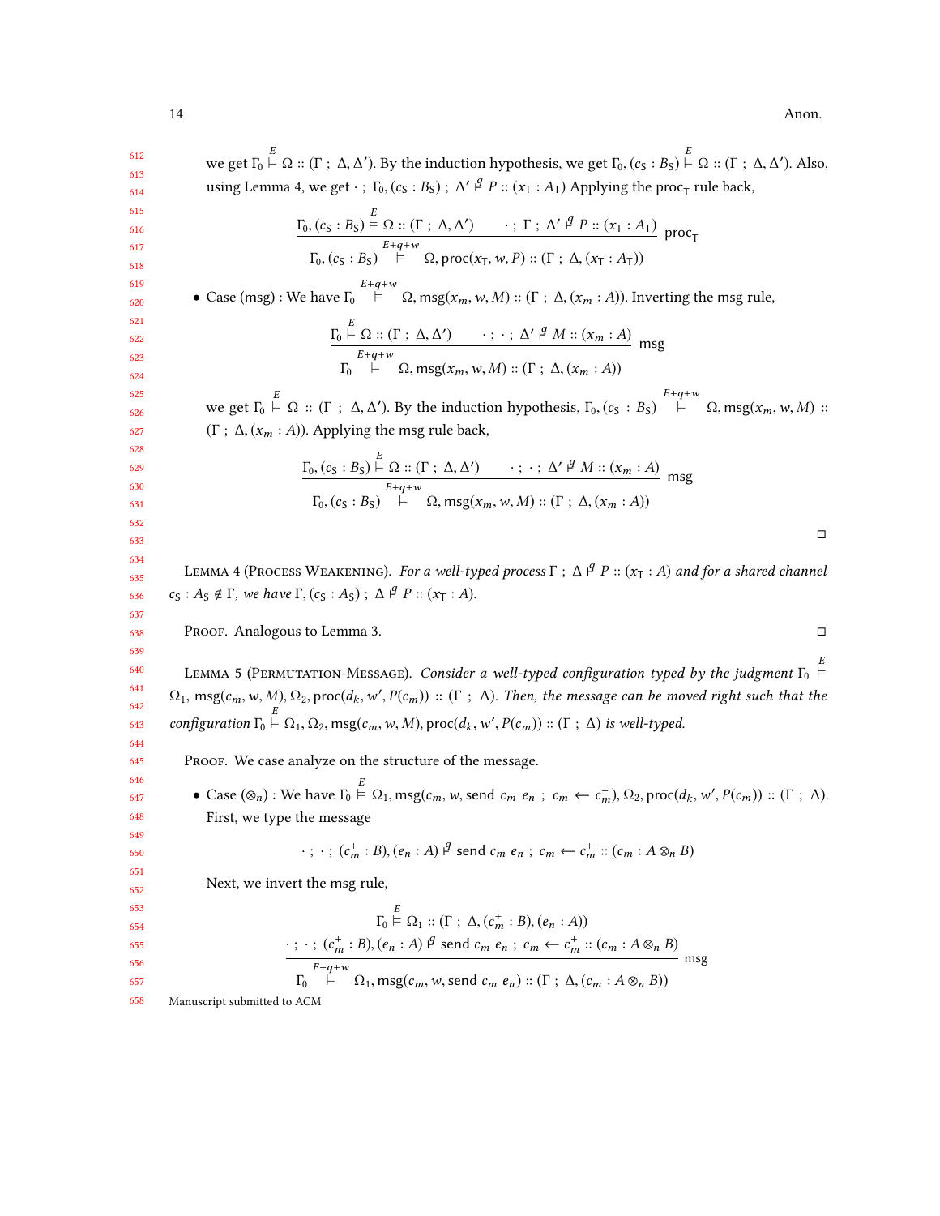we get $\Gamma_0 \overset{E}{\vDash} \Omega :: (\Gamma \; ; \; \Delta, \Delta')$. By the induction hypothesis, we get $\Gamma_0, (c_\mathsf{S} : B_\mathsf{S}) \overset{E}{\vDash} \Omega :: (\Gamma \; ; \; \Delta, \Delta')$. Also, using Lemma 4, we get $\cdot \; ; \; \Gamma_0, (c_\mathsf{S} : B_\mathsf{S}) \; ; \; \Delta' \overset{q}{\vdash} P :: (x_\mathsf{T} : A_\mathsf{T})$ Applying the $\mathsf{proc}_\mathsf{T}$ rule back,

$$\frac{\Gamma_0, (c_\mathsf{S} : B_\mathsf{S}) \overset{E}{\vDash} \Omega :: (\Gamma \; ; \; \Delta, \Delta') \qquad \cdot \; ; \; \Gamma \; ; \; \Delta' \overset{q}{\vdash} P :: (x_\mathsf{T} : A_\mathsf{T})}{\Gamma_0, (c_\mathsf{S} : B_\mathsf{S}) \overset{E+q+w}{\vDash} \Omega, \mathsf{proc}(x_\mathsf{T}, w, P) :: (\Gamma \; ; \; \Delta, (x_\mathsf{T} : A_\mathsf{T}))} \; \mathsf{proc}_\mathsf{T}$$

- Case (msg) : We have $\Gamma_0 \overset{E+q+w}{\vDash} \Omega, \mathsf{msg}(x_m, w, M) :: (\Gamma \; ; \; \Delta, (x_m : A))$. Inverting the msg rule,

$$\frac{\Gamma_0 \overset{E}{\vDash} \Omega :: (\Gamma \; ; \; \Delta, \Delta') \qquad \cdot \; ; \; \cdot \; ; \; \Delta' \overset{q}{\vdash} M :: (x_m : A)}{\Gamma_0 \overset{E+q+w}{\vDash} \Omega, \mathsf{msg}(x_m, w, M) :: (\Gamma \; ; \; \Delta, (x_m : A))} \; \mathsf{msg}$$

we get $\Gamma_0 \overset{E}{\vDash} \Omega :: (\Gamma \; ; \; \Delta, \Delta')$. By the induction hypothesis, $\Gamma_0, (c_\mathsf{S} : B_\mathsf{S}) \overset{E+q+w}{\vDash} \Omega, \mathsf{msg}(x_m, w, M) :: (\Gamma \; ; \; \Delta, (x_m : A))$. Applying the msg rule back,

$$\frac{\Gamma_0, (c_\mathsf{S} : B_\mathsf{S}) \overset{E}{\vDash} \Omega :: (\Gamma \; ; \; \Delta, \Delta') \qquad \cdot \; ; \; \cdot \; ; \; \Delta' \overset{q}{\vdash} M :: (x_m : A)}{\Gamma_0, (c_\mathsf{S} : B_\mathsf{S}) \overset{E+q+w}{\vDash} \Omega, \mathsf{msg}(x_m, w, M) :: (\Gamma \; ; \; \Delta, (x_m : A))} \; \mathsf{msg}$$

□

**Lemma 4** (Process Weakening). *For a well-typed process $\Gamma \; ; \; \Delta \overset{q}{\vdash} P :: (x_\mathsf{T} : A)$ and for a shared channel $c_\mathsf{S} : A_\mathsf{S} \notin \Gamma$, we have $\Gamma, (c_\mathsf{S} : A_\mathsf{S}) \; ; \; \Delta \overset{q}{\vdash} P :: (x_\mathsf{T} : A)$.*

*Proof.* Analogous to Lemma 3. □

**Lemma 5** (Permutation-Message). *Consider a well-typed configuration typed by the judgment $\Gamma_0 \overset{E}{\vDash} \Omega_1, \mathsf{msg}(c_m, w, M), \Omega_2, \mathsf{proc}(d_k, w', P(c_m)) :: (\Gamma \; ; \; \Delta)$. Then, the message can be moved right such that the configuration $\Gamma_0 \overset{E}{\vDash} \Omega_1, \Omega_2, \mathsf{msg}(c_m, w, M), \mathsf{proc}(d_k, w', P(c_m)) :: (\Gamma \; ; \; \Delta)$ is well-typed.*

*Proof.* We case analyze on the structure of the message.

- Case $(\otimes_n)$ : We have $\Gamma_0 \overset{E}{\vDash} \Omega_1, \mathsf{msg}(c_m, w, \mathsf{send} \; c_m \; e_n \; ; \; c_m \leftarrow c_m^+), \Omega_2, \mathsf{proc}(d_k, w', P(c_m)) :: (\Gamma \; ; \; \Delta)$. First, we type the message

$$\cdot \; ; \; \cdot \; ; \; (c_m^+ : B), (e_n : A) \overset{q}{\vdash} \mathsf{send} \; c_m \; e_n \; ; \; c_m \leftarrow c_m^+ :: (c_m : A \otimes_n B)$$

Next, we invert the msg rule,

$$\frac{\Gamma_0 \overset{E}{\vDash} \Omega_1 :: (\Gamma \; ; \; \Delta, (c_m^+ : B), (e_n : A)) \qquad \cdot \; ; \; \cdot \; ; \; (c_m^+ : B), (e_n : A) \overset{q}{\vdash} \mathsf{send} \; c_m \; e_n \; ; \; c_m \leftarrow c_m^+ :: (c_m : A \otimes_n B)}{\Gamma_0 \overset{E+q+w}{\vDash} \Omega_1, \mathsf{msg}(c_m, w, \mathsf{send} \; c_m \; e_n) :: (\Gamma \; ; \; \Delta, (c_m : A \otimes_n B))} \; \mathsf{msg}$$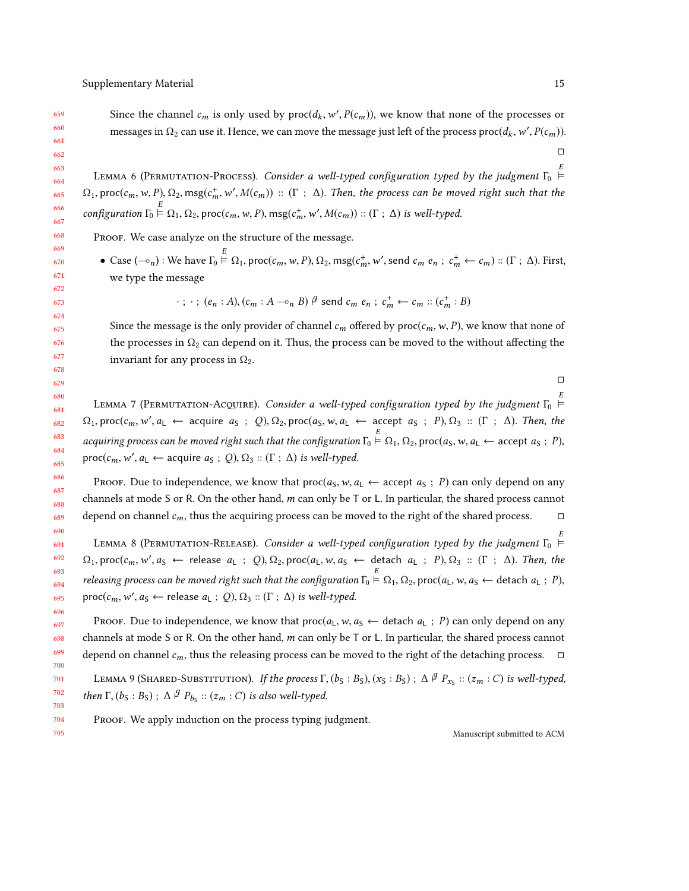Since the channel $c_m$ is only used by $\text{proc}(d_k, w', P(c_m))$, we know that none of the processes or messages in $\Omega_2$ can use it. Hence, we can move the message just left of the process $\text{proc}(d_k, w', P(c_m))$. ◻

Lemma 6 (Permutation-Process). *Consider a well-typed configuration typed by the judgment* $\Gamma_0 \overset{E}{\vDash} \Omega_1, \text{proc}(c_m, w, P), \Omega_2, \text{msg}(c_m^+, w', M(c_m)) :: (\Gamma \ ; \ \Delta)$. *Then, the process can be moved right such that the configuration* $\Gamma_0 \overset{E}{\vDash} \Omega_1, \Omega_2, \text{proc}(c_m, w, P), \text{msg}(c_m^+, w', M(c_m)) :: (\Gamma \ ; \ \Delta)$ *is well-typed.*

Proof. We case analyze on the structure of the message.

- Case $(\multimap_n)$ : We have $\Gamma_0 \overset{E}{\vDash} \Omega_1, \text{proc}(c_m, w, P), \Omega_2, \text{msg}(c_m^+, w', \text{send } c_m \ e_n \ ; \ c_m^+ \leftarrow c_m) :: (\Gamma \ ; \ \Delta)$. First, we type the message

$$\cdot \ ; \ \cdot \ ; \ (e_n : A), (c_m : A \multimap_n B) \overset{q}{\vdash} \text{send } c_m \ e_n \ ; \ c_m^+ \leftarrow c_m :: (c_m^+ : B)$$

Since the message is the only provider of channel $c_m$ offered by $\text{proc}(c_m, w, P)$, we know that none of the processes in $\Omega_2$ can depend on it. Thus, the process can be moved to the without affecting the invariant for any process in $\Omega_2$.

◻

Lemma 7 (Permutation-Acquire). *Consider a well-typed configuration typed by the judgment* $\Gamma_0 \overset{E}{\vDash} \Omega_1, \text{proc}(c_m, w', a_{\mathsf{L}} \leftarrow \text{acquire } a_{\mathsf{S}} \ ; \ Q), \Omega_2, \text{proc}(a_{\mathsf{S}}, w, a_{\mathsf{L}} \leftarrow \text{accept } a_{\mathsf{S}} \ ; \ P), \Omega_3 :: (\Gamma \ ; \ \Delta)$. *Then, the acquiring process can be moved right such that the configuration* $\Gamma_0 \overset{E}{\vDash} \Omega_1, \Omega_2, \text{proc}(a_{\mathsf{S}}, w, a_{\mathsf{L}} \leftarrow \text{accept } a_{\mathsf{S}} \ ; \ P), \text{proc}(c_m, w', a_{\mathsf{L}} \leftarrow \text{acquire } a_{\mathsf{S}} \ ; \ Q), \Omega_3 :: (\Gamma \ ; \ \Delta)$ *is well-typed.*

Proof. Due to independence, we know that $\text{proc}(a_{\mathsf{S}}, w, a_{\mathsf{L}} \leftarrow \text{accept } a_{\mathsf{S}} \ ; \ P)$ can only depend on any channels at mode $\mathsf{S}$ or $\mathsf{R}$. On the other hand, $m$ can only be $\mathsf{T}$ or $\mathsf{L}$. In particular, the shared process cannot depend on channel $c_m$, thus the acquiring process can be moved to the right of the shared process. ◻

Lemma 8 (Permutation-Release). *Consider a well-typed configuration typed by the judgment* $\Gamma_0 \overset{E}{\vDash} \Omega_1, \text{proc}(c_m, w', a_{\mathsf{S}} \leftarrow \text{release } a_{\mathsf{L}} \ ; \ Q), \Omega_2, \text{proc}(a_{\mathsf{L}}, w, a_{\mathsf{S}} \leftarrow \text{detach } a_{\mathsf{L}} \ ; \ P), \Omega_3 :: (\Gamma \ ; \ \Delta)$. *Then, the releasing process can be moved right such that the configuration* $\Gamma_0 \overset{E}{\vDash} \Omega_1, \Omega_2, \text{proc}(a_{\mathsf{L}}, w, a_{\mathsf{S}} \leftarrow \text{detach } a_{\mathsf{L}} \ ; \ P), \text{proc}(c_m, w', a_{\mathsf{S}} \leftarrow \text{release } a_{\mathsf{L}} \ ; \ Q), \Omega_3 :: (\Gamma \ ; \ \Delta)$ *is well-typed.*

Proof. Due to independence, we know that $\text{proc}(a_{\mathsf{L}}, w, a_{\mathsf{S}} \leftarrow \text{detach } a_{\mathsf{L}} \ ; \ P)$ can only depend on any channels at mode $\mathsf{S}$ or $\mathsf{R}$. On the other hand, $m$ can only be $\mathsf{T}$ or $\mathsf{L}$. In particular, the shared process cannot depend on channel $c_m$, thus the releasing process can be moved to the right of the detaching process. ◻

Lemma 9 (Shared-Substitution). *If the process* $\Gamma, (b_{\mathsf{S}} : B_{\mathsf{S}}), (x_{\mathsf{S}} : B_{\mathsf{S}}) \ ; \ \Delta \overset{q}{\vdash} P_{x_{\mathsf{S}}} :: (z_m : C)$ *is well-typed, then* $\Gamma, (b_{\mathsf{S}} : B_{\mathsf{S}}) \ ; \ \Delta \overset{q}{\vdash} P_{b_{\mathsf{S}}} :: (z_m : C)$ *is also well-typed.*

Proof. We apply induction on the process typing judgment.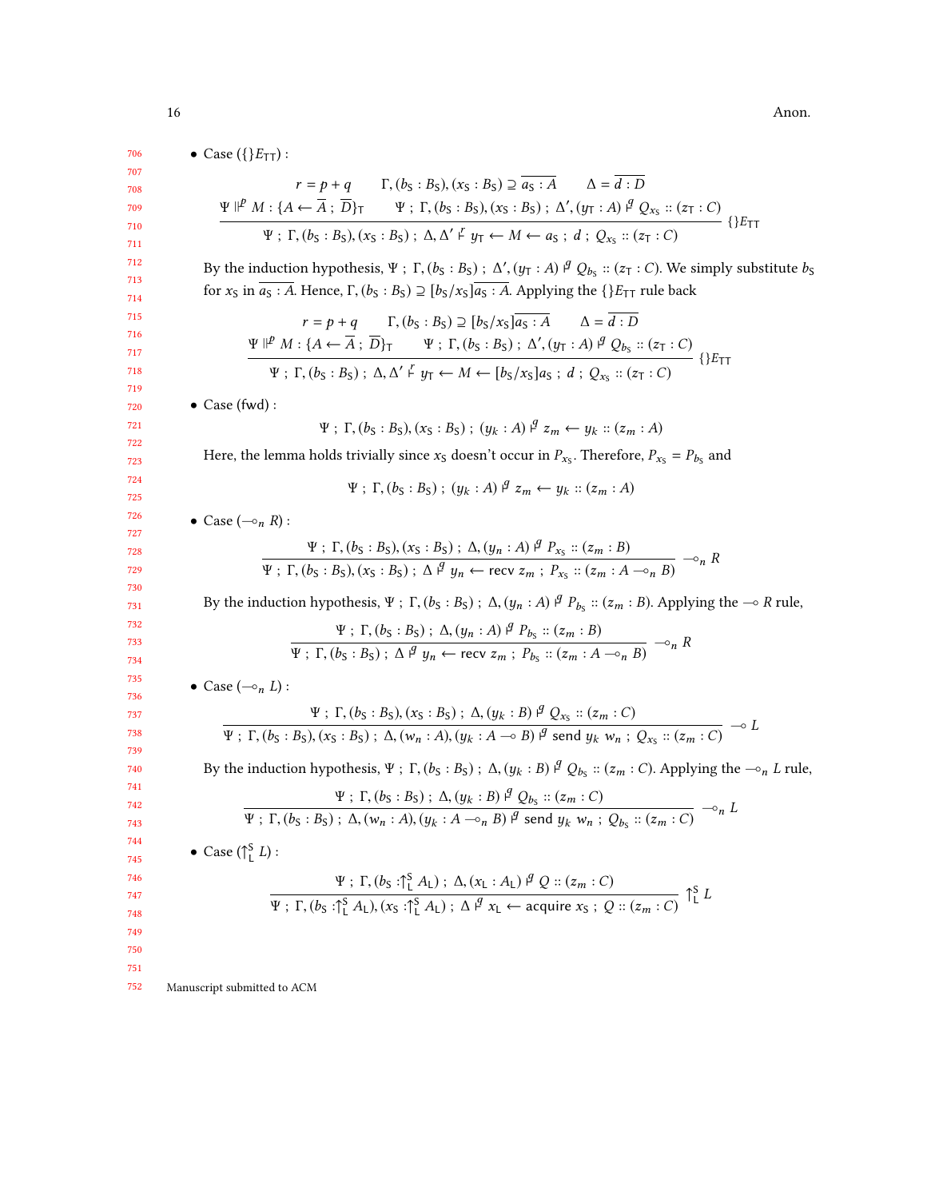- Case ($\{\}E_{\mathsf{TT}}$) :

$$\frac{\Psi \Vdash^{p} M : \{A \leftarrow \overline{A} \,;\, \overline{D}\}_{\mathsf{T}} \qquad \begin{array}{c} r = p + q \qquad \Gamma, (b_{\mathsf{S}} : B_{\mathsf{S}}), (x_{\mathsf{S}} : B_{\mathsf{S}}) \supseteq \overline{a_{\mathsf{S}} : A} \qquad \Delta = \overline{d : D} \\ \Psi \,;\, \Gamma, (b_{\mathsf{S}} : B_{\mathsf{S}}), (x_{\mathsf{S}} : B_{\mathsf{S}}) \,;\, \Delta', (y_{\mathsf{T}} : A) \vDash^{q} Q_{x_{\mathsf{S}}} :: (z_{\mathsf{T}} : C) \end{array}}{\Psi \,;\, \Gamma, (b_{\mathsf{S}} : B_{\mathsf{S}}), (x_{\mathsf{S}} : B_{\mathsf{S}}) \,;\, \Delta, \Delta' \vDash^{r} y_{\mathsf{T}} \leftarrow M \leftarrow a_{\mathsf{S}} \,;\, d \,;\, Q_{x_{\mathsf{S}}} :: (z_{\mathsf{T}} : C)} \{\}E_{\mathsf{TT}}$$

By the induction hypothesis, $\Psi \,;\, \Gamma, (b_{\mathsf{S}} : B_{\mathsf{S}}) \,;\, \Delta', (y_{\mathsf{T}} : A) \vDash^{q} Q_{b_{\mathsf{S}}} :: (z_{\mathsf{T}} : C)$. We simply substitute $b_{\mathsf{S}}$ for $x_{\mathsf{S}}$ in $\overline{a_{\mathsf{S}} : A}$. Hence, $\Gamma, (b_{\mathsf{S}} : B_{\mathsf{S}}) \supseteq [b_{\mathsf{S}}/x_{\mathsf{S}}]\overline{a_{\mathsf{S}} : A}$. Applying the $\{\}E_{\mathsf{TT}}$ rule back

$$\frac{\Psi \Vdash^{p} M : \{A \leftarrow \overline{A} \,;\, \overline{D}\}_{\mathsf{T}} \qquad \begin{array}{c} r = p + q \qquad \Gamma, (b_{\mathsf{S}} : B_{\mathsf{S}}) \supseteq [b_{\mathsf{S}}/x_{\mathsf{S}}]\overline{a_{\mathsf{S}} : A} \qquad \Delta = \overline{d : D} \\ \Psi \,;\, \Gamma, (b_{\mathsf{S}} : B_{\mathsf{S}}) \,;\, \Delta', (y_{\mathsf{T}} : A) \vDash^{q} Q_{b_{\mathsf{S}}} :: (z_{\mathsf{T}} : C) \end{array}}{\Psi \,;\, \Gamma, (b_{\mathsf{S}} : B_{\mathsf{S}}) \,;\, \Delta, \Delta' \vDash^{r} y_{\mathsf{T}} \leftarrow M \leftarrow [b_{\mathsf{S}}/x_{\mathsf{S}}]a_{\mathsf{S}} \,;\, d \,;\, Q_{x_{\mathsf{S}}} :: (z_{\mathsf{T}} : C)} \{\}E_{\mathsf{TT}}$$

- Case (fwd) :

$$\Psi \,;\, \Gamma, (b_{\mathsf{S}} : B_{\mathsf{S}}), (x_{\mathsf{S}} : B_{\mathsf{S}}) \,;\, (y_k : A) \vDash^{g} z_m \leftarrow y_k :: (z_m : A)$$

Here, the lemma holds trivially since $x_{\mathsf{S}}$ doesn't occur in $P_{x_{\mathsf{S}}}$. Therefore, $P_{x_{\mathsf{S}}} = P_{b_{\mathsf{S}}}$ and

$$\Psi \,;\, \Gamma, (b_{\mathsf{S}} : B_{\mathsf{S}}) \,;\, (y_k : A) \vDash^{g} z_m \leftarrow y_k :: (z_m : A)$$

- Case ($\multimap_n R$) :

$$\frac{\Psi \,;\, \Gamma, (b_{\mathsf{S}} : B_{\mathsf{S}}), (x_{\mathsf{S}} : B_{\mathsf{S}}) \,;\, \Delta, (y_n : A) \vDash^{g} P_{x_{\mathsf{S}}} :: (z_m : B)}{\Psi \,;\, \Gamma, (b_{\mathsf{S}} : B_{\mathsf{S}}), (x_{\mathsf{S}} : B_{\mathsf{S}}) \,;\, \Delta \vDash^{g} y_n \leftarrow \mathsf{recv}\ z_m \,;\, P_{x_{\mathsf{S}}} :: (z_m : A \multimap_n B)} \multimap_n R$$

By the induction hypothesis, $\Psi \,;\, \Gamma, (b_{\mathsf{S}} : B_{\mathsf{S}}) \,;\, \Delta, (y_n : A) \vDash^{g} P_{b_{\mathsf{S}}} :: (z_m : B)$. Applying the $\multimap R$ rule,

$$\frac{\Psi \,;\, \Gamma, (b_{\mathsf{S}} : B_{\mathsf{S}}) \,;\, \Delta, (y_n : A) \vDash^{g} P_{b_{\mathsf{S}}} :: (z_m : B)}{\Psi \,;\, \Gamma, (b_{\mathsf{S}} : B_{\mathsf{S}}) \,;\, \Delta \vDash^{g} y_n \leftarrow \mathsf{recv}\ z_m \,;\, P_{b_{\mathsf{S}}} :: (z_m : A \multimap_n B)} \multimap_n R$$

- Case ($\multimap_n L$) :

$$\frac{\Psi \,;\, \Gamma, (b_{\mathsf{S}} : B_{\mathsf{S}}), (x_{\mathsf{S}} : B_{\mathsf{S}}) \,;\, \Delta, (y_k : B) \vDash^{g} Q_{x_{\mathsf{S}}} :: (z_m : C)}{\Psi \,;\, \Gamma, (b_{\mathsf{S}} : B_{\mathsf{S}}), (x_{\mathsf{S}} : B_{\mathsf{S}}) \,;\, \Delta, (w_n : A), (y_k : A \multimap B) \vDash^{g} \mathsf{send}\ y_k\ w_n \,;\, Q_{x_{\mathsf{S}}} :: (z_m : C)} \multimap L$$

By the induction hypothesis, $\Psi \,;\, \Gamma, (b_{\mathsf{S}} : B_{\mathsf{S}}) \,;\, \Delta, (y_k : B) \vDash^{g} Q_{b_{\mathsf{S}}} :: (z_m : C)$. Applying the $\multimap_n L$ rule,

$$\frac{\Psi \,;\, \Gamma, (b_{\mathsf{S}} : B_{\mathsf{S}}) \,;\, \Delta, (y_k : B) \vDash^{g} Q_{b_{\mathsf{S}}} :: (z_m : C)}{\Psi \,;\, \Gamma, (b_{\mathsf{S}} : B_{\mathsf{S}}) \,;\, \Delta, (w_n : A), (y_k : A \multimap_n B) \vDash^{g} \mathsf{send}\ y_k\ w_n \,;\, Q_{b_{\mathsf{S}}} :: (z_m : C)} \multimap_n L$$

- Case ($\uparrow^{\mathsf{S}}_{\mathsf{L}} L$) :

$$\frac{\Psi \,;\, \Gamma, (b_{\mathsf{S}} : \uparrow^{\mathsf{S}}_{\mathsf{L}} A_{\mathsf{L}}) \,;\, \Delta, (x_{\mathsf{L}} : A_{\mathsf{L}}) \vDash^{g} Q :: (z_m : C)}{\Psi \,;\, \Gamma, (b_{\mathsf{S}} : \uparrow^{\mathsf{S}}_{\mathsf{L}} A_{\mathsf{L}}), (x_{\mathsf{S}} : \uparrow^{\mathsf{S}}_{\mathsf{L}} A_{\mathsf{L}}) \,;\, \Delta \vDash^{g} x_{\mathsf{L}} \leftarrow \mathsf{acquire}\ x_{\mathsf{S}} \,;\, Q :: (z_m : C)} \uparrow^{\mathsf{S}}_{\mathsf{L}} L$$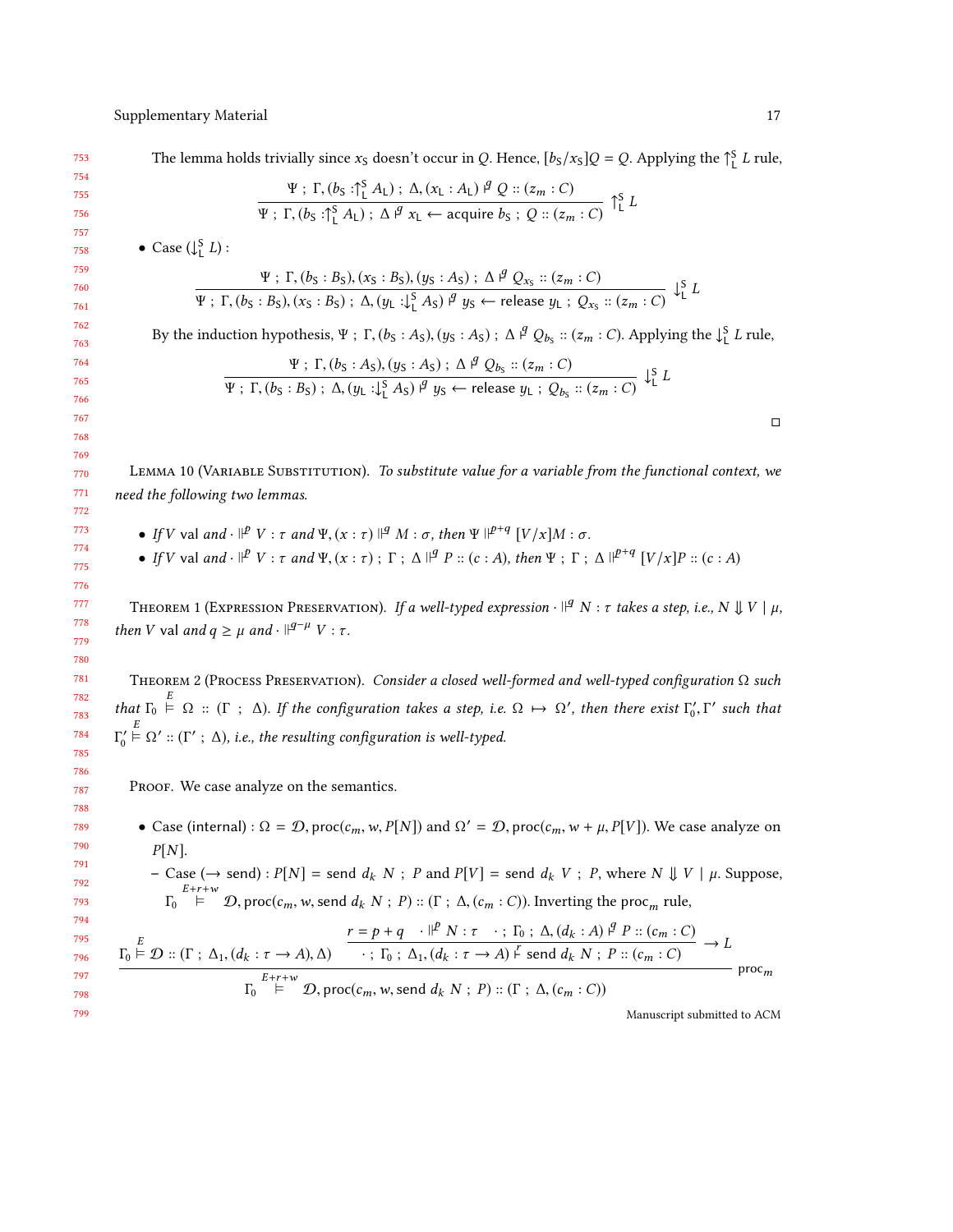The lemma holds trivially since $x_S$ doesn't occur in $Q$. Hence, $[b_S/x_S]Q = Q$. Applying the $\uparrow^S_L L$ rule,

$$\frac{\Psi \;;\; \Gamma, (b_S :\uparrow^S_L A_L) \;;\; \Delta, (x_L : A_L) \vdash^{q} Q :: (z_m : C)}{\Psi \;;\; \Gamma, (b_S :\uparrow^S_L A_L) \;;\; \Delta \vdash^{q} x_L \leftarrow \text{acquire } b_S \;;\; Q :: (z_m : C)} \uparrow^S_L L$$

- Case ($\downarrow^S_L L$) :

$$\frac{\Psi \;;\; \Gamma, (b_S : B_S), (x_S : B_S), (y_S : A_S) \;;\; \Delta \vdash^{q} Q_{x_S} :: (z_m : C)}{\Psi \;;\; \Gamma, (b_S : B_S), (x_S : B_S) \;;\; \Delta, (y_L :\downarrow^S_L A_S) \vdash^{q} y_S \leftarrow \text{release } y_L \;;\; Q_{x_S} :: (z_m : C)} \downarrow^S_L L$$

By the induction hypothesis, $\Psi \;;\; \Gamma, (b_S : A_S), (y_S : A_S) \;;\; \Delta \vdash^{q} Q_{b_S} :: (z_m : C)$. Applying the $\downarrow^S_L L$ rule,

$$\frac{\Psi \;;\; \Gamma, (b_S : A_S), (y_S : A_S) \;;\; \Delta \vdash^{q} Q_{b_S} :: (z_m : C)}{\Psi \;;\; \Gamma, (b_S : B_S) \;;\; \Delta, (y_L :\downarrow^S_L A_S) \vdash^{q} y_S \leftarrow \text{release } y_L \;;\; Q_{b_S} :: (z_m : C)} \downarrow^S_L L$$

□

Lemma 10 (Variable Substitution). *To substitute value for a variable from the functional context, we need the following two lemmas.*

- *If $V$ val and $\cdot \Vdash^{p} V : \tau$ and $\Psi, (x : \tau) \Vdash^{q} M : \sigma$, then $\Psi \Vdash^{p+q} [V/x]M : \sigma$.*
- *If $V$ val and $\cdot \Vdash^{p} V : \tau$ and $\Psi, (x : \tau) \;;\; \Gamma \;;\; \Delta \Vdash^{q} P :: (c : A)$, then $\Psi \;;\; \Gamma \;;\; \Delta \Vdash^{p+q} [V/x]P :: (c : A)$*

Theorem 1 (Expression Preservation). *If a well-typed expression $\cdot \Vdash^{q} N : \tau$ takes a step, i.e., $N \Downarrow V \mid \mu$, then $V$ val and $q \geq \mu$ and $\cdot \Vdash^{q-\mu} V : \tau$.*

Theorem 2 (Process Preservation). *Consider a closed well-formed and well-typed configuration $\Omega$ such that $\Gamma_0 \overset{E}{\vDash} \Omega :: (\Gamma \;;\; \Delta)$. If the configuration takes a step, i.e. $\Omega \mapsto \Omega'$, then there exist $\Gamma_0', \Gamma'$ such that $\Gamma_0' \overset{E}{\vDash} \Omega' :: (\Gamma' \;;\; \Delta)$, i.e., the resulting configuration is well-typed.*

Proof. We case analyze on the semantics.

- Case (internal) : $\Omega = \mathcal{D}, \text{proc}(c_m, w, P[N])$ and $\Omega' = \mathcal{D}, \text{proc}(c_m, w + \mu, P[V])$. We case analyze on $P[N]$.
  - Case ($\rightarrow$ send) : $P[N] = \text{send } d_k \; N \;;\; P$ and $P[V] = \text{send } d_k \; V \;;\; P$, where $N \Downarrow V \mid \mu$. Suppose, $\Gamma_0 \overset{E+r+w}{\vDash} \mathcal{D}, \text{proc}(c_m, w, \text{send } d_k \; N \;;\; P) :: (\Gamma \;;\; \Delta, (c_m : C))$. Inverting the $\text{proc}_m$ rule,

$$\frac{\Gamma_0 \overset{E}{\vDash} \mathcal{D} :: (\Gamma \;;\; \Delta_1, (d_k : \tau \rightarrow A), \Delta) \quad \dfrac{r = p + q \quad \cdot \Vdash^{p} N : \tau \quad \cdot \;;\; \Gamma_0 \;;\; \Delta, (d_k : A) \vdash^{q} P :: (c_m : C)}{\cdot \;;\; \Gamma_0 \;;\; \Delta_1, (d_k : \tau \rightarrow A) \vdash^{r} \text{send } d_k \; N \;;\; P :: (c_m : C)} \rightarrow L}{\Gamma_0 \overset{E+r+w}{\vDash} \mathcal{D}, \text{proc}(c_m, w, \text{send } d_k \; N \;;\; P) :: (\Gamma \;;\; \Delta, (c_m : C))} \text{proc}_m$$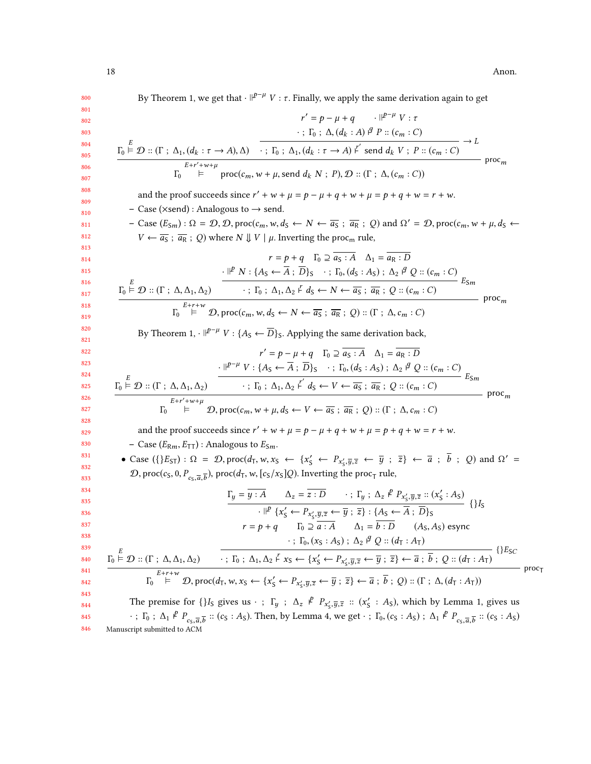By Theorem 1, we get that $\cdot \Vdash^{p-\mu} V : \tau$. Finally, we apply the same derivation again to get

$$
\dfrac{\Gamma_0 \overset{E}{\vDash} \mathcal{D} :: (\Gamma \; ; \; \Delta_1, (d_k : \tau \rightarrow A), \Delta) \qquad \dfrac{r' = p - \mu + q \qquad \cdot \Vdash^{p-\mu} V : \tau \qquad \cdot \; ; \; \Gamma_0 \; ; \; \Delta, (d_k : A) \vDash^{q} P :: (c_m : C)}{\cdot \; ; \; \Gamma_0 \; ; \; \Delta_1, (d_k : \tau \rightarrow A) \vDash^{r'} \mathsf{send}\ d_k\ V \; ; \; P :: (c_m : C)} \rightarrow L}{\Gamma_0 \overset{E+r'+w+\mu}{\vDash} \mathsf{proc}(c_m, w + \mu, \mathsf{send}\ d_k\ N \; ; \; P), \mathcal{D} :: (\Gamma \; ; \; \Delta, (c_m : C))} \mathsf{proc}_m
$$

and the proof succeeds since $r' + w + \mu = p - \mu + q + w + \mu = p + q + w = r + w$.

- Case ($\times$send) : Analogous to $\rightarrow$ send.
- Case ($E_{\mathsf{S}m}$) : $\Omega = \mathcal{D}, \mathcal{D}, \mathsf{proc}(c_m, w, d_{\mathsf{S}} \leftarrow N \leftarrow \overline{a_{\mathsf{S}}} \; ; \; \overline{a_{\mathsf{R}}} \; ; \; Q)$ and $\Omega' = \mathcal{D}, \mathsf{proc}(c_m, w + \mu, d_{\mathsf{S}} \leftarrow V \leftarrow \overline{a_{\mathsf{S}}} \; ; \; \overline{a_{\mathsf{R}}} \; ; \; Q)$ where $N \Downarrow V \mid \mu$. Inverting the $\mathsf{proc}_m$ rule,

$$
\dfrac{\Gamma_0 \overset{E}{\vDash} \mathcal{D} :: (\Gamma \; ; \; \Delta, \Delta_1, \Delta_2) \qquad \dfrac{r = p + q \quad \Gamma_0 \supseteq \overline{a_{\mathsf{S}} : A} \quad \Delta_1 = \overline{a_{\mathsf{R}} : D} \qquad \cdot \Vdash^{p} N : \{A_{\mathsf{S}} \leftarrow \overline{A} \; ; \; \overline{D}\}_{\mathsf{S}} \quad \cdot \; ; \; \Gamma_0, (d_{\mathsf{S}} : A_{\mathsf{S}}) \; ; \; \Delta_2 \vDash^{q} Q :: (c_m : C)}{\cdot \; ; \; \Gamma_0 \; ; \; \Delta_1, \Delta_2 \vDash^{r} d_{\mathsf{S}} \leftarrow N \leftarrow \overline{a_{\mathsf{S}}} \; ; \; \overline{a_{\mathsf{R}}} \; ; \; Q :: (c_m : C)} E_{\mathsf{S}m}}{\Gamma_0 \overset{E+r+w}{\vDash} \mathcal{D}, \mathsf{proc}(c_m, w, d_{\mathsf{S}} \leftarrow N \leftarrow \overline{a_{\mathsf{S}}} \; ; \; \overline{a_{\mathsf{R}}} \; ; \; Q) :: (\Gamma \; ; \; \Delta, c_m : C)} \mathsf{proc}_m
$$

By Theorem 1, $\cdot \Vdash^{p-\mu} V : \{A_{\mathsf{S}} \leftarrow \overline{D}\}_{\mathsf{S}}$. Applying the same derivation back,

$$
\dfrac{\Gamma_0 \overset{E}{\vDash} \mathcal{D} :: (\Gamma \; ; \; \Delta, \Delta_1, \Delta_2) \qquad \dfrac{r' = p - \mu + q \quad \Gamma_0 \supseteq \overline{a_{\mathsf{S}} : A} \quad \Delta_1 = \overline{a_{\mathsf{R}} : D} \qquad \cdot \Vdash^{p-\mu} V : \{A_{\mathsf{S}} \leftarrow \overline{A} \; ; \; \overline{D}\}_{\mathsf{S}} \quad \cdot \; ; \; \Gamma_0, (d_{\mathsf{S}} : A_{\mathsf{S}}) \; ; \; \Delta_2 \vDash^{q} Q :: (c_m : C)}{\cdot \; ; \; \Gamma_0 \; ; \; \Delta_1, \Delta_2 \vDash^{r'} d_{\mathsf{S}} \leftarrow V \leftarrow \overline{a_{\mathsf{S}}} \; ; \; \overline{a_{\mathsf{R}}} \; ; \; Q :: (c_m : C)} E_{\mathsf{S}m}}{\Gamma_0 \overset{E+r'+w+\mu}{\vDash} \mathcal{D}, \mathsf{proc}(c_m, w + \mu, d_{\mathsf{S}} \leftarrow V \leftarrow \overline{a_{\mathsf{S}}} \; ; \; \overline{a_{\mathsf{R}}} \; ; \; Q) :: (\Gamma \; ; \; \Delta, c_m : C)} \mathsf{proc}_m
$$

and the proof succeeds since $r' + w + \mu = p - \mu + q + w + \mu = p + q + w = r + w$.

- Case ($E_{\mathsf{R}m}, E_{\mathsf{TT}}$) : Analogous to $E_{\mathsf{S}m}$.

- Case ($\{\}E_{\mathsf{ST}}$) : $\Omega = \mathcal{D}, \mathsf{proc}(d_{\mathsf{T}}, w, x_{\mathsf{S}} \leftarrow \{x'_{\mathsf{S}} \leftarrow P_{x'_{\mathsf{S}}, \overline{y}, \overline{z}} \leftarrow \overline{y} \; ; \; \overline{z}\} \leftarrow \overline{a} \; ; \; \overline{b} \; ; \; Q)$ and $\Omega' = \mathcal{D}, \mathsf{proc}(c_{\mathsf{S}}, 0, P_{c_{\mathsf{S}}, \overline{a}, \overline{b}}), \mathsf{proc}(d_{\mathsf{T}}, w, [c_{\mathsf{S}}/x_{\mathsf{S}}]Q)$. Inverting the $\mathsf{proc}_{\mathsf{T}}$ rule,

$$
\dfrac{\Gamma_0 \overset{E}{\vDash} \mathcal{D} :: (\Gamma \; ; \; \Delta, \Delta_1, \Delta_2) \qquad \dfrac{\dfrac{\Gamma_y = \overline{y : A} \qquad \Delta_z = \overline{z : D} \qquad \cdot \; ; \; \Gamma_y \; ; \; \Delta_z \vDash^{p} P_{x'_{\mathsf{S}}, \overline{y}, \overline{z}} :: (x'_{\mathsf{S}} : A_{\mathsf{S}})}{\cdot \Vdash^{p} \{x'_{\mathsf{S}} \leftarrow P_{x'_{\mathsf{S}}, \overline{y}, \overline{z}} \leftarrow \overline{y} \; ; \; \overline{z}\} : \{A_{\mathsf{S}} \leftarrow \overline{A} \; ; \; \overline{D}\}_{\mathsf{S}}} \{\}I_{\mathsf{S}} \quad r = p + q \quad \Gamma_0 \supseteq \overline{a : A} \quad \Delta_1 = \overline{b : D} \quad (A_{\mathsf{S}}, A_{\mathsf{S}})\ \mathsf{esync} \quad \cdot \; ; \; \Gamma_0, (x_{\mathsf{S}} : A_{\mathsf{S}}) \; ; \; \Delta_2 \vDash^{q} Q :: (d_{\mathsf{T}} : A_{\mathsf{T}})}{\cdot \; ; \; \Gamma_0 \; ; \; \Delta_1, \Delta_2 \vDash^{r} x_{\mathsf{S}} \leftarrow \{x'_{\mathsf{S}} \leftarrow P_{x'_{\mathsf{S}}, \overline{y}, \overline{z}} \leftarrow \overline{y} \; ; \; \overline{z}\} \leftarrow \overline{a} \; ; \; \overline{b} \; ; \; Q :: (d_{\mathsf{T}} : A_{\mathsf{T}})} \{\}E_{\mathsf{SC}}}{\Gamma_0 \overset{E+r+w}{\vDash} \mathcal{D}, \mathsf{proc}(d_{\mathsf{T}}, w, x_{\mathsf{S}} \leftarrow \{x'_{\mathsf{S}} \leftarrow P_{x'_{\mathsf{S}}, \overline{y}, \overline{z}} \leftarrow \overline{y} \; ; \; \overline{z}\} \leftarrow \overline{a} \; ; \; \overline{b} \; ; \; Q) :: (\Gamma \; ; \; \Delta, (d_{\mathsf{T}} : A_{\mathsf{T}}))} \mathsf{proc}_{\mathsf{T}}
$$

The premise for $\{\}I_{\mathsf{S}}$ gives us $\cdot \; ; \; \Gamma_y \; ; \; \Delta_z \vDash^{p} P_{x'_{\mathsf{S}}, \overline{y}, \overline{z}} :: (x'_{\mathsf{S}} : A_{\mathsf{S}})$, which by Lemma 1, gives us $\cdot \; ; \; \Gamma_0 \; ; \; \Delta_1 \vDash^{p} P_{c_{\mathsf{S}}, \overline{a}, \overline{b}} :: (c_{\mathsf{S}} : A_{\mathsf{S}})$. Then, by Lemma 4, we get $\cdot \; ; \; \Gamma_0, (c_{\mathsf{S}} : A_{\mathsf{S}}) \; ; \; \Delta_1 \vDash^{p} P_{c_{\mathsf{S}}, \overline{a}, \overline{b}} :: (c_{\mathsf{S}} : A_{\mathsf{S}})$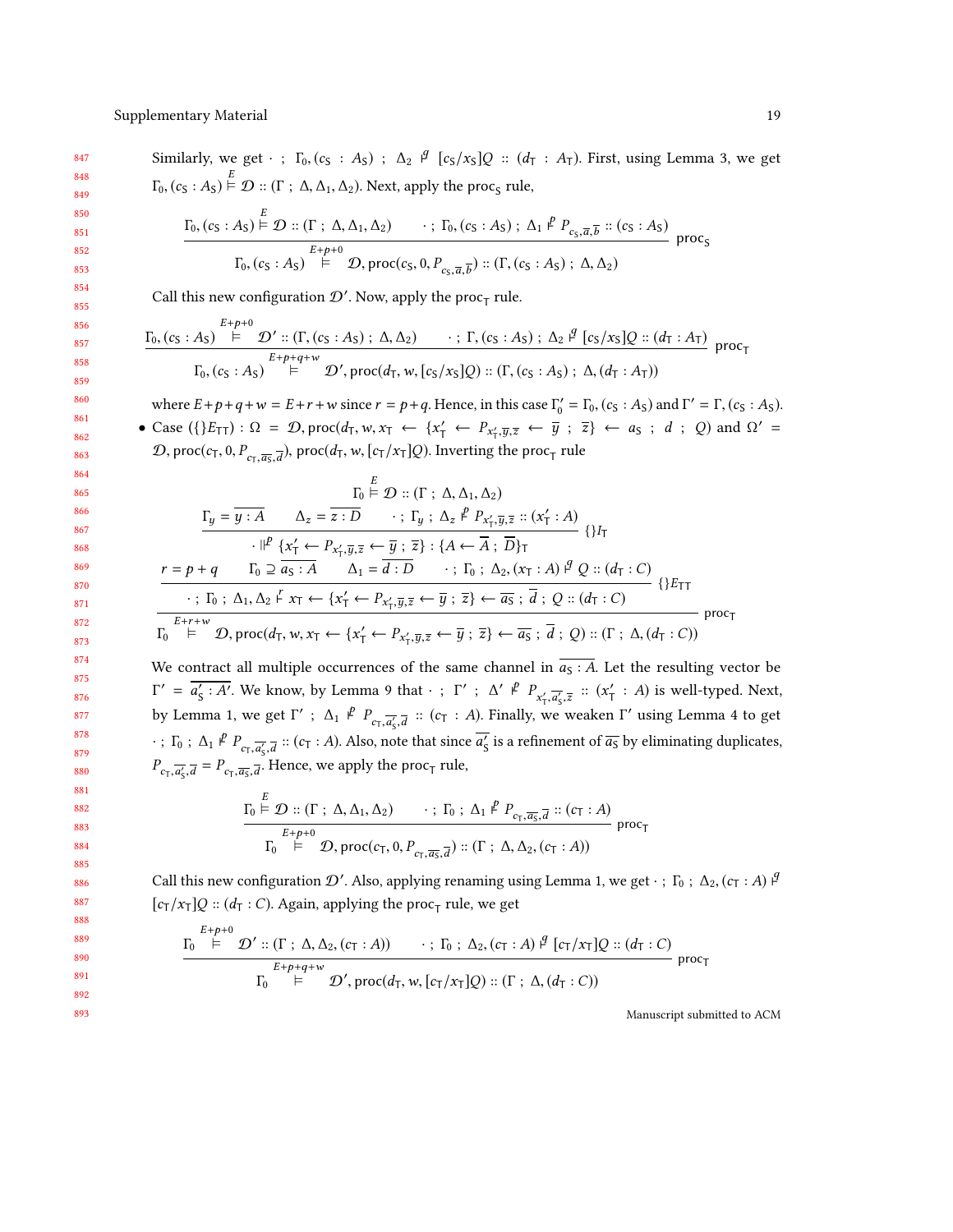Similarly, we get $\cdot \; ; \; \Gamma_0, (c_\mathsf{S} : A_\mathsf{S}) \; ; \; \Delta_2 \overset{q}{\vdash} [c_\mathsf{S}/x_\mathsf{S}]Q :: (d_\mathsf{T} : A_\mathsf{T})$. First, using Lemma 3, we get $\Gamma_0, (c_\mathsf{S} : A_\mathsf{S}) \overset{E}{\models} \mathcal{D} :: (\Gamma \; ; \; \Delta, \Delta_1, \Delta_2)$. Next, apply the $\mathsf{proc}_\mathsf{S}$ rule,

$$\frac{\Gamma_0, (c_\mathsf{S} : A_\mathsf{S}) \overset{E}{\models} \mathcal{D} :: (\Gamma \; ; \; \Delta, \Delta_1, \Delta_2) \qquad \cdot \; ; \; \Gamma_0, (c_\mathsf{S} : A_\mathsf{S}) \; ; \; \Delta_1 \overset{p}{\vdash} P_{c_\mathsf{S}, \overline{a}, \overline{b}} :: (c_\mathsf{S} : A_\mathsf{S})}{\Gamma_0, (c_\mathsf{S} : A_\mathsf{S}) \overset{E+p+0}{\models} \mathcal{D}, \mathsf{proc}(c_\mathsf{S}, 0, P_{c_\mathsf{S}, \overline{a}, \overline{b}}) :: (\Gamma, (c_\mathsf{S} : A_\mathsf{S}) \; ; \; \Delta, \Delta_2)} \; \mathsf{proc}_\mathsf{S}$$

Call this new configuration $\mathcal{D}'$. Now, apply the $\mathsf{proc}_\mathsf{T}$ rule.

$$\frac{\Gamma_0, (c_\mathsf{S} : A_\mathsf{S}) \overset{E+p+0}{\models} \mathcal{D}' :: (\Gamma, (c_\mathsf{S} : A_\mathsf{S}) \; ; \; \Delta, \Delta_2) \qquad \cdot \; ; \; \Gamma, (c_\mathsf{S} : A_\mathsf{S}) \; ; \; \Delta_2 \overset{q}{\vdash} [c_\mathsf{S}/x_\mathsf{S}]Q :: (d_\mathsf{T} : A_\mathsf{T})}{\Gamma_0, (c_\mathsf{S} : A_\mathsf{S}) \overset{E+p+q+w}{\models} \mathcal{D}', \mathsf{proc}(d_\mathsf{T}, w, [c_\mathsf{S}/x_\mathsf{S}]Q) :: (\Gamma, (c_\mathsf{S} : A_\mathsf{S}) \; ; \; \Delta, (d_\mathsf{T} : A_\mathsf{T}))} \; \mathsf{proc}_\mathsf{T}$$

where $E+p+q+w = E+r+w$ since $r = p+q$. Hence, in this case $\Gamma_0' = \Gamma_0, (c_\mathsf{S} : A_\mathsf{S})$ and $\Gamma' = \Gamma, (c_\mathsf{S} : A_\mathsf{S})$.

- Case $(\{\}E_{\mathsf{TT}})$ : $\Omega = \mathcal{D}, \mathsf{proc}(d_\mathsf{T}, w, x_\mathsf{T} \leftarrow \{x_\mathsf{T}' \leftarrow P_{x_\mathsf{T}', \overline{y}, \overline{z}} \leftarrow \overline{y} \; ; \; \overline{z}\} \leftarrow a_\mathsf{S} \; ; \; d \; ; \; Q)$ and $\Omega' = \mathcal{D}, \mathsf{proc}(c_\mathsf{T}, 0, P_{c_\mathsf{T}, \overline{a_\mathsf{S}}, \overline{d}}), \mathsf{proc}(d_\mathsf{T}, w, [c_\mathsf{T}/x_\mathsf{T}]Q)$. Inverting the $\mathsf{proc}_\mathsf{T}$ rule

$$\frac{\Gamma_0 \overset{E}{\models} \mathcal{D} :: (\Gamma \; ; \; \Delta, \Delta_1, \Delta_2) \qquad \dfrac{r = p+q \qquad \Gamma_0 \supseteq \overline{a_\mathsf{S} : A} \qquad \Delta_1 = \overline{d : D} \qquad \dfrac{\Gamma_y = \overline{y : A} \qquad \Delta_z = \overline{z : D} \qquad \cdot \; ; \; \Gamma_y \; ; \; \Delta_z \overset{p}{\vdash} P_{x_\mathsf{T}', \overline{y}, \overline{z}} :: (x_\mathsf{T}' : A)}{\cdot \Vdash^{p} \{x_\mathsf{T}' \leftarrow P_{x_\mathsf{T}', \overline{y}, \overline{z}} \leftarrow \overline{y} \; ; \; \overline{z}\} : \{A \leftarrow \overline{A} \; ; \; \overline{D}\}_\mathsf{T}} \{\}I_\mathsf{T} \qquad \cdot \; ; \; \Gamma_0 \; ; \; \Delta_2, (x_\mathsf{T} : A) \overset{q}{\vdash} Q :: (d_\mathsf{T} : C)}{\cdot \; ; \; \Gamma_0 \; ; \; \Delta_1, \Delta_2 \overset{r}{\vdash} x_\mathsf{T} \leftarrow \{x_\mathsf{T}' \leftarrow P_{x_\mathsf{T}', \overline{y}, \overline{z}} \leftarrow \overline{y} \; ; \; \overline{z}\} \leftarrow \overline{a_\mathsf{S}} \; ; \; \overline{d} \; ; \; Q :: (d_\mathsf{T} : C)} \{\}E_{\mathsf{TT}}}{\Gamma_0 \overset{E+r+w}{\models} \mathcal{D}, \mathsf{proc}(d_\mathsf{T}, w, x_\mathsf{T} \leftarrow \{x_\mathsf{T}' \leftarrow P_{x_\mathsf{T}', \overline{y}, \overline{z}} \leftarrow \overline{y} \; ; \; \overline{z}\} \leftarrow \overline{a_\mathsf{S}} \; ; \; \overline{d} \; ; \; Q) :: (\Gamma \; ; \; \Delta, (d_\mathsf{T} : C))} \; \mathsf{proc}_\mathsf{T}$$

We contract all multiple occurrences of the same channel in $\overline{a_\mathsf{S} : A}$. Let the resulting vector be $\Gamma' = \overline{a_\mathsf{S}' : A'}$. We know, by Lemma 9 that $\cdot \; ; \; \Gamma' \; ; \; \Delta' \overset{p}{\vdash} P_{x_\mathsf{T}', \overline{a_\mathsf{S}'}, \overline{z}} :: (x_\mathsf{T}' : A)$ is well-typed. Next, by Lemma 1, we get $\Gamma' \; ; \; \Delta_1 \overset{p}{\vdash} P_{c_\mathsf{T}, \overline{a_\mathsf{S}'}, \overline{d}} :: (c_\mathsf{T} : A)$. Finally, we weaken $\Gamma'$ using Lemma 4 to get $\cdot \; ; \; \Gamma_0 \; ; \; \Delta_1 \overset{p}{\vdash} P_{c_\mathsf{T}, \overline{a_\mathsf{S}'}, \overline{d}} :: (c_\mathsf{T} : A)$. Also, note that since $\overline{a_\mathsf{S}'}$ is a refinement of $\overline{a_\mathsf{S}}$ by eliminating duplicates, $P_{c_\mathsf{T}, \overline{a_\mathsf{S}'}, \overline{d}} = P_{c_\mathsf{T}, \overline{a_\mathsf{S}}, \overline{d}}$. Hence, we apply the $\mathsf{proc}_\mathsf{T}$ rule,

$$\frac{\Gamma_0 \overset{E}{\models} \mathcal{D} :: (\Gamma \; ; \; \Delta, \Delta_1, \Delta_2) \qquad \cdot \; ; \; \Gamma_0 \; ; \; \Delta_1 \overset{p}{\vdash} P_{c_\mathsf{T}, \overline{a_\mathsf{S}}, \overline{d}} :: (c_\mathsf{T} : A)}{\Gamma_0 \overset{E+p+0}{\models} \mathcal{D}, \mathsf{proc}(c_\mathsf{T}, 0, P_{c_\mathsf{T}, \overline{a_\mathsf{S}}, \overline{d}}) :: (\Gamma \; ; \; \Delta, \Delta_2, (c_\mathsf{T} : A))} \; \mathsf{proc}_\mathsf{T}$$

Call this new configuration $\mathcal{D}'$. Also, applying renaming using Lemma 1, we get $\cdot \; ; \; \Gamma_0 \; ; \; \Delta_2, (c_\mathsf{T} : A) \overset{q}{\vdash} [c_\mathsf{T}/x_\mathsf{T}]Q :: (d_\mathsf{T} : C)$. Again, applying the $\mathsf{proc}_\mathsf{T}$ rule, we get

$$\frac{\Gamma_0 \overset{E+p+0}{\models} \mathcal{D}' :: (\Gamma \; ; \; \Delta, \Delta_2, (c_\mathsf{T} : A)) \qquad \cdot \; ; \; \Gamma_0 \; ; \; \Delta_2, (c_\mathsf{T} : A) \overset{q}{\vdash} [c_\mathsf{T}/x_\mathsf{T}]Q :: (d_\mathsf{T} : C)}{\Gamma_0 \overset{E+p+q+w}{\models} \mathcal{D}', \mathsf{proc}(d_\mathsf{T}, w, [c_\mathsf{T}/x_\mathsf{T}]Q) :: (\Gamma \; ; \; \Delta, (d_\mathsf{T} : C))} \; \mathsf{proc}_\mathsf{T}$$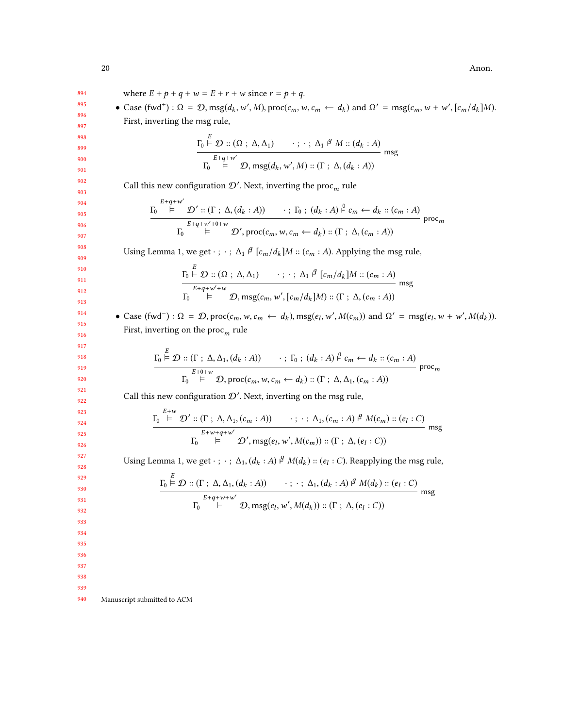where $E + p + q + w = E + r + w$ since $r = p + q$.

- Case (fwd$^+$) : $\Omega = \mathcal{D}, \mathsf{msg}(d_k, w', M), \mathsf{proc}(c_m, w, c_m \leftarrow d_k)$ and $\Omega' = \mathsf{msg}(c_m, w + w', [c_m/d_k]M)$. First, inverting the msg rule,

$$\frac{\Gamma_0 \overset{E}{\models} \mathcal{D} :: (\Omega \,;\, \Delta, \Delta_1) \qquad \cdot \,;\, \cdot \,;\, \Delta_1 \overset{q}{\vdash} M :: (d_k : A)}{\Gamma_0 \overset{E+q+w'}{\models} \mathcal{D}, \mathsf{msg}(d_k, w', M) :: (\Gamma \,;\, \Delta, (d_k : A))}\;\mathsf{msg}$$

Call this new configuration $\mathcal{D}'$. Next, inverting the $\mathsf{proc}_m$ rule

$$\frac{\Gamma_0 \overset{E+q+w'}{\models} \mathcal{D}' :: (\Gamma \,;\, \Delta, (d_k : A)) \qquad \cdot \,;\, \Gamma_0 \,;\, (d_k : A) \overset{0}{\vdash} c_m \leftarrow d_k :: (c_m : A)}{\Gamma_0 \overset{E+q+w'+0+w}{\models} \mathcal{D}', \mathsf{proc}(c_m, w, c_m \leftarrow d_k) :: (\Gamma \,;\, \Delta, (c_m : A))}\;\mathsf{proc}_m$$

Using Lemma 1, we get $\cdot \,;\, \cdot \,;\, \Delta_1 \overset{q}{\vdash} [c_m/d_k]M :: (c_m : A)$. Applying the msg rule,

$$\frac{\Gamma_0 \overset{E}{\models} \mathcal{D} :: (\Omega \,;\, \Delta, \Delta_1) \qquad \cdot \,;\, \cdot \,;\, \Delta_1 \overset{q}{\vdash} [c_m/d_k]M :: (c_m : A)}{\Gamma_0 \overset{E+q+w'+w}{\models} \mathcal{D}, \mathsf{msg}(c_m, w', [c_m/d_k]M) :: (\Gamma \,;\, \Delta, (c_m : A))}\;\mathsf{msg}$$

- Case (fwd$^-$) : $\Omega = \mathcal{D}, \mathsf{proc}(c_m, w, c_m \leftarrow d_k), \mathsf{msg}(e_l, w', M(c_m))$ and $\Omega' = \mathsf{msg}(e_l, w + w', M(d_k))$. First, inverting on the $\mathsf{proc}_m$ rule

$$\frac{\Gamma_0 \overset{E}{\models} \mathcal{D} :: (\Gamma \,;\, \Delta, \Delta_1, (d_k : A)) \qquad \cdot \,;\, \Gamma_0 \,;\, (d_k : A) \overset{0}{\vdash} c_m \leftarrow d_k :: (c_m : A)}{\Gamma_0 \overset{E+0+w}{\models} \mathcal{D}, \mathsf{proc}(c_m, w, c_m \leftarrow d_k) :: (\Gamma \,;\, \Delta, \Delta_1, (c_m : A))}\;\mathsf{proc}_m$$

Call this new configuration $\mathcal{D}'$. Next, inverting on the msg rule,

$$\frac{\Gamma_0 \overset{E+w}{\models} \mathcal{D}' :: (\Gamma \,;\, \Delta, \Delta_1, (c_m : A)) \qquad \cdot \,;\, \cdot \,;\, \Delta_1, (c_m : A) \overset{q}{\vdash} M(c_m) :: (e_l : C)}{\Gamma_0 \overset{E+w+q+w'}{\models} \mathcal{D}', \mathsf{msg}(e_l, w', M(c_m)) :: (\Gamma \,;\, \Delta, (e_l : C))}\;\mathsf{msg}$$

Using Lemma 1, we get $\cdot \,;\, \cdot \,;\, \Delta_1, (d_k : A) \overset{q}{\vdash} M(d_k) :: (e_l : C)$. Reapplying the msg rule,

$$\frac{\Gamma_0 \overset{E}{\models} \mathcal{D} :: (\Gamma \,;\, \Delta, \Delta_1, (d_k : A)) \qquad \cdot \,;\, \cdot \,;\, \Delta_1, (d_k : A) \overset{q}{\vdash} M(d_k) :: (e_l : C)}{\Gamma_0 \overset{E+q+w+w'}{\models} \mathcal{D}, \mathsf{msg}(e_l, w', M(d_k)) :: (\Gamma \,;\, \Delta, (e_l : C))}\;\mathsf{msg}$$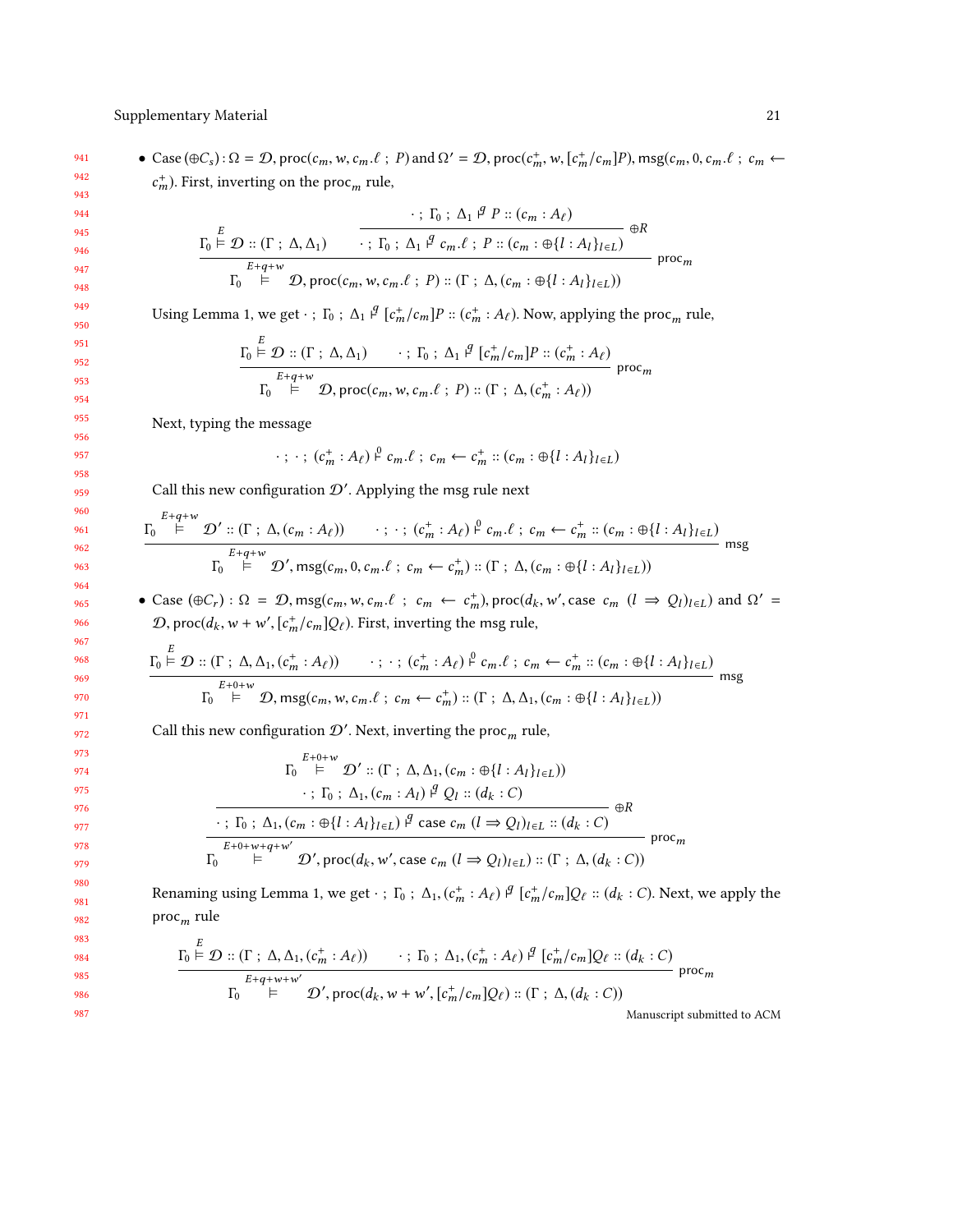- Case $(\oplus C_s)$ : $\Omega = \mathcal{D}, \mathsf{proc}(c_m, w, c_m.\ell \; ; \; P)$ and $\Omega' = \mathcal{D}, \mathsf{proc}(c_m^+, w, [c_m^+/c_m]P), \mathsf{msg}(c_m, 0, c_m.\ell \; ; \; c_m \leftarrow c_m^+)$. First, inverting on the $\mathsf{proc}_m$ rule,

$$
\dfrac{\Gamma_0 \overset{E}{\vDash} \mathcal{D} :: (\Gamma \; ; \; \Delta, \Delta_1) \qquad \dfrac{\cdot \; ; \; \Gamma_0 \; ; \; \Delta_1 \vdash^{g} P :: (c_m : A_\ell)}{\cdot \; ; \; \Gamma_0 \; ; \; \Delta_1 \vdash^{g} c_m.\ell \; ; \; P :: (c_m : \oplus\{l : A_l\}_{l \in L})} \oplus R}{\Gamma_0 \overset{E+q+w}{\vDash} \mathcal{D}, \mathsf{proc}(c_m, w, c_m.\ell \; ; \; P) :: (\Gamma \; ; \; \Delta, (c_m : \oplus\{l : A_l\}_{l \in L}))} \mathsf{proc}_m
$$

Using Lemma 1, we get $\cdot \; ; \; \Gamma_0 \; ; \; \Delta_1 \vdash^{g} [c_m^+/c_m]P :: (c_m^+ : A_\ell)$. Now, applying the $\mathsf{proc}_m$ rule,

$$
\dfrac{\Gamma_0 \overset{E}{\vDash} \mathcal{D} :: (\Gamma \; ; \; \Delta, \Delta_1) \qquad \cdot \; ; \; \Gamma_0 \; ; \; \Delta_1 \vdash^{g} [c_m^+/c_m]P :: (c_m^+ : A_\ell)}{\Gamma_0 \overset{E+q+w}{\vDash} \mathcal{D}, \mathsf{proc}(c_m, w, c_m.\ell \; ; \; P) :: (\Gamma \; ; \; \Delta, (c_m^+ : A_\ell))} \mathsf{proc}_m
$$

Next, typing the message

$$
\cdot \; ; \; \cdot \; ; \; (c_m^+ : A_\ell) \vdash^{0} c_m.\ell \; ; \; c_m \leftarrow c_m^+ :: (c_m : \oplus\{l : A_l\}_{l \in L})
$$

Call this new configuration $\mathcal{D}'$. Applying the msg rule next

$$
\dfrac{\Gamma_0 \overset{E+q+w}{\vDash} \mathcal{D}' :: (\Gamma \; ; \; \Delta, (c_m : A_\ell)) \qquad \cdot \; ; \; \cdot \; ; \; (c_m^+ : A_\ell) \vdash^{0} c_m.\ell \; ; \; c_m \leftarrow c_m^+ :: (c_m : \oplus\{l : A_l\}_{l \in L})}{\Gamma_0 \overset{E+q+w}{\vDash} \mathcal{D}', \mathsf{msg}(c_m, 0, c_m.\ell \; ; \; c_m \leftarrow c_m^+) :: (\Gamma \; ; \; \Delta, (c_m : \oplus\{l : A_l\}_{l \in L}))} \mathsf{msg}
$$

- Case $(\oplus C_r)$ : $\Omega = \mathcal{D}, \mathsf{msg}(c_m, w, c_m.\ell \; ; \; c_m \leftarrow c_m^+), \mathsf{proc}(d_k, w', \mathsf{case} \; c_m \; (l \Rightarrow Q_l)_{l \in L})$ and $\Omega' = \mathcal{D}, \mathsf{proc}(d_k, w + w', [c_m^+/c_m]Q_\ell)$. First, inverting the msg rule,

$$
\dfrac{\Gamma_0 \overset{E}{\vDash} \mathcal{D} :: (\Gamma \; ; \; \Delta, \Delta_1, (c_m^+ : A_\ell)) \qquad \cdot \; ; \; \cdot \; ; \; (c_m^+ : A_\ell) \vdash^{0} c_m.\ell \; ; \; c_m \leftarrow c_m^+ :: (c_m : \oplus\{l : A_l\}_{l \in L})}{\Gamma_0 \overset{E+0+w}{\vDash} \mathcal{D}, \mathsf{msg}(c_m, w, c_m.\ell \; ; \; c_m \leftarrow c_m^+) :: (\Gamma \; ; \; \Delta, \Delta_1, (c_m : \oplus\{l : A_l\}_{l \in L}))} \mathsf{msg}
$$

Call this new configuration $\mathcal{D}'$. Next, inverting the $\mathsf{proc}_m$ rule,

$$
\dfrac{\begin{array}{c}\Gamma_0 \overset{E+0+w}{\vDash} \mathcal{D}' :: (\Gamma \; ; \; \Delta, \Delta_1, (c_m : \oplus\{l : A_l\}_{l \in L})) \\ \dfrac{\cdot \; ; \; \Gamma_0 \; ; \; \Delta_1, (c_m : A_l) \vdash^{g} Q_l :: (d_k : C)}{\cdot \; ; \; \Gamma_0 \; ; \; \Delta_1, (c_m : \oplus\{l : A_l\}_{l \in L}) \vdash^{g} \mathsf{case} \; c_m \; (l \Rightarrow Q_l)_{l \in L} :: (d_k : C)} \oplus R\end{array}}{\Gamma_0 \overset{E+0+w+q+w'}{\vDash} \mathcal{D}', \mathsf{proc}(d_k, w', \mathsf{case} \; c_m \; (l \Rightarrow Q_l)_{l \in L}) :: (\Gamma \; ; \; \Delta, (d_k : C))} \mathsf{proc}_m
$$

Renaming using Lemma 1, we get $\cdot \; ; \; \Gamma_0 \; ; \; \Delta_1, (c_m^+ : A_\ell) \vdash^{g} [c_m^+/c_m]Q_\ell :: (d_k : C)$. Next, we apply the $\mathsf{proc}_m$ rule

$$
\dfrac{\Gamma_0 \overset{E}{\vDash} \mathcal{D} :: (\Gamma \; ; \; \Delta, \Delta_1, (c_m^+ : A_\ell)) \qquad \cdot \; ; \; \Gamma_0 \; ; \; \Delta_1, (c_m^+ : A_\ell) \vdash^{g} [c_m^+/c_m]Q_\ell :: (d_k : C)}{\Gamma_0 \overset{E+q+w+w'}{\vDash} \mathcal{D}', \mathsf{proc}(d_k, w + w', [c_m^+/c_m]Q_\ell) :: (\Gamma \; ; \; \Delta, (d_k : C))} \mathsf{proc}_m
$$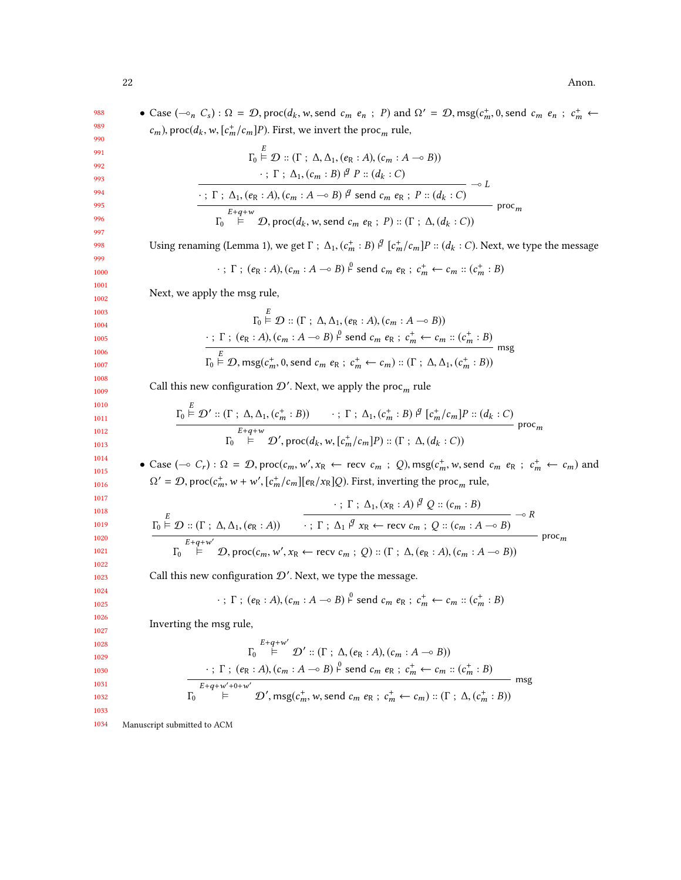- Case ($\multimap_n C_s$) : $\Omega = \mathcal{D}, \text{proc}(d_k, w, \text{send } c_m\ e_n\ ;\ P)$ and $\Omega' = \mathcal{D}, \text{msg}(c_m^+, 0, \text{send } c_m\ e_n\ ;\ c_m^+ \leftarrow c_m), \text{proc}(d_k, w, [c_m^+/c_m]P)$. First, we invert the $\text{proc}_m$ rule,

$$
\dfrac{\Gamma_0 \overset{E}{\vDash} \mathcal{D} :: (\Gamma\ ;\ \Delta, \Delta_1, (e_R : A), (c_m : A \multimap B)) \qquad \dfrac{\cdot\ ;\ \Gamma\ ;\ \Delta_1, (c_m : B) \overset{q}{\vdash} P :: (d_k : C)}{\cdot\ ;\ \Gamma\ ;\ \Delta_1, (e_R : A), (c_m : A \multimap B) \overset{q}{\vdash} \text{send } c_m\ e_R\ ;\ P :: (d_k : C)} \multimap L}{\Gamma_0 \overset{E+q+w}{\vDash} \mathcal{D}, \text{proc}(d_k, w, \text{send } c_m\ e_R\ ;\ P) :: (\Gamma\ ;\ \Delta, (d_k : C))} \text{proc}_m
$$

Using renaming (Lemma 1), we get $\Gamma\ ;\ \Delta_1, (c_m^+ : B) \overset{q}{\vdash} [c_m^+/c_m]P :: (d_k : C)$. Next, we type the message

$$
\cdot\ ;\ \Gamma\ ;\ (e_R : A), (c_m : A \multimap B) \overset{0}{\vdash} \text{send } c_m\ e_R\ ;\ c_m^+ \leftarrow c_m :: (c_m^+ : B)
$$

Next, we apply the msg rule,

$$
\dfrac{\Gamma_0 \overset{E}{\vDash} \mathcal{D} :: (\Gamma\ ;\ \Delta, \Delta_1, (e_R : A), (c_m : A \multimap B)) \qquad \cdot\ ;\ \Gamma\ ;\ (e_R : A), (c_m : A \multimap B) \overset{0}{\vdash} \text{send } c_m\ e_R\ ;\ c_m^+ \leftarrow c_m :: (c_m^+ : B)}{\Gamma_0 \overset{E}{\vDash} \mathcal{D}, \text{msg}(c_m^+, 0, \text{send } c_m\ e_R\ ;\ c_m^+ \leftarrow c_m) :: (\Gamma\ ;\ \Delta, \Delta_1, (c_m^+ : B))} \text{msg}
$$

Call this new configuration $\mathcal{D}'$. Next, we apply the $\text{proc}_m$ rule

$$
\dfrac{\Gamma_0 \overset{E}{\vDash} \mathcal{D}' :: (\Gamma\ ;\ \Delta, \Delta_1, (c_m^+ : B)) \qquad \cdot\ ;\ \Gamma\ ;\ \Delta_1, (c_m^+ : B) \overset{q}{\vdash} [c_m^+/c_m]P :: (d_k : C)}{\Gamma_0 \overset{E+q+w}{\vDash} \mathcal{D}', \text{proc}(d_k, w, [c_m^+/c_m]P) :: (\Gamma\ ;\ \Delta, (d_k : C))} \text{proc}_m
$$

- Case ($\multimap C_r$) : $\Omega = \mathcal{D}, \text{proc}(c_m, w', x_R \leftarrow \text{recv } c_m\ ;\ Q), \text{msg}(c_m^+, w, \text{send } c_m\ e_R\ ;\ c_m^+ \leftarrow c_m)$ and $\Omega' = \mathcal{D}, \text{proc}(c_m^+, w + w', [c_m^+/c_m][e_R/x_R]Q)$. First, inverting the $\text{proc}_m$ rule,

$$
\dfrac{\Gamma_0 \overset{E}{\vDash} \mathcal{D} :: (\Gamma\ ;\ \Delta, \Delta_1, (e_R : A)) \qquad \dfrac{\cdot\ ;\ \Gamma\ ;\ \Delta_1, (x_R : A) \overset{q}{\vdash} Q :: (c_m : B)}{\cdot\ ;\ \Gamma\ ;\ \Delta_1 \overset{q}{\vdash} x_R \leftarrow \text{recv } c_m\ ;\ Q :: (c_m : A \multimap B)} \multimap R}{\Gamma_0 \overset{E+q+w'}{\vDash} \mathcal{D}, \text{proc}(c_m, w', x_R \leftarrow \text{recv } c_m\ ;\ Q) :: (\Gamma\ ;\ \Delta, (e_R : A), (c_m : A \multimap B))} \text{proc}_m
$$

Call this new configuration $\mathcal{D}'$. Next, we type the message.

$$
\cdot\ ;\ \Gamma\ ;\ (e_R : A), (c_m : A \multimap B) \overset{0}{\vdash} \text{send } c_m\ e_R\ ;\ c_m^+ \leftarrow c_m :: (c_m^+ : B)
$$

Inverting the msg rule,

$$
\dfrac{\Gamma_0 \overset{E+q+w'}{\vDash} \mathcal{D}' :: (\Gamma\ ;\ \Delta, (e_R : A), (c_m : A \multimap B)) \qquad \cdot\ ;\ \Gamma\ ;\ (e_R : A), (c_m : A \multimap B) \overset{0}{\vdash} \text{send } c_m\ e_R\ ;\ c_m^+ \leftarrow c_m :: (c_m^+ : B)}{\Gamma_0 \overset{E+q+w'+0+w'}{\vDash} \mathcal{D}', \text{msg}(c_m^+, w, \text{send } c_m\ e_R\ ;\ c_m^+ \leftarrow c_m) :: (\Gamma\ ;\ \Delta, (c_m^+ : B))} \text{msg}
$$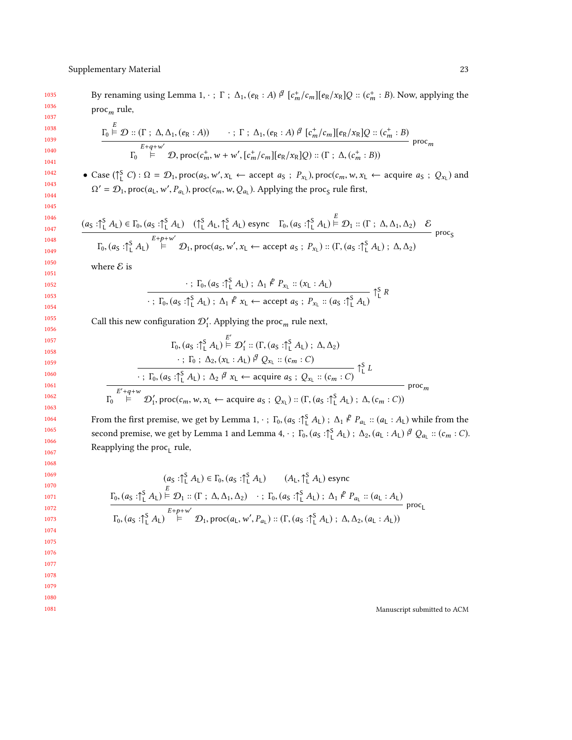By renaming using Lemma 1, $\cdot\ ;\ \Gamma\ ;\ \Delta_1, (e_{\mathsf{R}} : A) \nvdash^{g} [c_m^+/c_m][e_{\mathsf{R}}/x_{\mathsf{R}}]Q :: (c_m^+ : B)$. Now, applying the $\mathsf{proc}_m$ rule,

$$\dfrac{\Gamma_0 \overset{E}{\vDash} \mathcal{D} :: (\Gamma\ ;\ \Delta, \Delta_1, (e_{\mathsf{R}} : A)) \qquad \cdot\ ;\ \Gamma\ ;\ \Delta_1, (e_{\mathsf{R}} : A) \nvdash^{g} [c_m^+/c_m][e_{\mathsf{R}}/x_{\mathsf{R}}]Q :: (c_m^+ : B)}{\Gamma_0 \overset{E+q+w'}{\vDash} \mathcal{D}, \mathsf{proc}(c_m^+, w + w', [c_m^+/c_m][e_{\mathsf{R}}/x_{\mathsf{R}}]Q) :: (\Gamma\ ;\ \Delta, (c_m^+ : B))}\ \mathsf{proc}_m$$

- Case $(\uparrow_{\mathsf{L}}^{\mathsf{S}} C)$ : $\Omega = \mathcal{D}_1, \mathsf{proc}(a_{\mathsf{S}}, w', x_{\mathsf{L}} \leftarrow \mathsf{accept}\ a_{\mathsf{S}}\ ;\ P_{x_{\mathsf{L}}}), \mathsf{proc}(c_m, w, x_{\mathsf{L}} \leftarrow \mathsf{acquire}\ a_{\mathsf{S}}\ ;\ Q_{x_{\mathsf{L}}})$ and $\Omega' = \mathcal{D}_1, \mathsf{proc}(a_{\mathsf{L}}, w', P_{a_{\mathsf{L}}}), \mathsf{proc}(c_m, w, Q_{a_{\mathsf{L}}})$. Applying the $\mathsf{proc}_{\mathsf{S}}$ rule first,

$$\dfrac{(a_{\mathsf{S}} :\uparrow_{\mathsf{L}}^{\mathsf{S}} A_{\mathsf{L}}) \in \Gamma_0, (a_{\mathsf{S}} :\uparrow_{\mathsf{L}}^{\mathsf{S}} A_{\mathsf{L}}) \quad (\uparrow_{\mathsf{L}}^{\mathsf{S}} A_{\mathsf{L}}, \uparrow_{\mathsf{L}}^{\mathsf{S}} A_{\mathsf{L}})\ \mathsf{esync} \quad \Gamma_0, (a_{\mathsf{S}} :\uparrow_{\mathsf{L}}^{\mathsf{S}} A_{\mathsf{L}}) \overset{E}{\vDash} \mathcal{D}_1 :: (\Gamma\ ;\ \Delta, \Delta_1, \Delta_2) \quad \mathcal{E}}{\Gamma_0, (a_{\mathsf{S}} :\uparrow_{\mathsf{L}}^{\mathsf{S}} A_{\mathsf{L}}) \overset{E+p+w'}{\vDash} \mathcal{D}_1, \mathsf{proc}(a_{\mathsf{S}}, w', x_{\mathsf{L}} \leftarrow \mathsf{accept}\ a_{\mathsf{S}}\ ;\ P_{x_{\mathsf{L}}}) :: (\Gamma, (a_{\mathsf{S}} :\uparrow_{\mathsf{L}}^{\mathsf{S}} A_{\mathsf{L}})\ ;\ \Delta, \Delta_2)}\ \mathsf{proc}_{\mathsf{S}}$$

where $\mathcal{E}$ is

$$\dfrac{\cdot\ ;\ \Gamma_0, (a_{\mathsf{S}} :\uparrow_{\mathsf{L}}^{\mathsf{S}} A_{\mathsf{L}})\ ;\ \Delta_1 \nvdash^{p} P_{x_{\mathsf{L}}} :: (x_{\mathsf{L}} : A_{\mathsf{L}})}{\cdot\ ;\ \Gamma_0, (a_{\mathsf{S}} :\uparrow_{\mathsf{L}}^{\mathsf{S}} A_{\mathsf{L}})\ ;\ \Delta_1 \nvdash^{p} x_{\mathsf{L}} \leftarrow \mathsf{accept}\ a_{\mathsf{S}}\ ;\ P_{x_{\mathsf{L}}} :: (a_{\mathsf{S}} :\uparrow_{\mathsf{L}}^{\mathsf{S}} A_{\mathsf{L}})}\ \uparrow_{\mathsf{L}}^{\mathsf{S}} R$$

Call this new configuration $\mathcal{D}_1'$. Applying the $\mathsf{proc}_m$ rule next,

$$\dfrac{\Gamma_0, (a_{\mathsf{S}} :\uparrow_{\mathsf{L}}^{\mathsf{S}} A_{\mathsf{L}}) \overset{E'}{\vDash} \mathcal{D}_1' :: (\Gamma, (a_{\mathsf{S}} :\uparrow_{\mathsf{L}}^{\mathsf{S}} A_{\mathsf{L}})\ ;\ \Delta, \Delta_2) \qquad \dfrac{\cdot\ ;\ \Gamma_0\ ;\ \Delta_2, (x_{\mathsf{L}} : A_{\mathsf{L}}) \nvdash^{g} Q_{x_{\mathsf{L}}} :: (c_m : C)}{\cdot\ ;\ \Gamma_0, (a_{\mathsf{S}} :\uparrow_{\mathsf{L}}^{\mathsf{S}} A_{\mathsf{L}})\ ;\ \Delta_2 \nvdash^{g} x_{\mathsf{L}} \leftarrow \mathsf{acquire}\ a_{\mathsf{S}}\ ;\ Q_{x_{\mathsf{L}}} :: (c_m : C)}\ \uparrow_{\mathsf{L}}^{\mathsf{S}} L}{\Gamma_0 \overset{E'+q+w}{\vDash} \mathcal{D}_1', \mathsf{proc}(c_m, w, x_{\mathsf{L}} \leftarrow \mathsf{acquire}\ a_{\mathsf{S}}\ ;\ Q_{x_{\mathsf{L}}}) :: (\Gamma, (a_{\mathsf{S}} :\uparrow_{\mathsf{L}}^{\mathsf{S}} A_{\mathsf{L}})\ ;\ \Delta, (c_m : C))}\ \mathsf{proc}_m$$

From the first premise, we get by Lemma 1, $\cdot\ ;\ \Gamma_0, (a_{\mathsf{S}} :\uparrow_{\mathsf{L}}^{\mathsf{S}} A_{\mathsf{L}})\ ;\ \Delta_1 \nvdash^{p} P_{a_{\mathsf{L}}} :: (a_{\mathsf{L}} : A_{\mathsf{L}})$ while from the second premise, we get by Lemma 1 and Lemma 4, $\cdot\ ;\ \Gamma_0, (a_{\mathsf{S}} :\uparrow_{\mathsf{L}}^{\mathsf{S}} A_{\mathsf{L}})\ ;\ \Delta_2, (a_{\mathsf{L}} : A_{\mathsf{L}}) \nvdash^{g} Q_{a_{\mathsf{L}}} :: (c_m : C)$. Reapplying the $\mathsf{proc}_{\mathsf{L}}$ rule,

$$\dfrac{\begin{array}{c}(a_{\mathsf{S}} :\uparrow_{\mathsf{L}}^{\mathsf{S}} A_{\mathsf{L}}) \in \Gamma_0, (a_{\mathsf{S}} :\uparrow_{\mathsf{L}}^{\mathsf{S}} A_{\mathsf{L}}) \qquad (A_{\mathsf{L}}, \uparrow_{\mathsf{L}}^{\mathsf{S}} A_{\mathsf{L}})\ \mathsf{esync} \\ \Gamma_0, (a_{\mathsf{S}} :\uparrow_{\mathsf{L}}^{\mathsf{S}} A_{\mathsf{L}}) \overset{E}{\vDash} \mathcal{D}_1 :: (\Gamma\ ;\ \Delta, \Delta_1, \Delta_2) \quad \cdot\ ;\ \Gamma_0, (a_{\mathsf{S}} :\uparrow_{\mathsf{L}}^{\mathsf{S}} A_{\mathsf{L}})\ ;\ \Delta_1 \nvdash^{p} P_{a_{\mathsf{L}}} :: (a_{\mathsf{L}} : A_{\mathsf{L}})\end{array}}{\Gamma_0, (a_{\mathsf{S}} :\uparrow_{\mathsf{L}}^{\mathsf{S}} A_{\mathsf{L}}) \overset{E+p+w'}{\vDash} \mathcal{D}_1, \mathsf{proc}(a_{\mathsf{L}}, w', P_{a_{\mathsf{L}}}) :: (\Gamma, (a_{\mathsf{S}} :\uparrow_{\mathsf{L}}^{\mathsf{S}} A_{\mathsf{L}})\ ;\ \Delta, \Delta_2, (a_{\mathsf{L}} : A_{\mathsf{L}}))}\ \mathsf{proc}_{\mathsf{L}}$$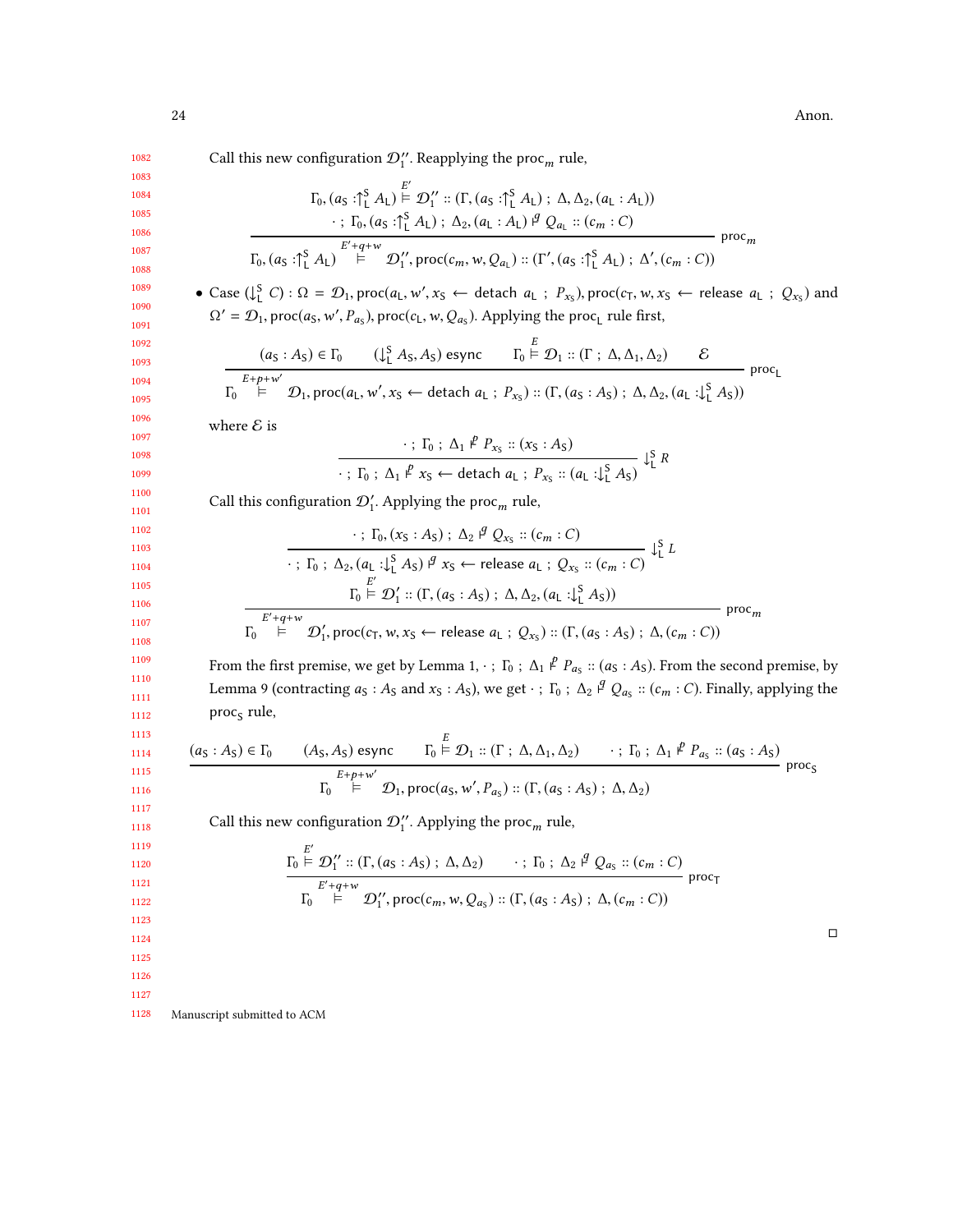Call this new configuration $\mathcal{D}_1''$. Reapplying the $\text{proc}_m$ rule,

$$\frac{\Gamma_0, (a_S :\uparrow_L^S A_L) \overset{E'}{\vDash} \mathcal{D}_1'' :: (\Gamma, (a_S :\uparrow_L^S A_L) \; ; \; \Delta, \Delta_2, (a_L : A_L)) \qquad \cdot \; ; \; \Gamma_0, (a_S :\uparrow_L^S A_L) \; ; \; \Delta_2, (a_L : A_L) \overset{q}{\vdash} Q_{a_L} :: (c_m : C)}{\Gamma_0, (a_S :\uparrow_L^S A_L) \overset{E'+q+w}{\vDash} \mathcal{D}_1'', \text{proc}(c_m, w, Q_{a_L}) :: (\Gamma', (a_S :\uparrow_L^S A_L) \; ; \; \Delta', (c_m : C))} \; \text{proc}_m$$

- Case $(\downarrow_L^S C) : \Omega = \mathcal{D}_1, \text{proc}(a_L, w', x_S \leftarrow \text{detach } a_L \; ; \; P_{x_S}), \text{proc}(c_T, w, x_S \leftarrow \text{release } a_L \; ; \; Q_{x_S})$ and $\Omega' = \mathcal{D}_1, \text{proc}(a_S, w', P_{a_S}), \text{proc}(c_L, w, Q_{a_S})$. Applying the $\text{proc}_L$ rule first,

$$\frac{(a_S : A_S) \in \Gamma_0 \qquad (\downarrow_L^S A_S, A_S) \text{ esync} \qquad \Gamma_0 \overset{E}{\vDash} \mathcal{D}_1 :: (\Gamma \; ; \; \Delta, \Delta_1, \Delta_2) \qquad \mathcal{E}}{\Gamma_0 \overset{E+p+w'}{\vDash} \mathcal{D}_1, \text{proc}(a_L, w', x_S \leftarrow \text{detach } a_L \; ; \; P_{x_S}) :: (\Gamma, (a_S : A_S) \; ; \; \Delta, \Delta_2, (a_L :\downarrow_L^S A_S))} \; \text{proc}_L$$

where $\mathcal{E}$ is

$$\frac{\cdot \; ; \; \Gamma_0 \; ; \; \Delta_1 \overset{p}{\vdash} P_{x_S} :: (x_S : A_S)}{\cdot \; ; \; \Gamma_0 \; ; \; \Delta_1 \overset{p}{\vdash} x_S \leftarrow \text{detach } a_L \; ; \; P_{x_S} :: (a_L :\downarrow_L^S A_S)} \; \downarrow_L^S R$$

Call this configuration $\mathcal{D}_1'$. Applying the $\text{proc}_m$ rule,

$$\frac{\dfrac{\cdot \; ; \; \Gamma_0, (x_S : A_S) \; ; \; \Delta_2 \overset{q}{\vdash} Q_{x_S} :: (c_m : C)}{\cdot \; ; \; \Gamma_0 \; ; \; \Delta_2, (a_L :\downarrow_L^S A_S) \overset{q}{\vdash} x_S \leftarrow \text{release } a_L \; ; \; Q_{x_S} :: (c_m : C)} \downarrow_L^S L \qquad \Gamma_0 \overset{E'}{\vDash} \mathcal{D}_1' :: (\Gamma, (a_S : A_S) \; ; \; \Delta, \Delta_2, (a_L :\downarrow_L^S A_S))}{\Gamma_0 \overset{E'+q+w}{\vDash} \mathcal{D}_1', \text{proc}(c_T, w, x_S \leftarrow \text{release } a_L \; ; \; Q_{x_S}) :: (\Gamma, (a_S : A_S) \; ; \; \Delta, (c_m : C))} \; \text{proc}_m$$

From the first premise, we get by Lemma 1, $\cdot \; ; \; \Gamma_0 \; ; \; \Delta_1 \overset{p}{\vdash} P_{a_S} :: (a_S : A_S)$. From the second premise, by Lemma 9 (contracting $a_S : A_S$ and $x_S : A_S$), we get $\cdot \; ; \; \Gamma_0 \; ; \; \Delta_2 \overset{q}{\vdash} Q_{a_S} :: (c_m : C)$. Finally, applying the $\text{proc}_S$ rule,

$$\frac{(a_S : A_S) \in \Gamma_0 \qquad (A_S, A_S) \text{ esync} \qquad \Gamma_0 \overset{E}{\vDash} \mathcal{D}_1 :: (\Gamma \; ; \; \Delta, \Delta_1, \Delta_2) \qquad \cdot \; ; \; \Gamma_0 \; ; \; \Delta_1 \overset{p}{\vdash} P_{a_S} :: (a_S : A_S)}{\Gamma_0 \overset{E+p+w'}{\vDash} \mathcal{D}_1, \text{proc}(a_S, w', P_{a_S}) :: (\Gamma, (a_S : A_S) \; ; \; \Delta, \Delta_2)} \; \text{proc}_S$$

Call this new configuration $\mathcal{D}_1''$. Applying the $\text{proc}_m$ rule,

$$\frac{\Gamma_0 \overset{E'}{\vDash} \mathcal{D}_1'' :: (\Gamma, (a_S : A_S) \; ; \; \Delta, \Delta_2) \qquad \cdot \; ; \; \Gamma_0 \; ; \; \Delta_2 \overset{q}{\vdash} Q_{a_S} :: (c_m : C)}{\Gamma_0 \overset{E'+q+w}{\vDash} \mathcal{D}_1'', \text{proc}(c_m, w, Q_{a_S}) :: (\Gamma, (a_S : A_S) \; ; \; \Delta, (c_m : C))} \; \text{proc}_T$$

□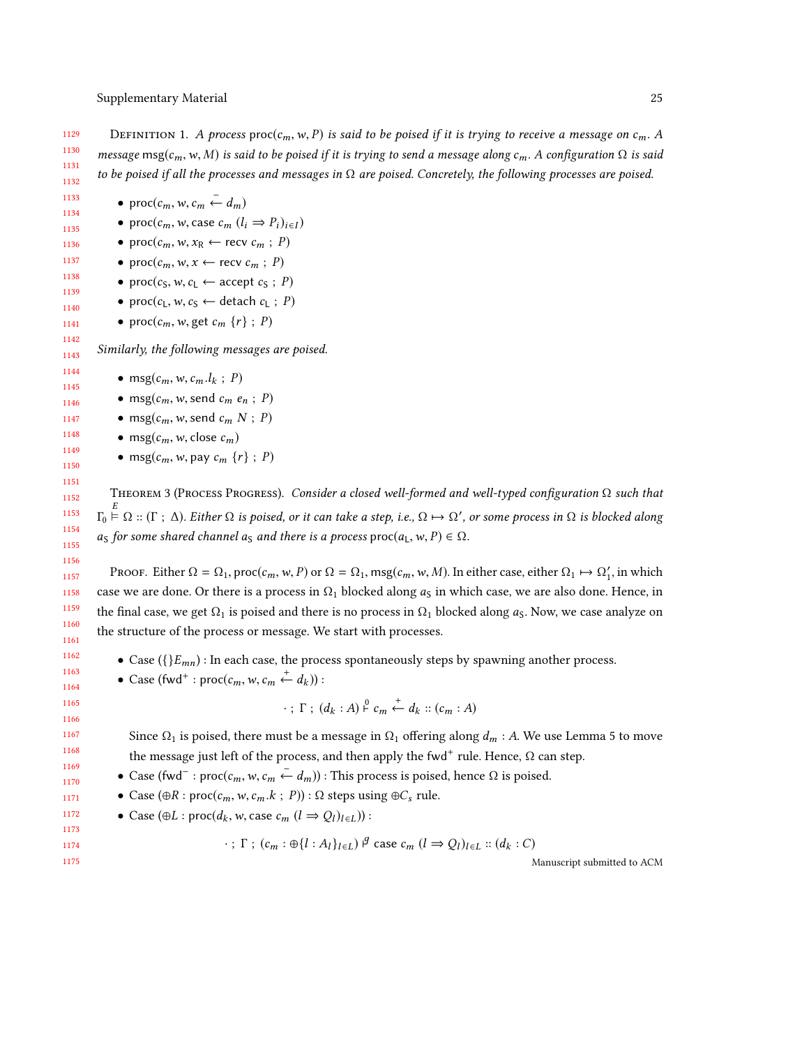Definition 1. *A process* $\mathsf{proc}(c_m, w, P)$ *is said to be poised if it is trying to receive a message on* $c_m$*. A message* $\mathsf{msg}(c_m, w, M)$ *is said to be poised if it is trying to send a message along* $c_m$*. A configuration* $\Omega$ *is said to be poised if all the processes and messages in* $\Omega$ *are poised. Concretely, the following processes are poised.*

- $\mathsf{proc}(c_m, w, c_m \xleftarrow{-} d_m)$
- $\mathsf{proc}(c_m, w, \mathsf{case}\ c_m\ (l_i \Rightarrow P_i)_{i \in I})$
- $\mathsf{proc}(c_m, w, x_{\mathsf{R}} \leftarrow \mathsf{recv}\ c_m\ ;\ P)$
- $\mathsf{proc}(c_m, w, x \leftarrow \mathsf{recv}\ c_m\ ;\ P)$
- $\mathsf{proc}(c_{\mathsf{S}}, w, c_{\mathsf{L}} \leftarrow \mathsf{accept}\ c_{\mathsf{S}}\ ;\ P)$
- $\mathsf{proc}(c_{\mathsf{L}}, w, c_{\mathsf{S}} \leftarrow \mathsf{detach}\ c_{\mathsf{L}}\ ;\ P)$
- $\mathsf{proc}(c_m, w, \mathsf{get}\ c_m\ \{r\}\ ;\ P)$

*Similarly, the following messages are poised.*

- $\mathsf{msg}(c_m, w, c_m.l_k\ ;\ P)$
- $\mathsf{msg}(c_m, w, \mathsf{send}\ c_m\ e_n\ ;\ P)$
- $\mathsf{msg}(c_m, w, \mathsf{send}\ c_m\ N\ ;\ P)$
- $\mathsf{msg}(c_m, w, \mathsf{close}\ c_m)$
- $\mathsf{msg}(c_m, w, \mathsf{pay}\ c_m\ \{r\}\ ;\ P)$

Theorem 3 (Process Progress). *Consider a closed well-formed and well-typed configuration* $\Omega$ *such that* $\Gamma_0 \overset{E}{\vDash} \Omega :: (\Gamma\ ;\ \Delta)$*. Either* $\Omega$ *is poised, or it can take a step, i.e.,* $\Omega \mapsto \Omega'$*, or some process in* $\Omega$ *is blocked along* $a_{\mathsf{S}}$ *for some shared channel* $a_{\mathsf{S}}$ *and there is a process* $\mathsf{proc}(a_{\mathsf{L}}, w, P) \in \Omega$*.*

Proof. Either $\Omega = \Omega_1, \mathsf{proc}(c_m, w, P)$ or $\Omega = \Omega_1, \mathsf{msg}(c_m, w, M)$. In either case, either $\Omega_1 \mapsto \Omega_1'$, in which case we are done. Or there is a process in $\Omega_1$ blocked along $a_{\mathsf{S}}$ in which case, we are also done. Hence, in the final case, we get $\Omega_1$ is poised and there is no process in $\Omega_1$ blocked along $a_{\mathsf{S}}$. Now, we case analyze on the structure of the process or message. We start with processes.

- Case $(\{\}E_{mn})$ : In each case, the process spontaneously steps by spawning another process.
- Case $(\mathsf{fwd}^+ : \mathsf{proc}(c_m, w, c_m \xleftarrow{+} d_k))$ :

$$\cdot\ ;\ \Gamma\ ;\ (d_k : A) \overset{0}{\vdash} c_m \xleftarrow{+} d_k :: (c_m : A)$$

  Since $\Omega_1$ is poised, there must be a message in $\Omega_1$ offering along $d_m : A$. We use Lemma 5 to move the message just left of the process, and then apply the $\mathsf{fwd}^+$ rule. Hence, $\Omega$ can step.
- Case $(\mathsf{fwd}^- : \mathsf{proc}(c_m, w, c_m \xleftarrow{-} d_m))$ : This process is poised, hence $\Omega$ is poised.
- Case $(\oplus R : \mathsf{proc}(c_m, w, c_m.k\ ;\ P))$ : $\Omega$ steps using $\oplus C_s$ rule.
- Case $(\oplus L : \mathsf{proc}(d_k, w, \mathsf{case}\ c_m\ (l \Rightarrow Q_l)_{l \in L}))$ :

$$\cdot\ ;\ \Gamma\ ;\ (c_m : \oplus\{l : A_l\}_{l \in L}) \overset{q}{\vdash} \mathsf{case}\ c_m\ (l \Rightarrow Q_l)_{l \in L} :: (d_k : C)$$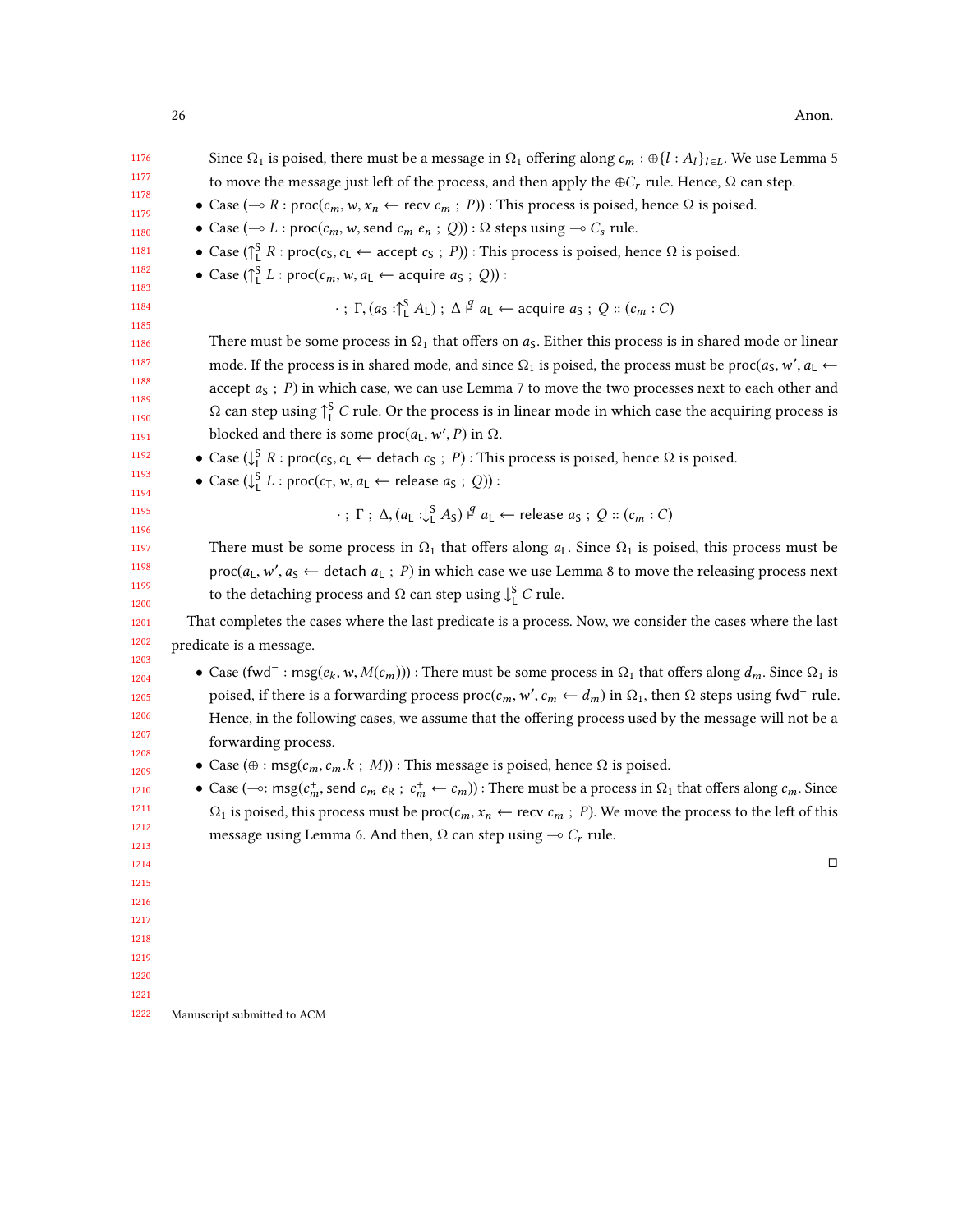Since $\Omega_1$ is poised, there must be a message in $\Omega_1$ offering along $c_m : \oplus\{l : A_l\}_{l \in L}$. We use Lemma 5 to move the message just left of the process, and then apply the $\oplus C_r$ rule. Hence, $\Omega$ can step.

- Case ($\multimap R$ : $\text{proc}(c_m, w, x_n \leftarrow \text{recv } c_m \; ; \; P)$) : This process is poised, hence $\Omega$ is poised.
- Case ($\multimap L$ : $\text{proc}(c_m, w, \text{send } c_m \; e_n \; ; \; Q)$) : $\Omega$ steps using $\multimap C_s$ rule.
- Case ($\uparrow^{\mathsf{S}}_{\mathsf{L}} R$ : $\text{proc}(c_{\mathsf{S}}, c_{\mathsf{L}} \leftarrow \text{accept } c_{\mathsf{S}} \; ; \; P)$) : This process is poised, hence $\Omega$ is poised.
- Case ($\uparrow^{\mathsf{S}}_{\mathsf{L}} L$ : $\text{proc}(c_m, w, a_{\mathsf{L}} \leftarrow \text{acquire } a_{\mathsf{S}} \; ; \; Q)$) :

$$\cdot \; ; \; \Gamma, (a_{\mathsf{S}} : \uparrow^{\mathsf{S}}_{\mathsf{L}} A_{\mathsf{L}}) \; ; \; \Delta \vdash^{g} a_{\mathsf{L}} \leftarrow \text{acquire } a_{\mathsf{S}} \; ; \; Q :: (c_m : C)$$

There must be some process in $\Omega_1$ that offers on $a_{\mathsf{S}}$. Either this process is in shared mode or linear mode. If the process is in shared mode, and since $\Omega_1$ is poised, the process must be $\text{proc}(a_{\mathsf{S}}, w', a_{\mathsf{L}} \leftarrow \text{accept } a_{\mathsf{S}} \; ; \; P)$ in which case, we can use Lemma 7 to move the two processes next to each other and $\Omega$ can step using $\uparrow^{\mathsf{S}}_{\mathsf{L}} C$ rule. Or the process is in linear mode in which case the acquiring process is blocked and there is some $\text{proc}(a_{\mathsf{L}}, w', P)$ in $\Omega$.

- Case ($\downarrow^{\mathsf{S}}_{\mathsf{L}} R$ : $\text{proc}(c_{\mathsf{S}}, c_{\mathsf{L}} \leftarrow \text{detach } c_{\mathsf{S}} \; ; \; P)$ : This process is poised, hence $\Omega$ is poised.
- Case ($\downarrow^{\mathsf{S}}_{\mathsf{L}} L$ : $\text{proc}(c_{\mathsf{T}}, w, a_{\mathsf{L}} \leftarrow \text{release } a_{\mathsf{S}} \; ; \; Q)$) :

$$\cdot \; ; \; \Gamma \; ; \; \Delta, (a_{\mathsf{L}} : \downarrow^{\mathsf{S}}_{\mathsf{L}} A_{\mathsf{S}}) \vdash^{g} a_{\mathsf{L}} \leftarrow \text{release } a_{\mathsf{S}} \; ; \; Q :: (c_m : C)$$

There must be some process in $\Omega_1$ that offers along $a_{\mathsf{L}}$. Since $\Omega_1$ is poised, this process must be $\text{proc}(a_{\mathsf{L}}, w', a_{\mathsf{S}} \leftarrow \text{detach } a_{\mathsf{L}} \; ; \; P)$ in which case we use Lemma 8 to move the releasing process next to the detaching process and $\Omega$ can step using $\downarrow^{\mathsf{S}}_{\mathsf{L}} C$ rule.

That completes the cases where the last predicate is a process. Now, we consider the cases where the last predicate is a message.

- Case ($\text{fwd}^-$ : $\text{msg}(e_k, w, M(c_m))$) : There must be some process in $\Omega_1$ that offers along $d_m$. Since $\Omega_1$ is poised, if there is a forwarding process $\text{proc}(c_m, w', c_m \xleftarrow{-} d_m)$ in $\Omega_1$, then $\Omega$ steps using $\text{fwd}^-$ rule. Hence, in the following cases, we assume that the offering process used by the message will not be a forwarding process.
- Case ($\oplus$ : $\text{msg}(c_m, c_m.k \; ; \; M)$) : This message is poised, hence $\Omega$ is poised.
- Case ($\multimap$: $\text{msg}(c_m^+, \text{send } c_m \; e_{\mathsf{R}} \; ; \; c_m^+ \leftarrow c_m)$) : There must be a process in $\Omega_1$ that offers along $c_m$. Since $\Omega_1$ is poised, this process must be $\text{proc}(c_m, x_n \leftarrow \text{recv } c_m \; ; \; P)$. We move the process to the left of this message using Lemma 6. And then, $\Omega$ can step using $\multimap C_r$ rule.

□